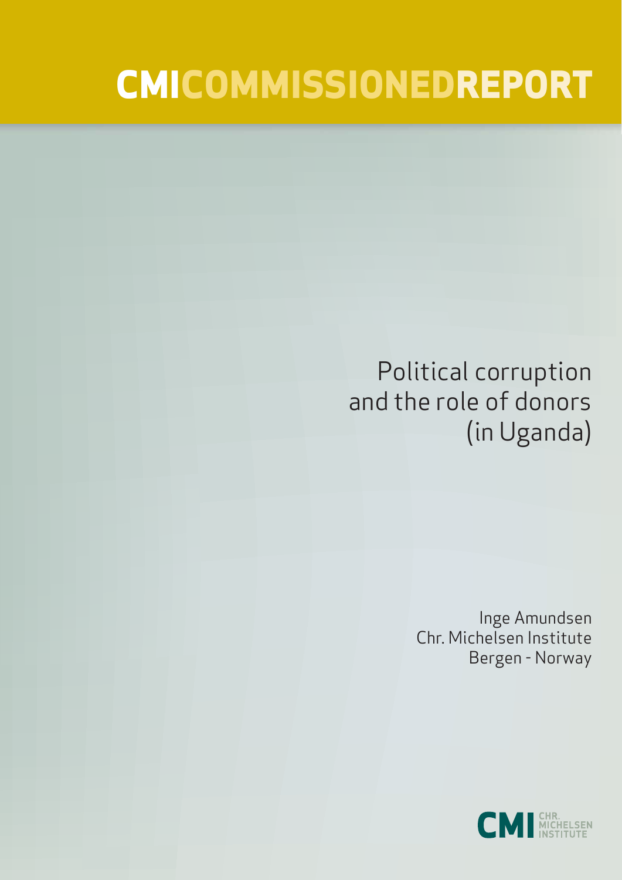# CMICOMMISSIONEDREPORT

## Political corruption and the role of donors (in Uganda)

Inge Amundsen
Chr. Michelsen Institute
Bergen - Norway

CMI CHR. MICHELSEN INSTITUTE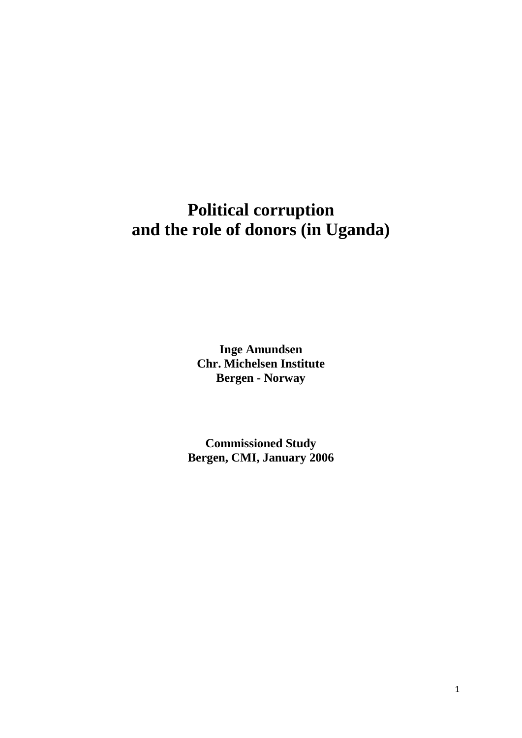# Political corruption and the role of donors (in Uganda)

**Inge Amundsen**
**Chr. Michelsen Institute**
**Bergen - Norway**

**Commissioned Study**
**Bergen, CMI, January 2006**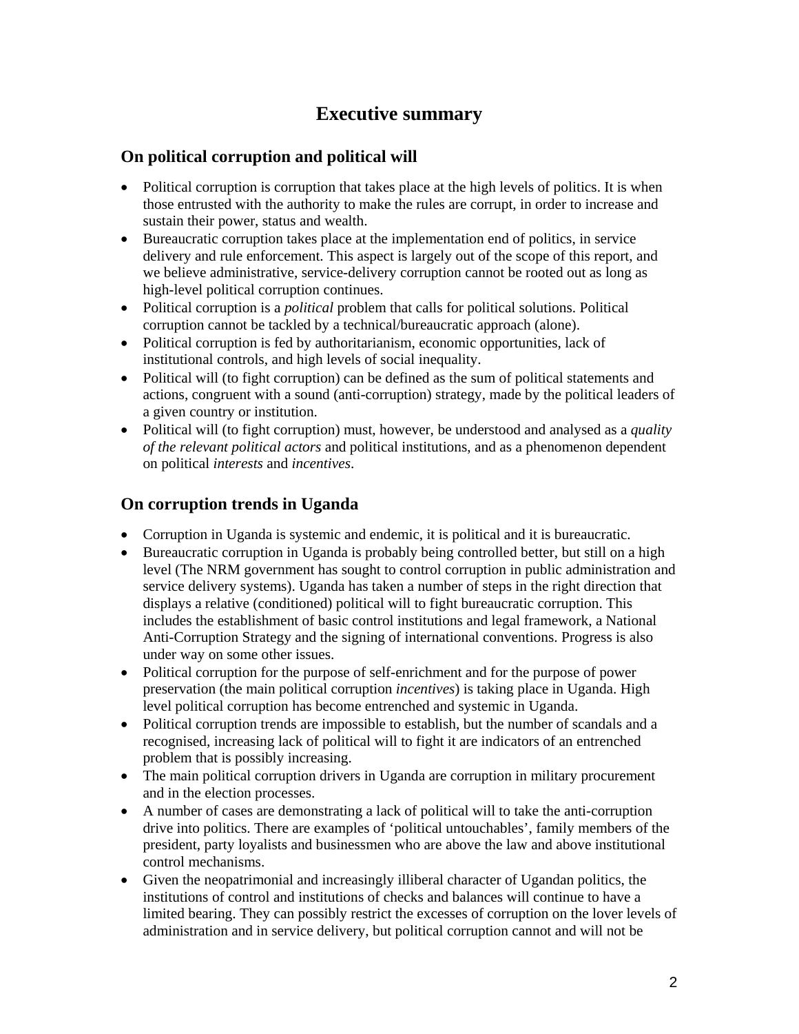# Executive summary

## On political corruption and political will

- Political corruption is corruption that takes place at the high levels of politics. It is when those entrusted with the authority to make the rules are corrupt, in order to increase and sustain their power, status and wealth.
- Bureaucratic corruption takes place at the implementation end of politics, in service delivery and rule enforcement. This aspect is largely out of the scope of this report, and we believe administrative, service-delivery corruption cannot be rooted out as long as high-level political corruption continues.
- Political corruption is a *political* problem that calls for political solutions. Political corruption cannot be tackled by a technical/bureaucratic approach (alone).
- Political corruption is fed by authoritarianism, economic opportunities, lack of institutional controls, and high levels of social inequality.
- Political will (to fight corruption) can be defined as the sum of political statements and actions, congruent with a sound (anti-corruption) strategy, made by the political leaders of a given country or institution.
- Political will (to fight corruption) must, however, be understood and analysed as a *quality of the relevant political actors* and political institutions, and as a phenomenon dependent on political *interests* and *incentives*.

## On corruption trends in Uganda

- Corruption in Uganda is systemic and endemic, it is political and it is bureaucratic.
- Bureaucratic corruption in Uganda is probably being controlled better, but still on a high level (The NRM government has sought to control corruption in public administration and service delivery systems). Uganda has taken a number of steps in the right direction that displays a relative (conditioned) political will to fight bureaucratic corruption. This includes the establishment of basic control institutions and legal framework, a National Anti-Corruption Strategy and the signing of international conventions. Progress is also under way on some other issues.
- Political corruption for the purpose of self-enrichment and for the purpose of power preservation (the main political corruption *incentives*) is taking place in Uganda. High level political corruption has become entrenched and systemic in Uganda.
- Political corruption trends are impossible to establish, but the number of scandals and a recognised, increasing lack of political will to fight it are indicators of an entrenched problem that is possibly increasing.
- The main political corruption drivers in Uganda are corruption in military procurement and in the election processes.
- A number of cases are demonstrating a lack of political will to take the anti-corruption drive into politics. There are examples of 'political untouchables', family members of the president, party loyalists and businessmen who are above the law and above institutional control mechanisms.
- Given the neopatrimonial and increasingly illiberal character of Ugandan politics, the institutions of control and institutions of checks and balances will continue to have a limited bearing. They can possibly restrict the excesses of corruption on the lover levels of administration and in service delivery, but political corruption cannot and will not be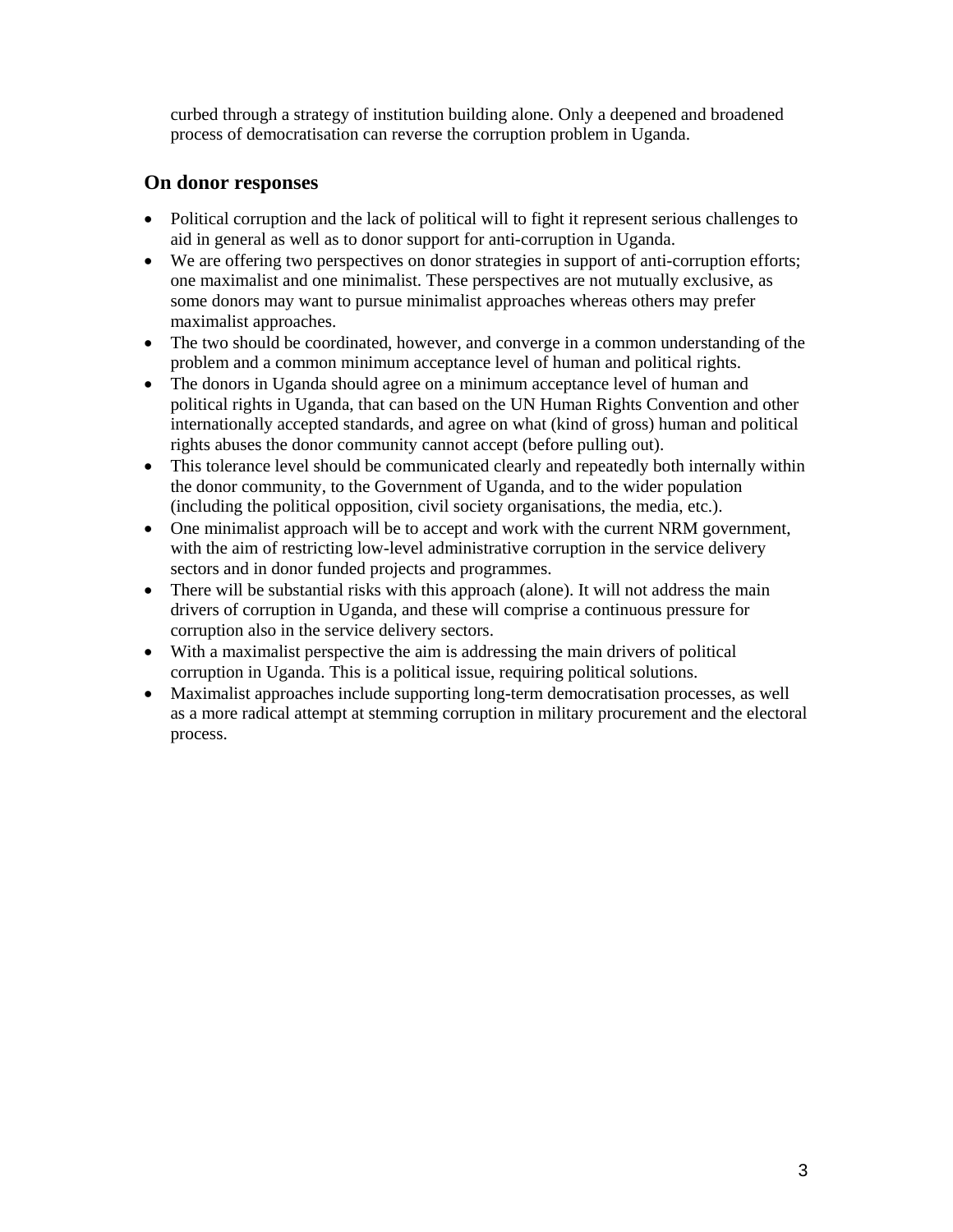curbed through a strategy of institution building alone. Only a deepened and broadened process of democratisation can reverse the corruption problem in Uganda.

## On donor responses

- Political corruption and the lack of political will to fight it represent serious challenges to aid in general as well as to donor support for anti-corruption in Uganda.
- We are offering two perspectives on donor strategies in support of anti-corruption efforts; one maximalist and one minimalist. These perspectives are not mutually exclusive, as some donors may want to pursue minimalist approaches whereas others may prefer maximalist approaches.
- The two should be coordinated, however, and converge in a common understanding of the problem and a common minimum acceptance level of human and political rights.
- The donors in Uganda should agree on a minimum acceptance level of human and political rights in Uganda, that can based on the UN Human Rights Convention and other internationally accepted standards, and agree on what (kind of gross) human and political rights abuses the donor community cannot accept (before pulling out).
- This tolerance level should be communicated clearly and repeatedly both internally within the donor community, to the Government of Uganda, and to the wider population (including the political opposition, civil society organisations, the media, etc.).
- One minimalist approach will be to accept and work with the current NRM government, with the aim of restricting low-level administrative corruption in the service delivery sectors and in donor funded projects and programmes.
- There will be substantial risks with this approach (alone). It will not address the main drivers of corruption in Uganda, and these will comprise a continuous pressure for corruption also in the service delivery sectors.
- With a maximalist perspective the aim is addressing the main drivers of political corruption in Uganda. This is a political issue, requiring political solutions.
- Maximalist approaches include supporting long-term democratisation processes, as well as a more radical attempt at stemming corruption in military procurement and the electoral process.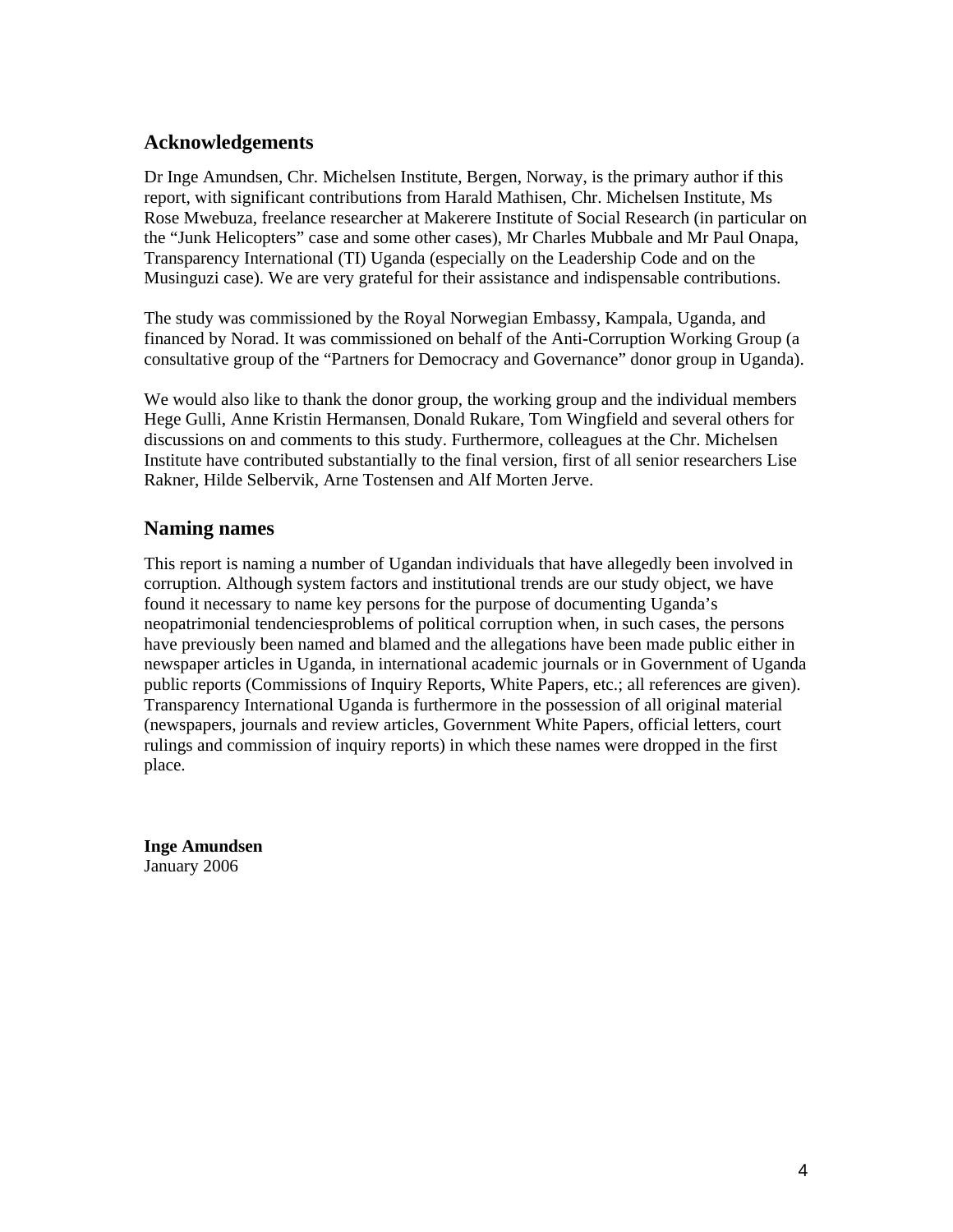## Acknowledgements

Dr Inge Amundsen, Chr. Michelsen Institute, Bergen, Norway, is the primary author if this report, with significant contributions from Harald Mathisen, Chr. Michelsen Institute, Ms Rose Mwebuza, freelance researcher at Makerere Institute of Social Research (in particular on the "Junk Helicopters" case and some other cases), Mr Charles Mubbale and Mr Paul Onapa, Transparency International (TI) Uganda (especially on the Leadership Code and on the Musinguzi case). We are very grateful for their assistance and indispensable contributions.

The study was commissioned by the Royal Norwegian Embassy, Kampala, Uganda, and financed by Norad. It was commissioned on behalf of the Anti-Corruption Working Group (a consultative group of the "Partners for Democracy and Governance" donor group in Uganda).

We would also like to thank the donor group, the working group and the individual members Hege Gulli, Anne Kristin Hermansen, Donald Rukare, Tom Wingfield and several others for discussions on and comments to this study. Furthermore, colleagues at the Chr. Michelsen Institute have contributed substantially to the final version, first of all senior researchers Lise Rakner, Hilde Selbervik, Arne Tostensen and Alf Morten Jerve.

## Naming names

This report is naming a number of Ugandan individuals that have allegedly been involved in corruption. Although system factors and institutional trends are our study object, we have found it necessary to name key persons for the purpose of documenting Uganda's neopatrimonial tendenciesproblems of political corruption when, in such cases, the persons have previously been named and blamed and the allegations have been made public either in newspaper articles in Uganda, in international academic journals or in Government of Uganda public reports (Commissions of Inquiry Reports, White Papers, etc.; all references are given). Transparency International Uganda is furthermore in the possession of all original material (newspapers, journals and review articles, Government White Papers, official letters, court rulings and commission of inquiry reports) in which these names were dropped in the first place.

**Inge Amundsen**
January 2006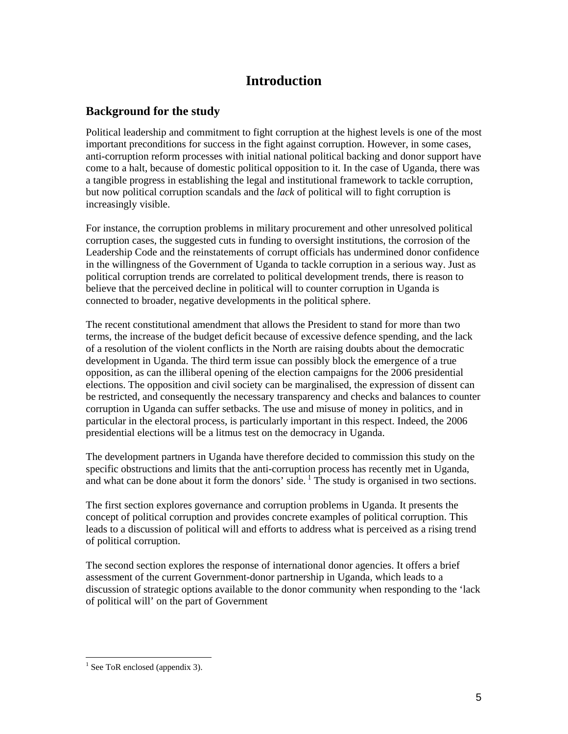# Introduction

## Background for the study

Political leadership and commitment to fight corruption at the highest levels is one of the most important preconditions for success in the fight against corruption. However, in some cases, anti-corruption reform processes with initial national political backing and donor support have come to a halt, because of domestic political opposition to it. In the case of Uganda, there was a tangible progress in establishing the legal and institutional framework to tackle corruption, but now political corruption scandals and the *lack* of political will to fight corruption is increasingly visible.

For instance, the corruption problems in military procurement and other unresolved political corruption cases, the suggested cuts in funding to oversight institutions, the corrosion of the Leadership Code and the reinstatements of corrupt officials has undermined donor confidence in the willingness of the Government of Uganda to tackle corruption in a serious way. Just as political corruption trends are correlated to political development trends, there is reason to believe that the perceived decline in political will to counter corruption in Uganda is connected to broader, negative developments in the political sphere.

The recent constitutional amendment that allows the President to stand for more than two terms, the increase of the budget deficit because of excessive defence spending, and the lack of a resolution of the violent conflicts in the North are raising doubts about the democratic development in Uganda. The third term issue can possibly block the emergence of a true opposition, as can the illiberal opening of the election campaigns for the 2006 presidential elections. The opposition and civil society can be marginalised, the expression of dissent can be restricted, and consequently the necessary transparency and checks and balances to counter corruption in Uganda can suffer setbacks. The use and misuse of money in politics, and in particular in the electoral process, is particularly important in this respect. Indeed, the 2006 presidential elections will be a litmus test on the democracy in Uganda.

The development partners in Uganda have therefore decided to commission this study on the specific obstructions and limits that the anti-corruption process has recently met in Uganda, and what can be done about it form the donors' side. [1] The study is organised in two sections.

The first section explores governance and corruption problems in Uganda. It presents the concept of political corruption and provides concrete examples of political corruption. This leads to a discussion of political will and efforts to address what is perceived as a rising trend of political corruption.

The second section explores the response of international donor agencies. It offers a brief assessment of the current Government-donor partnership in Uganda, which leads to a discussion of strategic options available to the donor community when responding to the 'lack of political will' on the part of Government

---

[1] See ToR enclosed (appendix 3).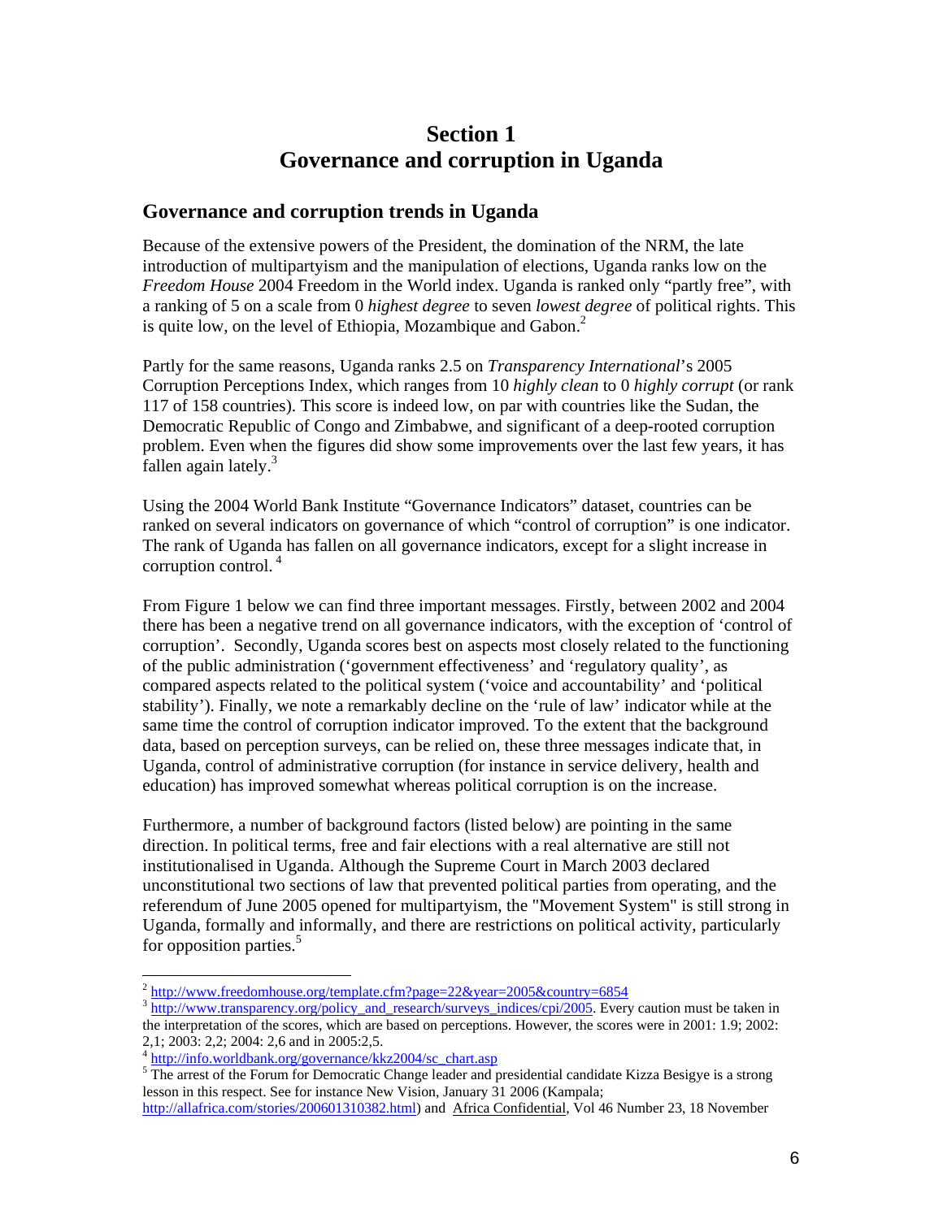# Section 1
# Governance and corruption in Uganda

## Governance and corruption trends in Uganda

Because of the extensive powers of the President, the domination of the NRM, the late introduction of multipartyism and the manipulation of elections, Uganda ranks low on the *Freedom House* 2004 Freedom in the World index. Uganda is ranked only "partly free", with a ranking of 5 on a scale from 0 *highest degree* to seven *lowest degree* of political rights. This is quite low, on the level of Ethiopia, Mozambique and Gabon.[2]

Partly for the same reasons, Uganda ranks 2.5 on *Transparency International*'s 2005 Corruption Perceptions Index, which ranges from 10 *highly clean* to 0 *highly corrupt* (or rank 117 of 158 countries). This score is indeed low, on par with countries like the Sudan, the Democratic Republic of Congo and Zimbabwe, and significant of a deep-rooted corruption problem. Even when the figures did show some improvements over the last few years, it has fallen again lately.[3]

Using the 2004 World Bank Institute "Governance Indicators" dataset, countries can be ranked on several indicators on governance of which "control of corruption" is one indicator. The rank of Uganda has fallen on all governance indicators, except for a slight increase in corruption control. [4]

From Figure 1 below we can find three important messages. Firstly, between 2002 and 2004 there has been a negative trend on all governance indicators, with the exception of 'control of corruption'. Secondly, Uganda scores best on aspects most closely related to the functioning of the public administration ('government effectiveness' and 'regulatory quality', as compared aspects related to the political system ('voice and accountability' and 'political stability'). Finally, we note a remarkably decline on the 'rule of law' indicator while at the same time the control of corruption indicator improved. To the extent that the background data, based on perception surveys, can be relied on, these three messages indicate that, in Uganda, control of administrative corruption (for instance in service delivery, health and education) has improved somewhat whereas political corruption is on the increase.

Furthermore, a number of background factors (listed below) are pointing in the same direction. In political terms, free and fair elections with a real alternative are still not institutionalised in Uganda. Although the Supreme Court in March 2003 declared unconstitutional two sections of law that prevented political parties from operating, and the referendum of June 2005 opened for multipartyism, the "Movement System" is still strong in Uganda, formally and informally, and there are restrictions on political activity, particularly for opposition parties.[5]

---

[2] http://www.freedomhouse.org/template.cfm?page=22&year=2005&country=6854

[3] http://www.transparency.org/policy_and_research/surveys_indices/cpi/2005. Every caution must be taken in the interpretation of the scores, which are based on perceptions. However, the scores were in 2001: 1.9; 2002: 2,1; 2003: 2,2; 2004: 2,6 and in 2005:2,5.

[4] http://info.worldbank.org/governance/kkz2004/sc_chart.asp

[5] The arrest of the Forum for Democratic Change leader and presidential candidate Kizza Besigye is a strong lesson in this respect. See for instance New Vision, January 31 2006 (Kampala; http://allafrica.com/stories/200601310382.html) and Africa Confidential, Vol 46 Number 23, 18 November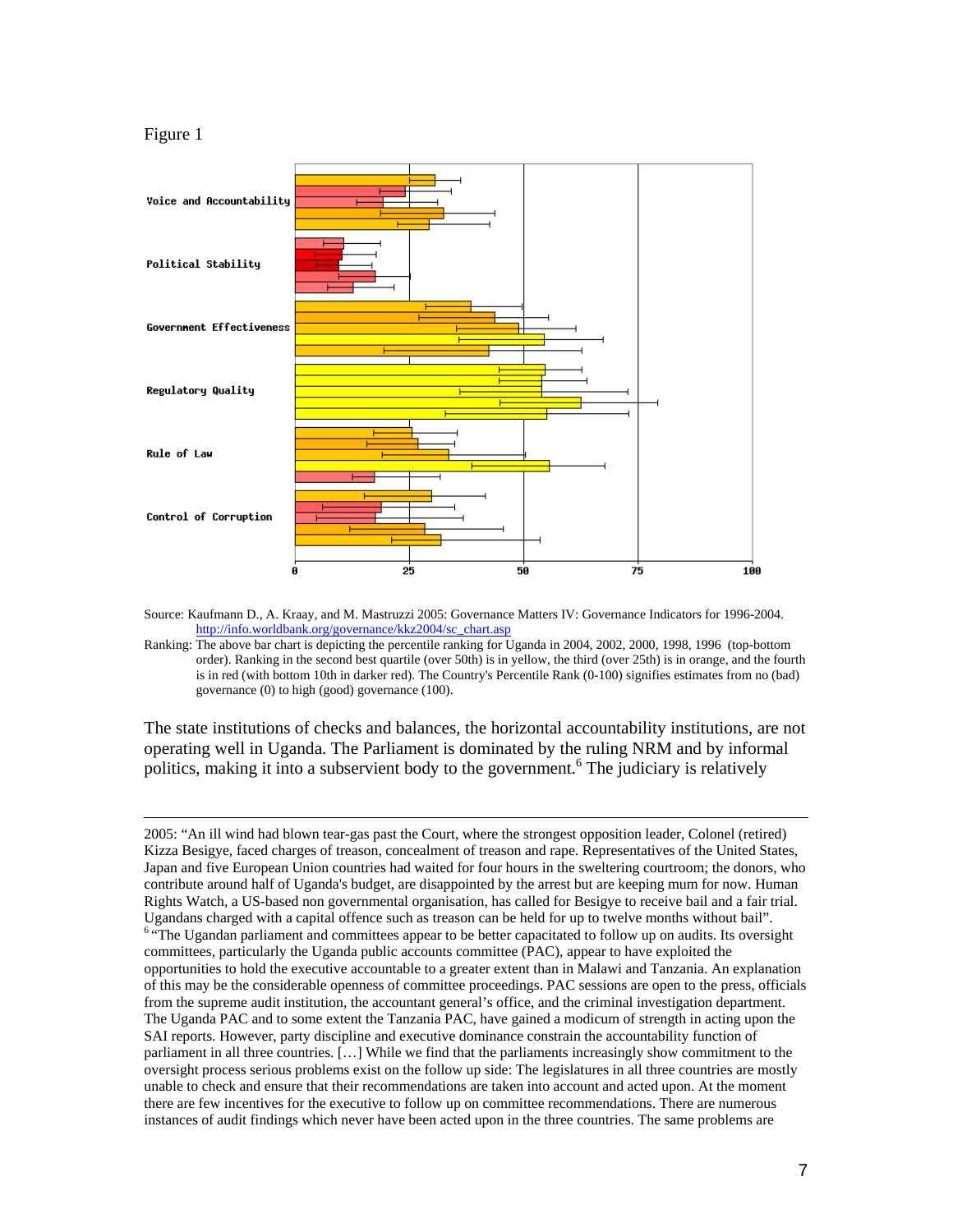Figure 1

Source: Kaufmann D., A. Kraay, and M. Mastruzzi 2005: Governance Matters IV: Governance Indicators for 1996-2004. http://info.worldbank.org/governance/kkz2004/sc_chart.asp

Ranking: The above bar chart is depicting the percentile ranking for Uganda in 2004, 2002, 2000, 1998, 1996 (top-bottom order). Ranking in the second best quartile (over 50th) is in yellow, the third (over 25th) is in orange, and the fourth is in red (with bottom 10th in darker red). The Country's Percentile Rank (0-100) signifies estimates from no (bad) governance (0) to high (good) governance (100).

The state institutions of checks and balances, the horizontal accountability institutions, are not operating well in Uganda. The Parliament is dominated by the ruling NRM and by informal politics, making it into a subservient body to the government.[6] The judiciary is relatively

---

2005: "An ill wind had blown tear-gas past the Court, where the strongest opposition leader, Colonel (retired) Kizza Besigye, faced charges of treason, concealment of treason and rape. Representatives of the United States, Japan and five European Union countries had waited for four hours in the sweltering courtroom; the donors, who contribute around half of Uganda's budget, are disappointed by the arrest but are keeping mum for now. Human Rights Watch, a US-based non governmental organisation, has called for Besigye to receive bail and a fair trial. Ugandans charged with a capital offence such as treason can be held for up to twelve months without bail".

[6] "The Ugandan parliament and committees appear to be better capacitated to follow up on audits. Its oversight committees, particularly the Uganda public accounts committee (PAC), appear to have exploited the opportunities to hold the executive accountable to a greater extent than in Malawi and Tanzania. An explanation of this may be the considerable openness of committee proceedings. PAC sessions are open to the press, officials from the supreme audit institution, the accountant general's office, and the criminal investigation department. The Uganda PAC and to some extent the Tanzania PAC, have gained a modicum of strength in acting upon the SAI reports. However, party discipline and executive dominance constrain the accountability function of parliament in all three countries. […] While we find that the parliaments increasingly show commitment to the oversight process serious problems exist on the follow up side: The legislatures in all three countries are mostly unable to check and ensure that their recommendations are taken into account and acted upon. At the moment there are few incentives for the executive to follow up on committee recommendations. There are numerous instances of audit findings which never have been acted upon in the three countries. The same problems are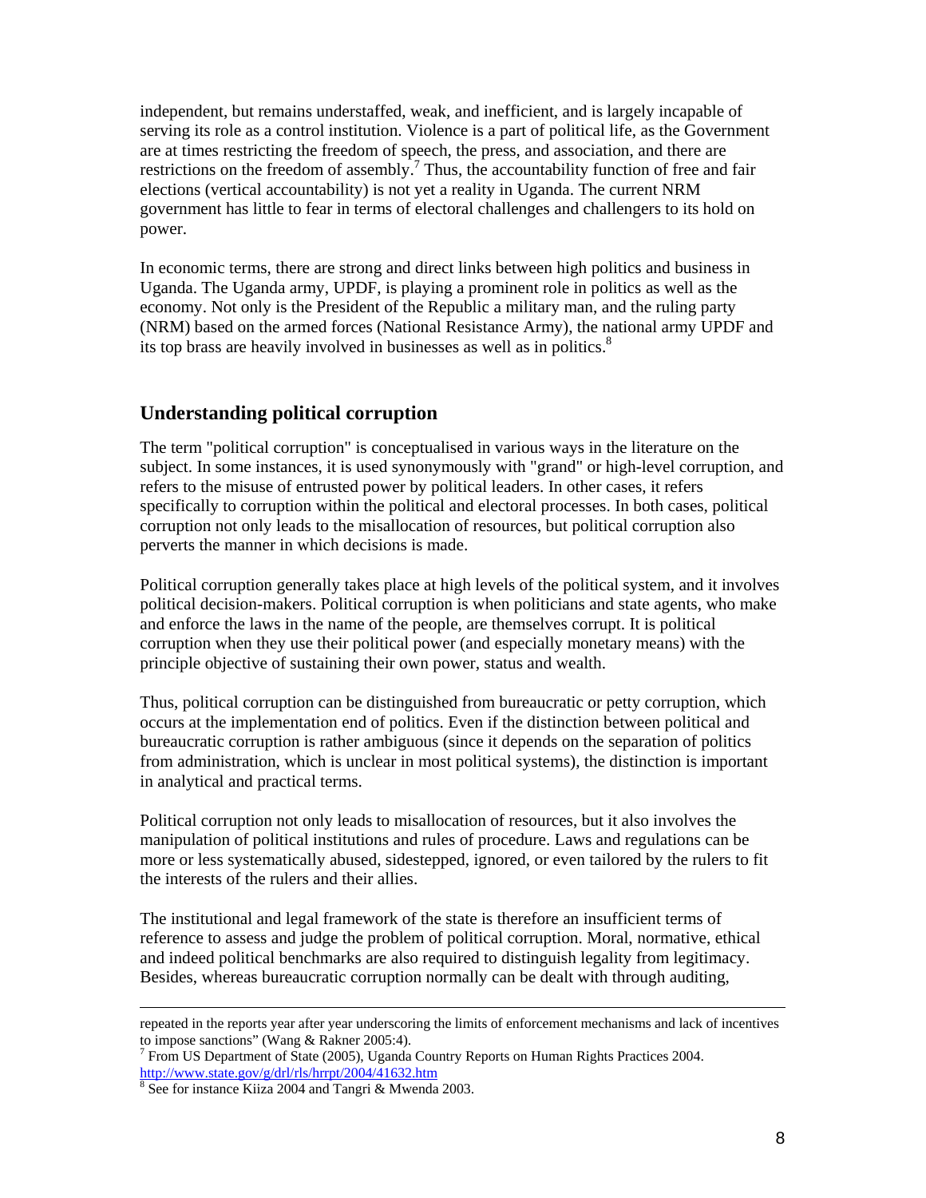independent, but remains understaffed, weak, and inefficient, and is largely incapable of serving its role as a control institution. Violence is a part of political life, as the Government are at times restricting the freedom of speech, the press, and association, and there are restrictions on the freedom of assembly.[7] Thus, the accountability function of free and fair elections (vertical accountability) is not yet a reality in Uganda. The current NRM government has little to fear in terms of electoral challenges and challengers to its hold on power.

In economic terms, there are strong and direct links between high politics and business in Uganda. The Uganda army, UPDF, is playing a prominent role in politics as well as the economy. Not only is the President of the Republic a military man, and the ruling party (NRM) based on the armed forces (National Resistance Army), the national army UPDF and its top brass are heavily involved in businesses as well as in politics.[8]

## Understanding political corruption

The term "political corruption" is conceptualised in various ways in the literature on the subject. In some instances, it is used synonymously with "grand" or high-level corruption, and refers to the misuse of entrusted power by political leaders. In other cases, it refers specifically to corruption within the political and electoral processes. In both cases, political corruption not only leads to the misallocation of resources, but political corruption also perverts the manner in which decisions is made.

Political corruption generally takes place at high levels of the political system, and it involves political decision-makers. Political corruption is when politicians and state agents, who make and enforce the laws in the name of the people, are themselves corrupt. It is political corruption when they use their political power (and especially monetary means) with the principle objective of sustaining their own power, status and wealth.

Thus, political corruption can be distinguished from bureaucratic or petty corruption, which occurs at the implementation end of politics. Even if the distinction between political and bureaucratic corruption is rather ambiguous (since it depends on the separation of politics from administration, which is unclear in most political systems), the distinction is important in analytical and practical terms.

Political corruption not only leads to misallocation of resources, but it also involves the manipulation of political institutions and rules of procedure. Laws and regulations can be more or less systematically abused, sidestepped, ignored, or even tailored by the rulers to fit the interests of the rulers and their allies.

The institutional and legal framework of the state is therefore an insufficient terms of reference to assess and judge the problem of political corruption. Moral, normative, ethical and indeed political benchmarks are also required to distinguish legality from legitimacy. Besides, whereas bureaucratic corruption normally can be dealt with through auditing,

---

repeated in the reports year after year underscoring the limits of enforcement mechanisms and lack of incentives to impose sanctions" (Wang & Rakner 2005:4).

[7] From US Department of State (2005), Uganda Country Reports on Human Rights Practices 2004. http://www.state.gov/g/drl/rls/hrrpt/2004/41632.htm

[8] See for instance Kiiza 2004 and Tangri & Mwenda 2003.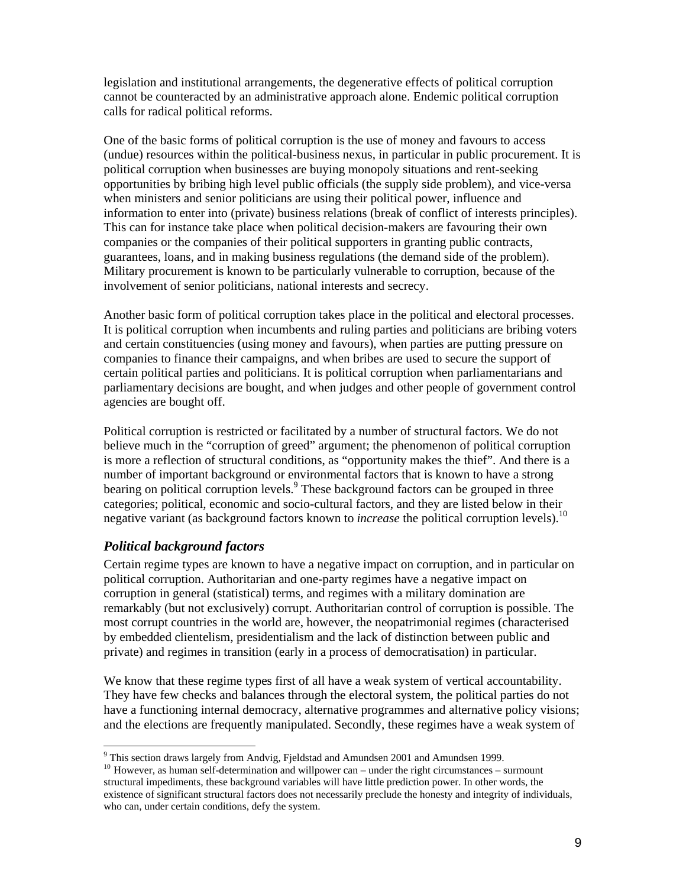legislation and institutional arrangements, the degenerative effects of political corruption cannot be counteracted by an administrative approach alone. Endemic political corruption calls for radical political reforms.

One of the basic forms of political corruption is the use of money and favours to access (undue) resources within the political-business nexus, in particular in public procurement. It is political corruption when businesses are buying monopoly situations and rent-seeking opportunities by bribing high level public officials (the supply side problem), and vice-versa when ministers and senior politicians are using their political power, influence and information to enter into (private) business relations (break of conflict of interests principles). This can for instance take place when political decision-makers are favouring their own companies or the companies of their political supporters in granting public contracts, guarantees, loans, and in making business regulations (the demand side of the problem). Military procurement is known to be particularly vulnerable to corruption, because of the involvement of senior politicians, national interests and secrecy.

Another basic form of political corruption takes place in the political and electoral processes. It is political corruption when incumbents and ruling parties and politicians are bribing voters and certain constituencies (using money and favours), when parties are putting pressure on companies to finance their campaigns, and when bribes are used to secure the support of certain political parties and politicians. It is political corruption when parliamentarians and parliamentary decisions are bought, and when judges and other people of government control agencies are bought off.

Political corruption is restricted or facilitated by a number of structural factors. We do not believe much in the "corruption of greed" argument; the phenomenon of political corruption is more a reflection of structural conditions, as "opportunity makes the thief". And there is a number of important background or environmental factors that is known to have a strong bearing on political corruption levels.[9] These background factors can be grouped in three categories; political, economic and socio-cultural factors, and they are listed below in their negative variant (as background factors known to *increase* the political corruption levels).[10]

### *Political background factors*

Certain regime types are known to have a negative impact on corruption, and in particular on political corruption. Authoritarian and one-party regimes have a negative impact on corruption in general (statistical) terms, and regimes with a military domination are remarkably (but not exclusively) corrupt. Authoritarian control of corruption is possible. The most corrupt countries in the world are, however, the neopatrimonial regimes (characterised by embedded clientelism, presidentialism and the lack of distinction between public and private) and regimes in transition (early in a process of democratisation) in particular.

We know that these regime types first of all have a weak system of vertical accountability. They have few checks and balances through the electoral system, the political parties do not have a functioning internal democracy, alternative programmes and alternative policy visions; and the elections are frequently manipulated. Secondly, these regimes have a weak system of

---

[9] This section draws largely from Andvig, Fjeldstad and Amundsen 2001 and Amundsen 1999.

[10] However, as human self-determination and willpower can – under the right circumstances – surmount structural impediments, these background variables will have little prediction power. In other words, the existence of significant structural factors does not necessarily preclude the honesty and integrity of individuals, who can, under certain conditions, defy the system.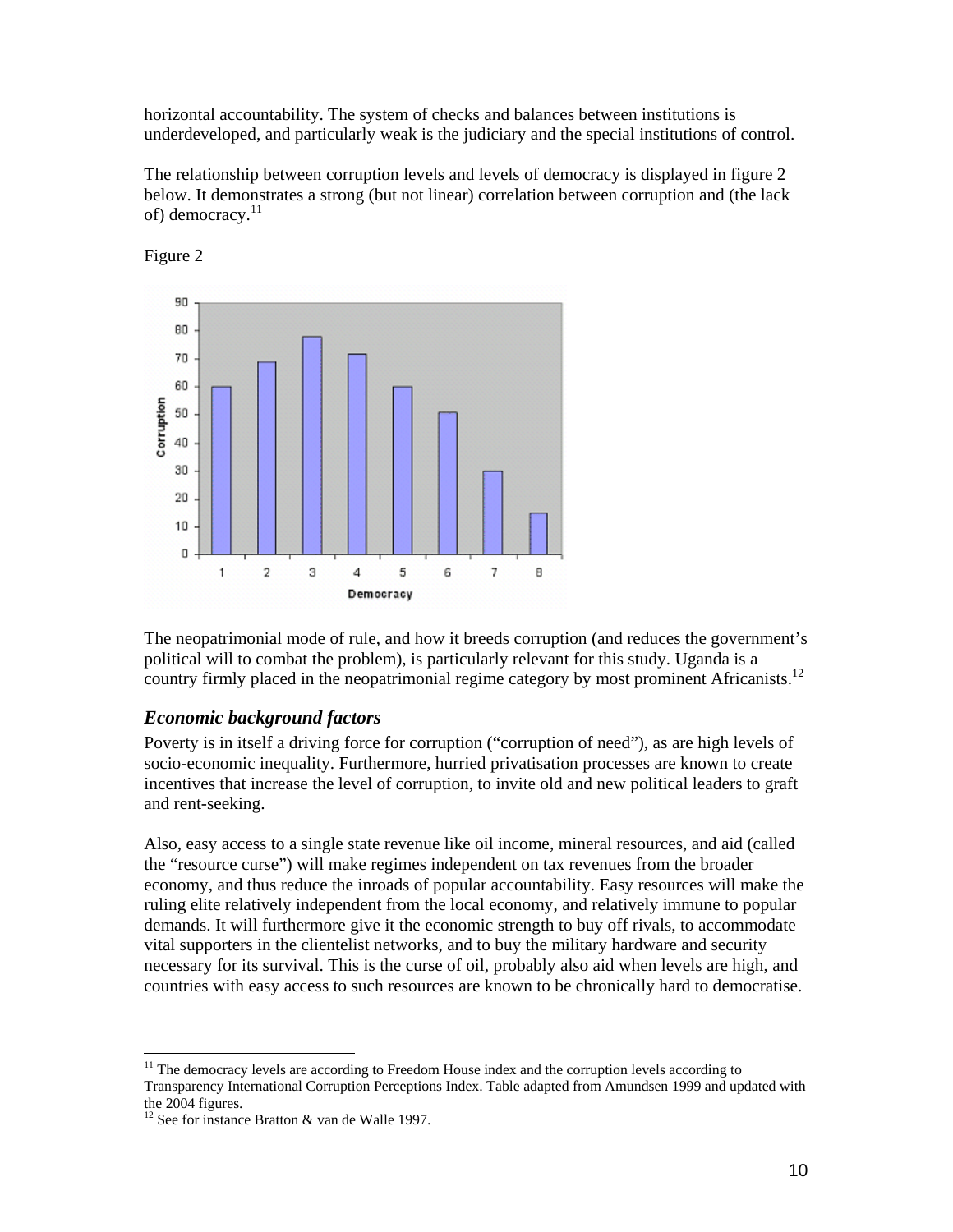horizontal accountability. The system of checks and balances between institutions is underdeveloped, and particularly weak is the judiciary and the special institutions of control.

The relationship between corruption levels and levels of democracy is displayed in figure 2 below. It demonstrates a strong (but not linear) correlation between corruption and (the lack of) democracy.[11]

Figure 2

The neopatrimonial mode of rule, and how it breeds corruption (and reduces the government's political will to combat the problem), is particularly relevant for this study. Uganda is a country firmly placed in the neopatrimonial regime category by most prominent Africanists.[12]

### *Economic background factors*

Poverty is in itself a driving force for corruption ("corruption of need"), as are high levels of socio-economic inequality. Furthermore, hurried privatisation processes are known to create incentives that increase the level of corruption, to invite old and new political leaders to graft and rent-seeking.

Also, easy access to a single state revenue like oil income, mineral resources, and aid (called the "resource curse") will make regimes independent on tax revenues from the broader economy, and thus reduce the inroads of popular accountability. Easy resources will make the ruling elite relatively independent from the local economy, and relatively immune to popular demands. It will furthermore give it the economic strength to buy off rivals, to accommodate vital supporters in the clientelist networks, and to buy the military hardware and security necessary for its survival. This is the curse of oil, probably also aid when levels are high, and countries with easy access to such resources are known to be chronically hard to democratise.

---

[11] The democracy levels are according to Freedom House index and the corruption levels according to Transparency International Corruption Perceptions Index. Table adapted from Amundsen 1999 and updated with the 2004 figures.

[12] See for instance Bratton & van de Walle 1997.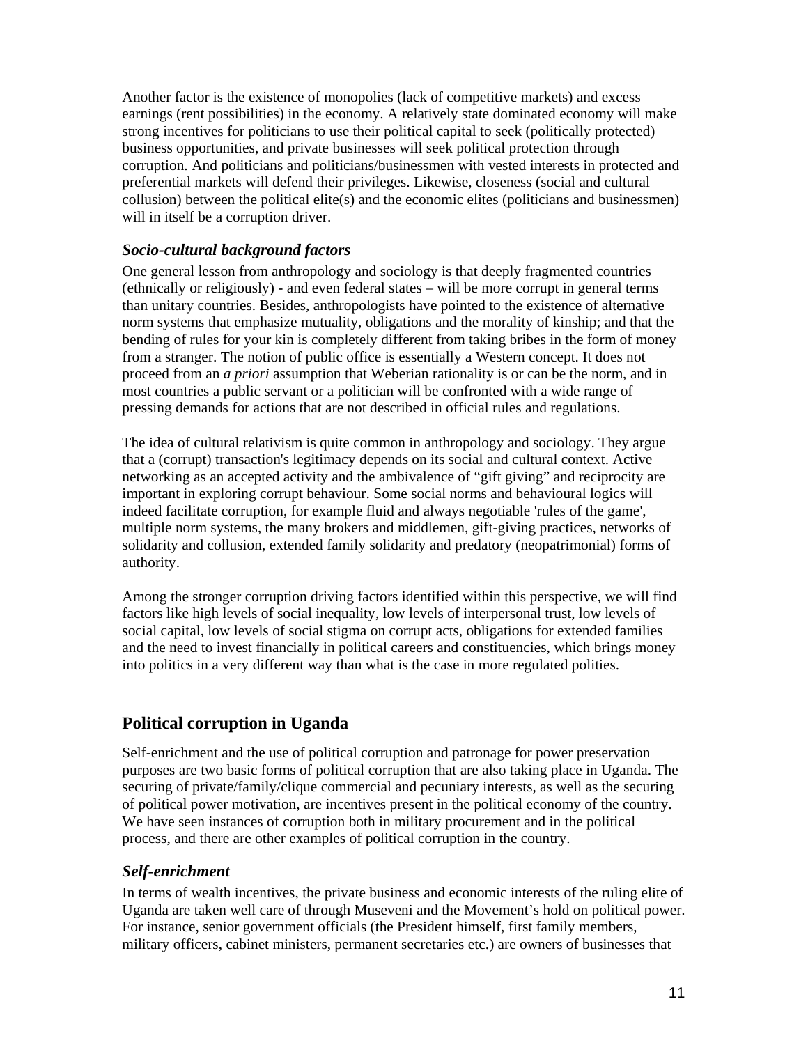Another factor is the existence of monopolies (lack of competitive markets) and excess earnings (rent possibilities) in the economy. A relatively state dominated economy will make strong incentives for politicians to use their political capital to seek (politically protected) business opportunities, and private businesses will seek political protection through corruption. And politicians and politicians/businessmen with vested interests in protected and preferential markets will defend their privileges. Likewise, closeness (social and cultural collusion) between the political elite(s) and the economic elites (politicians and businessmen) will in itself be a corruption driver.

### *Socio-cultural background factors*

One general lesson from anthropology and sociology is that deeply fragmented countries (ethnically or religiously) - and even federal states – will be more corrupt in general terms than unitary countries. Besides, anthropologists have pointed to the existence of alternative norm systems that emphasize mutuality, obligations and the morality of kinship; and that the bending of rules for your kin is completely different from taking bribes in the form of money from a stranger. The notion of public office is essentially a Western concept. It does not proceed from an *a priori* assumption that Weberian rationality is or can be the norm, and in most countries a public servant or a politician will be confronted with a wide range of pressing demands for actions that are not described in official rules and regulations.

The idea of cultural relativism is quite common in anthropology and sociology. They argue that a (corrupt) transaction's legitimacy depends on its social and cultural context. Active networking as an accepted activity and the ambivalence of "gift giving" and reciprocity are important in exploring corrupt behaviour. Some social norms and behavioural logics will indeed facilitate corruption, for example fluid and always negotiable 'rules of the game', multiple norm systems, the many brokers and middlemen, gift-giving practices, networks of solidarity and collusion, extended family solidarity and predatory (neopatrimonial) forms of authority.

Among the stronger corruption driving factors identified within this perspective, we will find factors like high levels of social inequality, low levels of interpersonal trust, low levels of social capital, low levels of social stigma on corrupt acts, obligations for extended families and the need to invest financially in political careers and constituencies, which brings money into politics in a very different way than what is the case in more regulated polities.

## Political corruption in Uganda

Self-enrichment and the use of political corruption and patronage for power preservation purposes are two basic forms of political corruption that are also taking place in Uganda. The securing of private/family/clique commercial and pecuniary interests, as well as the securing of political power motivation, are incentives present in the political economy of the country. We have seen instances of corruption both in military procurement and in the political process, and there are other examples of political corruption in the country.

### *Self-enrichment*

In terms of wealth incentives, the private business and economic interests of the ruling elite of Uganda are taken well care of through Museveni and the Movement's hold on political power. For instance, senior government officials (the President himself, first family members, military officers, cabinet ministers, permanent secretaries etc.) are owners of businesses that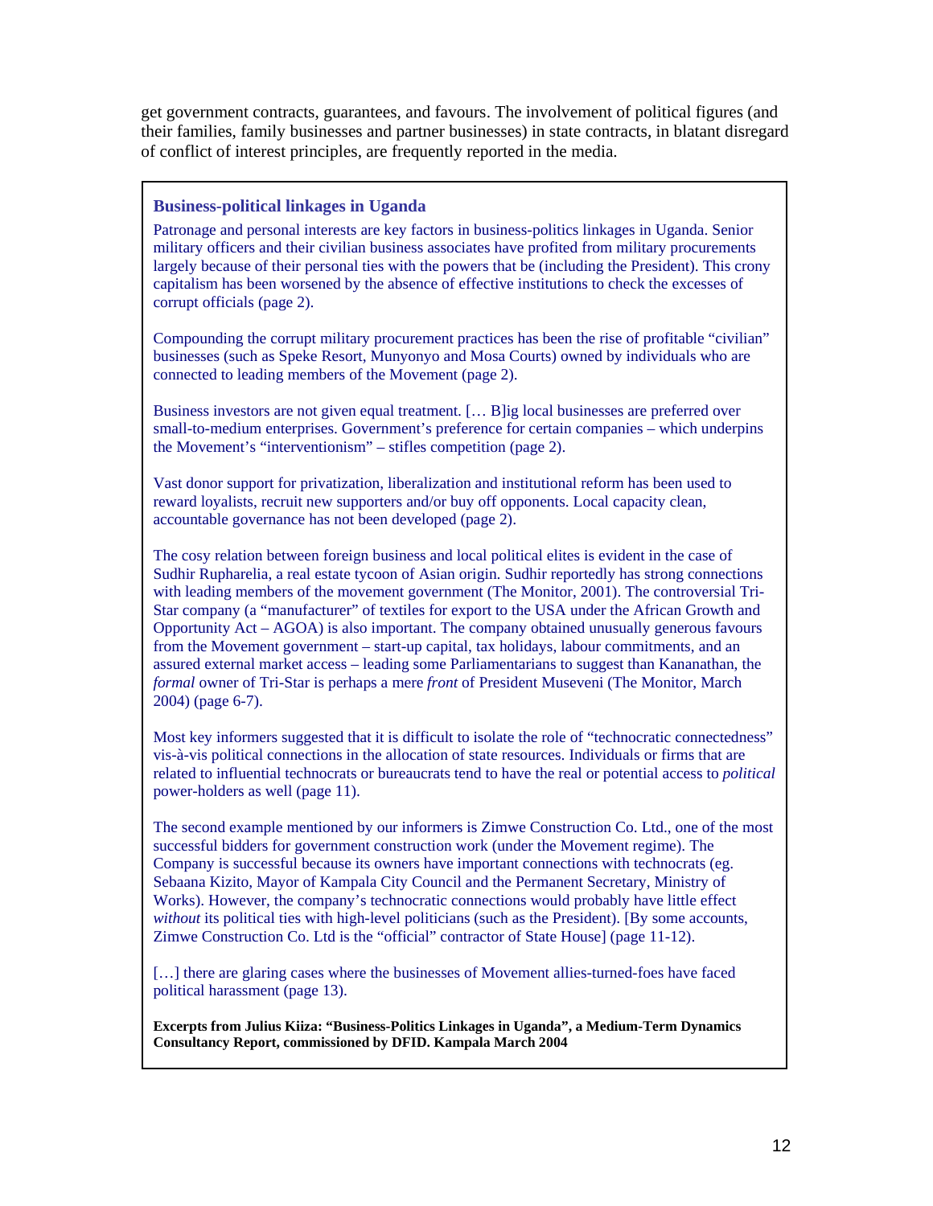get government contracts, guarantees, and favours. The involvement of political figures (and their families, family businesses and partner businesses) in state contracts, in blatant disregard of conflict of interest principles, are frequently reported in the media.

### Business-political linkages in Uganda

Patronage and personal interests are key factors in business-politics linkages in Uganda. Senior military officers and their civilian business associates have profited from military procurements largely because of their personal ties with the powers that be (including the President). This crony capitalism has been worsened by the absence of effective institutions to check the excesses of corrupt officials (page 2).

Compounding the corrupt military procurement practices has been the rise of profitable "civilian" businesses (such as Speke Resort, Munyonyo and Mosa Courts) owned by individuals who are connected to leading members of the Movement (page 2).

Business investors are not given equal treatment. [… B]ig local businesses are preferred over small-to-medium enterprises. Government's preference for certain companies – which underpins the Movement's "interventionism" – stifles competition (page 2).

Vast donor support for privatization, liberalization and institutional reform has been used to reward loyalists, recruit new supporters and/or buy off opponents. Local capacity clean, accountable governance has not been developed (page 2).

The cosy relation between foreign business and local political elites is evident in the case of Sudhir Rupharelia, a real estate tycoon of Asian origin. Sudhir reportedly has strong connections with leading members of the movement government (The Monitor, 2001). The controversial Tri-Star company (a "manufacturer" of textiles for export to the USA under the African Growth and Opportunity Act – AGOA) is also important. The company obtained unusually generous favours from the Movement government – start-up capital, tax holidays, labour commitments, and an assured external market access – leading some Parliamentarians to suggest than Kananathan, the *formal* owner of Tri-Star is perhaps a mere *front* of President Museveni (The Monitor, March 2004) (page 6-7).

Most key informers suggested that it is difficult to isolate the role of "technocratic connectedness" vis-à-vis political connections in the allocation of state resources. Individuals or firms that are related to influential technocrats or bureaucrats tend to have the real or potential access to *political* power-holders as well (page 11).

The second example mentioned by our informers is Zimwe Construction Co. Ltd., one of the most successful bidders for government construction work (under the Movement regime). The Company is successful because its owners have important connections with technocrats (eg. Sebaana Kizito, Mayor of Kampala City Council and the Permanent Secretary, Ministry of Works). However, the company's technocratic connections would probably have little effect *without* its political ties with high-level politicians (such as the President). [By some accounts, Zimwe Construction Co. Ltd is the "official" contractor of State House] (page 11-12).

[…] there are glaring cases where the businesses of Movement allies-turned-foes have faced political harassment (page 13).

**Excerpts from Julius Kiiza: "Business-Politics Linkages in Uganda", a Medium-Term Dynamics Consultancy Report, commissioned by DFID. Kampala March 2004**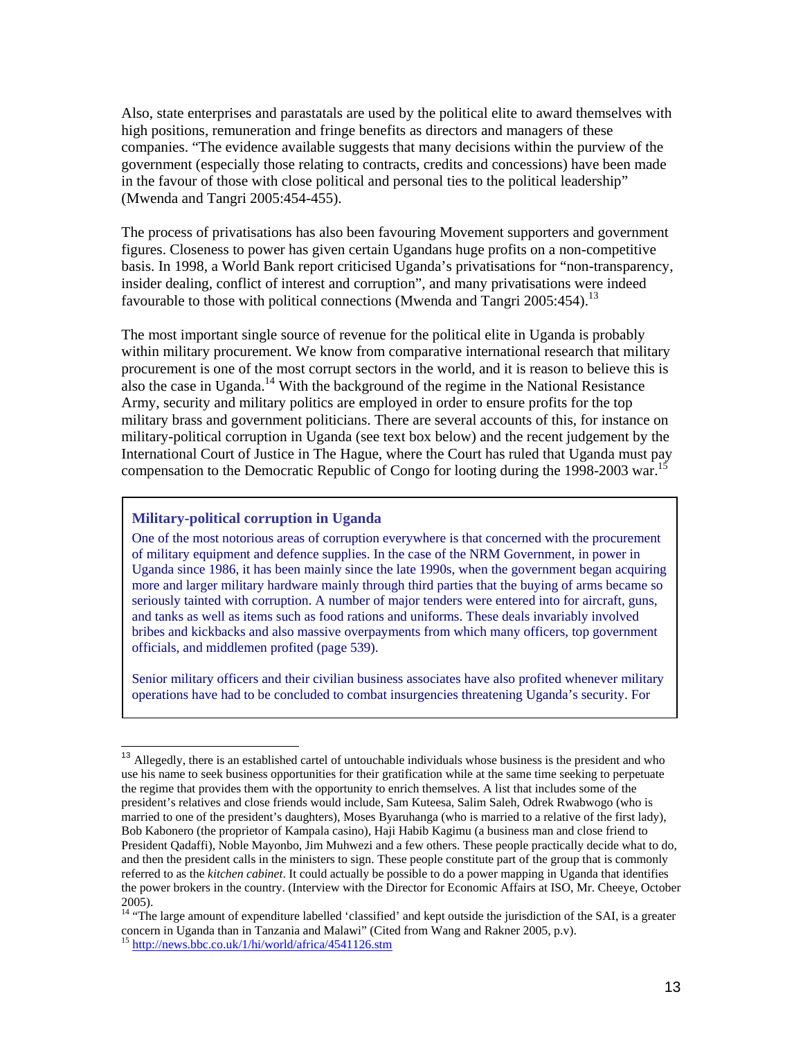Also, state enterprises and parastatals are used by the political elite to award themselves with high positions, remuneration and fringe benefits as directors and managers of these companies. "The evidence available suggests that many decisions within the purview of the government (especially those relating to contracts, credits and concessions) have been made in the favour of those with close political and personal ties to the political leadership" (Mwenda and Tangri 2005:454-455).

The process of privatisations has also been favouring Movement supporters and government figures. Closeness to power has given certain Ugandans huge profits on a non-competitive basis. In 1998, a World Bank report criticised Uganda's privatisations for "non-transparency, insider dealing, conflict of interest and corruption", and many privatisations were indeed favourable to those with political connections (Mwenda and Tangri 2005:454).[13]

The most important single source of revenue for the political elite in Uganda is probably within military procurement. We know from comparative international research that military procurement is one of the most corrupt sectors in the world, and it is reason to believe this is also the case in Uganda.[14] With the background of the regime in the National Resistance Army, security and military politics are employed in order to ensure profits for the top military brass and government politicians. There are several accounts of this, for instance on military-political corruption in Uganda (see text box below) and the recent judgement by the International Court of Justice in The Hague, where the Court has ruled that Uganda must pay compensation to the Democratic Republic of Congo for looting during the 1998-2003 war.[15]

> **Military-political corruption in Uganda**
>
> One of the most notorious areas of corruption everywhere is that concerned with the procurement of military equipment and defence supplies. In the case of the NRM Government, in power in Uganda since 1986, it has been mainly since the late 1990s, when the government began acquiring more and larger military hardware mainly through third parties that the buying of arms became so seriously tainted with corruption. A number of major tenders were entered into for aircraft, guns, and tanks as well as items such as food rations and uniforms. These deals invariably involved bribes and kickbacks and also massive overpayments from which many officers, top government officials, and middlemen profited (page 539).
>
> Senior military officers and their civilian business associates have also profited whenever military operations have had to be concluded to combat insurgencies threatening Uganda's security. For

---

[13] Allegedly, there is an established cartel of untouchable individuals whose business is the president and who use his name to seek business opportunities for their gratification while at the same time seeking to perpetuate the regime that provides them with the opportunity to enrich themselves. A list that includes some of the president's relatives and close friends would include, Sam Kuteesa, Salim Saleh, Odrek Rwabwogo (who is married to one of the president's daughters), Moses Byaruhanga (who is married to a relative of the first lady), Bob Kabonero (the proprietor of Kampala casino), Haji Habib Kagimu (a business man and close friend to President Qadaffi), Noble Mayonbo, Jim Muhwezi and a few others. These people practically decide what to do, and then the president calls in the ministers to sign. These people constitute part of the group that is commonly referred to as the *kitchen cabinet*. It could actually be possible to do a power mapping in Uganda that identifies the power brokers in the country. (Interview with the Director for Economic Affairs at ISO, Mr. Cheeye, October 2005).

[14] "The large amount of expenditure labelled 'classified' and kept outside the jurisdiction of the SAI, is a greater concern in Uganda than in Tanzania and Malawi" (Cited from Wang and Rakner 2005, p.v).

[15] http://news.bbc.co.uk/1/hi/world/africa/4541126.stm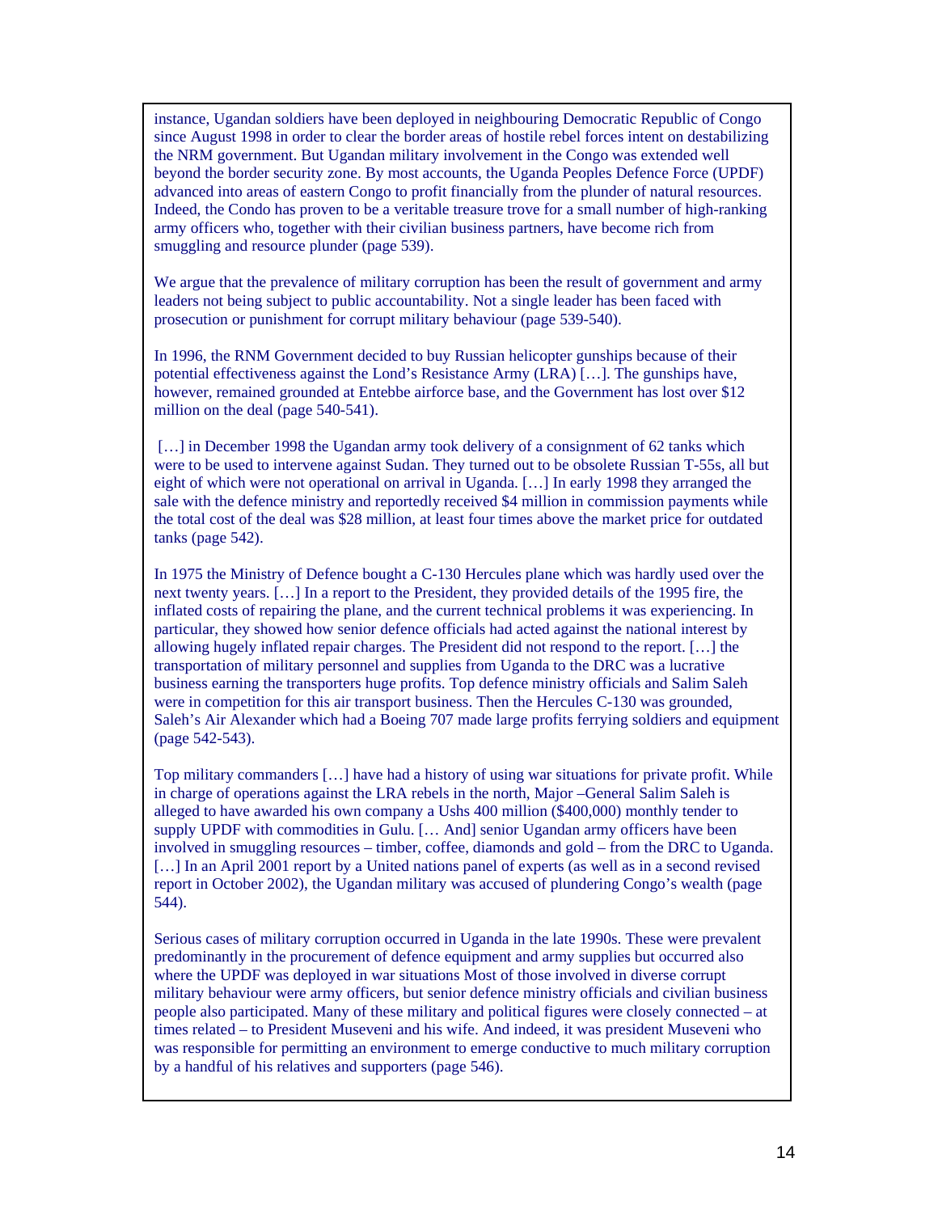instance, Ugandan soldiers have been deployed in neighbouring Democratic Republic of Congo since August 1998 in order to clear the border areas of hostile rebel forces intent on destabilizing the NRM government. But Ugandan military involvement in the Congo was extended well beyond the border security zone. By most accounts, the Uganda Peoples Defence Force (UPDF) advanced into areas of eastern Congo to profit financially from the plunder of natural resources. Indeed, the Condo has proven to be a veritable treasure trove for a small number of high-ranking army officers who, together with their civilian business partners, have become rich from smuggling and resource plunder (page 539).

We argue that the prevalence of military corruption has been the result of government and army leaders not being subject to public accountability. Not a single leader has been faced with prosecution or punishment for corrupt military behaviour (page 539-540).

In 1996, the RNM Government decided to buy Russian helicopter gunships because of their potential effectiveness against the Lond's Resistance Army (LRA) […]. The gunships have, however, remained grounded at Entebbe airforce base, and the Government has lost over $12 million on the deal (page 540-541).

[…] in December 1998 the Ugandan army took delivery of a consignment of 62 tanks which were to be used to intervene against Sudan. They turned out to be obsolete Russian T-55s, all but eight of which were not operational on arrival in Uganda. […] In early 1998 they arranged the sale with the defence ministry and reportedly received $4 million in commission payments while the total cost of the deal was $28 million, at least four times above the market price for outdated tanks (page 542).

In 1975 the Ministry of Defence bought a C-130 Hercules plane which was hardly used over the next twenty years. […] In a report to the President, they provided details of the 1995 fire, the inflated costs of repairing the plane, and the current technical problems it was experiencing. In particular, they showed how senior defence officials had acted against the national interest by allowing hugely inflated repair charges. The President did not respond to the report. […] the transportation of military personnel and supplies from Uganda to the DRC was a lucrative business earning the transporters huge profits. Top defence ministry officials and Salim Saleh were in competition for this air transport business. Then the Hercules C-130 was grounded, Saleh's Air Alexander which had a Boeing 707 made large profits ferrying soldiers and equipment (page 542-543).

Top military commanders […] have had a history of using war situations for private profit. While in charge of operations against the LRA rebels in the north, Major –General Salim Saleh is alleged to have awarded his own company a Ushs 400 million ($400,000) monthly tender to supply UPDF with commodities in Gulu. [… And] senior Ugandan army officers have been involved in smuggling resources – timber, coffee, diamonds and gold – from the DRC to Uganda. […] In an April 2001 report by a United nations panel of experts (as well as in a second revised report in October 2002), the Ugandan military was accused of plundering Congo's wealth (page 544).

Serious cases of military corruption occurred in Uganda in the late 1990s. These were prevalent predominantly in the procurement of defence equipment and army supplies but occurred also where the UPDF was deployed in war situations Most of those involved in diverse corrupt military behaviour were army officers, but senior defence ministry officials and civilian business people also participated. Many of these military and political figures were closely connected – at times related – to President Museveni and his wife. And indeed, it was president Museveni who was responsible for permitting an environment to emerge conductive to much military corruption by a handful of his relatives and supporters (page 546).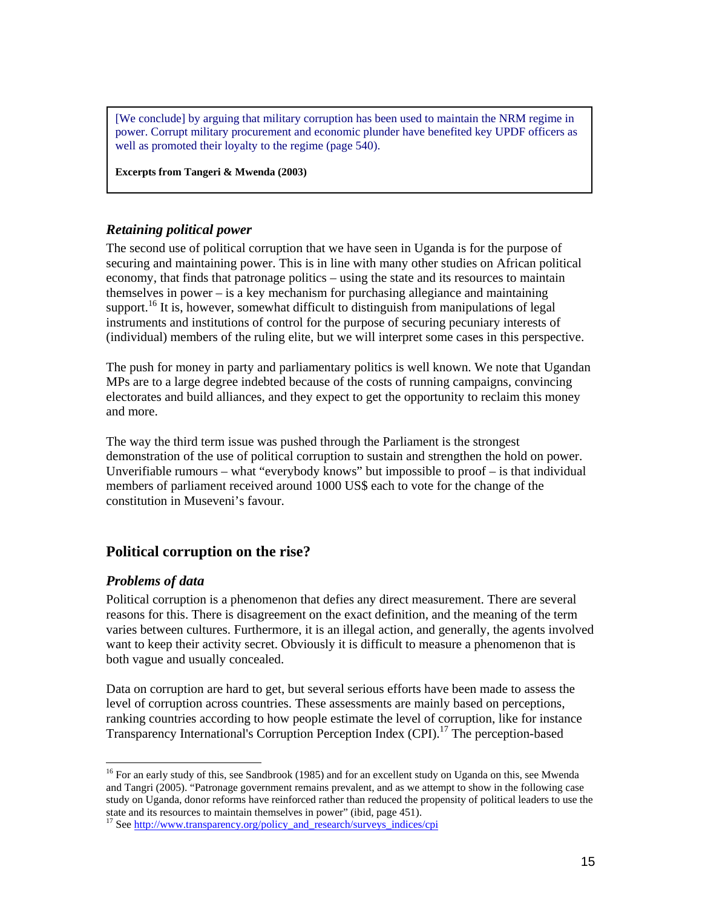> [We conclude] by arguing that military corruption has been used to maintain the NRM regime in power. Corrupt military procurement and economic plunder have benefited key UPDF officers as well as promoted their loyalty to the regime (page 540).
>
> **Excerpts from Tangeri & Mwenda (2003)**

### *Retaining political power*

The second use of political corruption that we have seen in Uganda is for the purpose of securing and maintaining power. This is in line with many other studies on African political economy, that finds that patronage politics – using the state and its resources to maintain themselves in power – is a key mechanism for purchasing allegiance and maintaining support.[16] It is, however, somewhat difficult to distinguish from manipulations of legal instruments and institutions of control for the purpose of securing pecuniary interests of (individual) members of the ruling elite, but we will interpret some cases in this perspective.

The push for money in party and parliamentary politics is well known. We note that Ugandan MPs are to a large degree indebted because of the costs of running campaigns, convincing electorates and build alliances, and they expect to get the opportunity to reclaim this money and more.

The way the third term issue was pushed through the Parliament is the strongest demonstration of the use of political corruption to sustain and strengthen the hold on power. Unverifiable rumours – what "everybody knows" but impossible to proof – is that individual members of parliament received around 1000 US$ each to vote for the change of the constitution in Museveni's favour.

## Political corruption on the rise?

### *Problems of data*

Political corruption is a phenomenon that defies any direct measurement. There are several reasons for this. There is disagreement on the exact definition, and the meaning of the term varies between cultures. Furthermore, it is an illegal action, and generally, the agents involved want to keep their activity secret. Obviously it is difficult to measure a phenomenon that is both vague and usually concealed.

Data on corruption are hard to get, but several serious efforts have been made to assess the level of corruption across countries. These assessments are mainly based on perceptions, ranking countries according to how people estimate the level of corruption, like for instance Transparency International's Corruption Perception Index (CPI).[17] The perception-based

---

[16] For an early study of this, see Sandbrook (1985) and for an excellent study on Uganda on this, see Mwenda and Tangri (2005). "Patronage government remains prevalent, and as we attempt to show in the following case study on Uganda, donor reforms have reinforced rather than reduced the propensity of political leaders to use the state and its resources to maintain themselves in power" (ibid, page 451).

[17] See http://www.transparency.org/policy_and_research/surveys_indices/cpi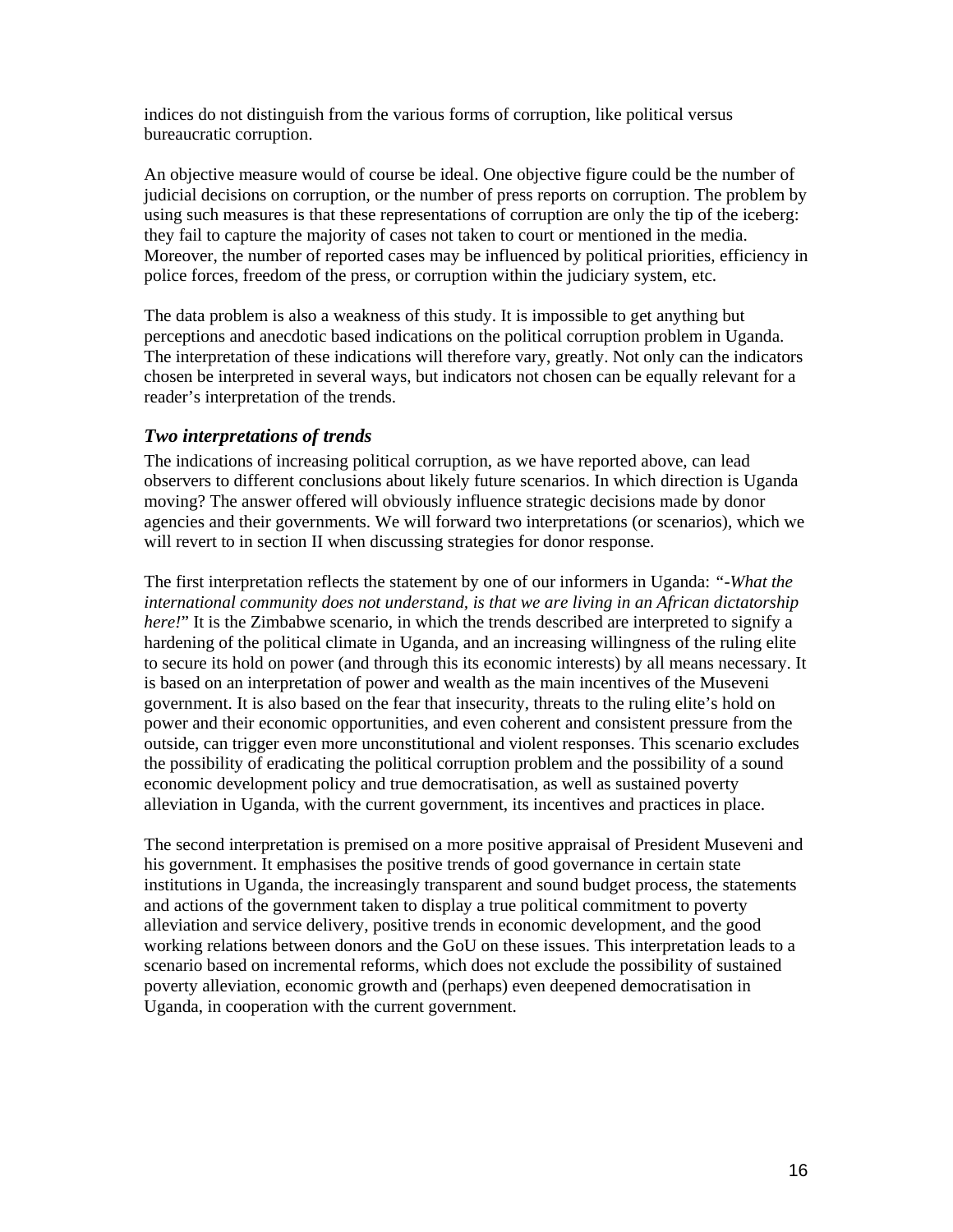indices do not distinguish from the various forms of corruption, like political versus bureaucratic corruption.

An objective measure would of course be ideal. One objective figure could be the number of judicial decisions on corruption, or the number of press reports on corruption. The problem by using such measures is that these representations of corruption are only the tip of the iceberg: they fail to capture the majority of cases not taken to court or mentioned in the media. Moreover, the number of reported cases may be influenced by political priorities, efficiency in police forces, freedom of the press, or corruption within the judiciary system, etc.

The data problem is also a weakness of this study. It is impossible to get anything but perceptions and anecdotic based indications on the political corruption problem in Uganda. The interpretation of these indications will therefore vary, greatly. Not only can the indicators chosen be interpreted in several ways, but indicators not chosen can be equally relevant for a reader's interpretation of the trends.

### *Two interpretations of trends*

The indications of increasing political corruption, as we have reported above, can lead observers to different conclusions about likely future scenarios. In which direction is Uganda moving? The answer offered will obviously influence strategic decisions made by donor agencies and their governments. We will forward two interpretations (or scenarios), which we will revert to in section II when discussing strategies for donor response.

The first interpretation reflects the statement by one of our informers in Uganda: *"-What the international community does not understand, is that we are living in an African dictatorship here!"* It is the Zimbabwe scenario, in which the trends described are interpreted to signify a hardening of the political climate in Uganda, and an increasing willingness of the ruling elite to secure its hold on power (and through this its economic interests) by all means necessary. It is based on an interpretation of power and wealth as the main incentives of the Museveni government. It is also based on the fear that insecurity, threats to the ruling elite's hold on power and their economic opportunities, and even coherent and consistent pressure from the outside, can trigger even more unconstitutional and violent responses. This scenario excludes the possibility of eradicating the political corruption problem and the possibility of a sound economic development policy and true democratisation, as well as sustained poverty alleviation in Uganda, with the current government, its incentives and practices in place.

The second interpretation is premised on a more positive appraisal of President Museveni and his government. It emphasises the positive trends of good governance in certain state institutions in Uganda, the increasingly transparent and sound budget process, the statements and actions of the government taken to display a true political commitment to poverty alleviation and service delivery, positive trends in economic development, and the good working relations between donors and the GoU on these issues. This interpretation leads to a scenario based on incremental reforms, which does not exclude the possibility of sustained poverty alleviation, economic growth and (perhaps) even deepened democratisation in Uganda, in cooperation with the current government.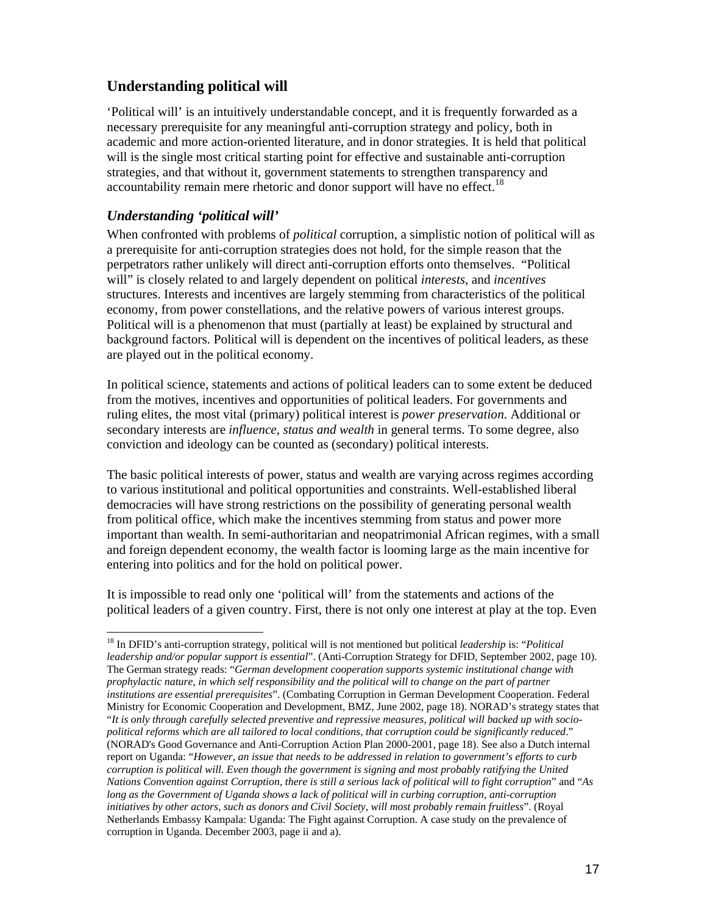## Understanding political will

'Political will' is an intuitively understandable concept, and it is frequently forwarded as a necessary prerequisite for any meaningful anti-corruption strategy and policy, both in academic and more action-oriented literature, and in donor strategies. It is held that political will is the single most critical starting point for effective and sustainable anti-corruption strategies, and that without it, government statements to strengthen transparency and accountability remain mere rhetoric and donor support will have no effect.[18]

### *Understanding 'political will'*

When confronted with problems of *political* corruption, a simplistic notion of political will as a prerequisite for anti-corruption strategies does not hold, for the simple reason that the perpetrators rather unlikely will direct anti-corruption efforts onto themselves. "Political will" is closely related to and largely dependent on political *interests*, and *incentives* structures. Interests and incentives are largely stemming from characteristics of the political economy, from power constellations, and the relative powers of various interest groups. Political will is a phenomenon that must (partially at least) be explained by structural and background factors. Political will is dependent on the incentives of political leaders, as these are played out in the political economy.

In political science, statements and actions of political leaders can to some extent be deduced from the motives, incentives and opportunities of political leaders. For governments and ruling elites, the most vital (primary) political interest is *power preservation*. Additional or secondary interests are *influence, status and wealth* in general terms. To some degree, also conviction and ideology can be counted as (secondary) political interests.

The basic political interests of power, status and wealth are varying across regimes according to various institutional and political opportunities and constraints. Well-established liberal democracies will have strong restrictions on the possibility of generating personal wealth from political office, which make the incentives stemming from status and power more important than wealth. In semi-authoritarian and neopatrimonial African regimes, with a small and foreign dependent economy, the wealth factor is looming large as the main incentive for entering into politics and for the hold on political power.

It is impossible to read only one 'political will' from the statements and actions of the political leaders of a given country. First, there is not only one interest at play at the top. Even

---

[18] In DFID's anti-corruption strategy, political will is not mentioned but political *leadership* is: "*Political leadership and/or popular support is essential*". (Anti-Corruption Strategy for DFID, September 2002, page 10). The German strategy reads: "*German development cooperation supports systemic institutional change with prophylactic nature, in which self responsibility and the political will to change on the part of partner institutions are essential prerequisites*". (Combating Corruption in German Development Cooperation. Federal Ministry for Economic Cooperation and Development, BMZ, June 2002, page 18). NORAD's strategy states that "*It is only through carefully selected preventive and repressive measures, political will backed up with socio-political reforms which are all tailored to local conditions, that corruption could be significantly reduced*." (NORAD's Good Governance and Anti-Corruption Action Plan 2000-2001, page 18). See also a Dutch internal report on Uganda: "*However, an issue that needs to be addressed in relation to government's efforts to curb corruption is political will. Even though the government is signing and most probably ratifying the United Nations Convention against Corruption, there is still a serious lack of political will to fight corruption*" and "*As long as the Government of Uganda shows a lack of political will in curbing corruption, anti-corruption initiatives by other actors, such as donors and Civil Society, will most probably remain fruitless*". (Royal Netherlands Embassy Kampala: Uganda: The Fight against Corruption. A case study on the prevalence of corruption in Uganda. December 2003, page ii and a).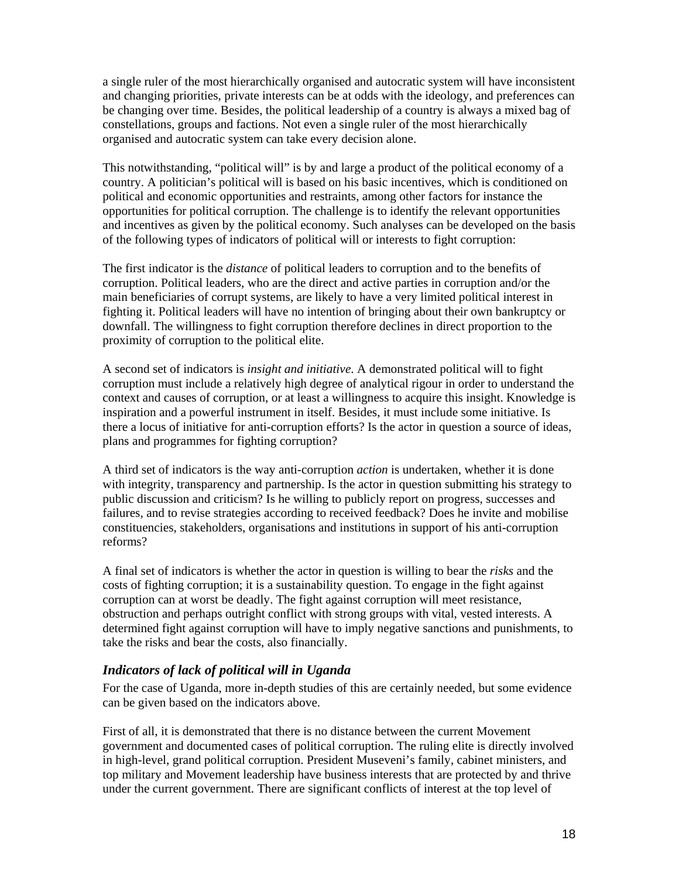a single ruler of the most hierarchically organised and autocratic system will have inconsistent and changing priorities, private interests can be at odds with the ideology, and preferences can be changing over time. Besides, the political leadership of a country is always a mixed bag of constellations, groups and factions. Not even a single ruler of the most hierarchically organised and autocratic system can take every decision alone.

This notwithstanding, "political will" is by and large a product of the political economy of a country. A politician's political will is based on his basic incentives, which is conditioned on political and economic opportunities and restraints, among other factors for instance the opportunities for political corruption. The challenge is to identify the relevant opportunities and incentives as given by the political economy. Such analyses can be developed on the basis of the following types of indicators of political will or interests to fight corruption:

The first indicator is the *distance* of political leaders to corruption and to the benefits of corruption. Political leaders, who are the direct and active parties in corruption and/or the main beneficiaries of corrupt systems, are likely to have a very limited political interest in fighting it. Political leaders will have no intention of bringing about their own bankruptcy or downfall. The willingness to fight corruption therefore declines in direct proportion to the proximity of corruption to the political elite.

A second set of indicators is *insight and initiative*. A demonstrated political will to fight corruption must include a relatively high degree of analytical rigour in order to understand the context and causes of corruption, or at least a willingness to acquire this insight. Knowledge is inspiration and a powerful instrument in itself. Besides, it must include some initiative. Is there a locus of initiative for anti-corruption efforts? Is the actor in question a source of ideas, plans and programmes for fighting corruption?

A third set of indicators is the way anti-corruption *action* is undertaken, whether it is done with integrity, transparency and partnership. Is the actor in question submitting his strategy to public discussion and criticism? Is he willing to publicly report on progress, successes and failures, and to revise strategies according to received feedback? Does he invite and mobilise constituencies, stakeholders, organisations and institutions in support of his anti-corruption reforms?

A final set of indicators is whether the actor in question is willing to bear the *risks* and the costs of fighting corruption; it is a sustainability question. To engage in the fight against corruption can at worst be deadly. The fight against corruption will meet resistance, obstruction and perhaps outright conflict with strong groups with vital, vested interests. A determined fight against corruption will have to imply negative sanctions and punishments, to take the risks and bear the costs, also financially.

### *Indicators of lack of political will in Uganda*

For the case of Uganda, more in-depth studies of this are certainly needed, but some evidence can be given based on the indicators above.

First of all, it is demonstrated that there is no distance between the current Movement government and documented cases of political corruption. The ruling elite is directly involved in high-level, grand political corruption. President Museveni's family, cabinet ministers, and top military and Movement leadership have business interests that are protected by and thrive under the current government. There are significant conflicts of interest at the top level of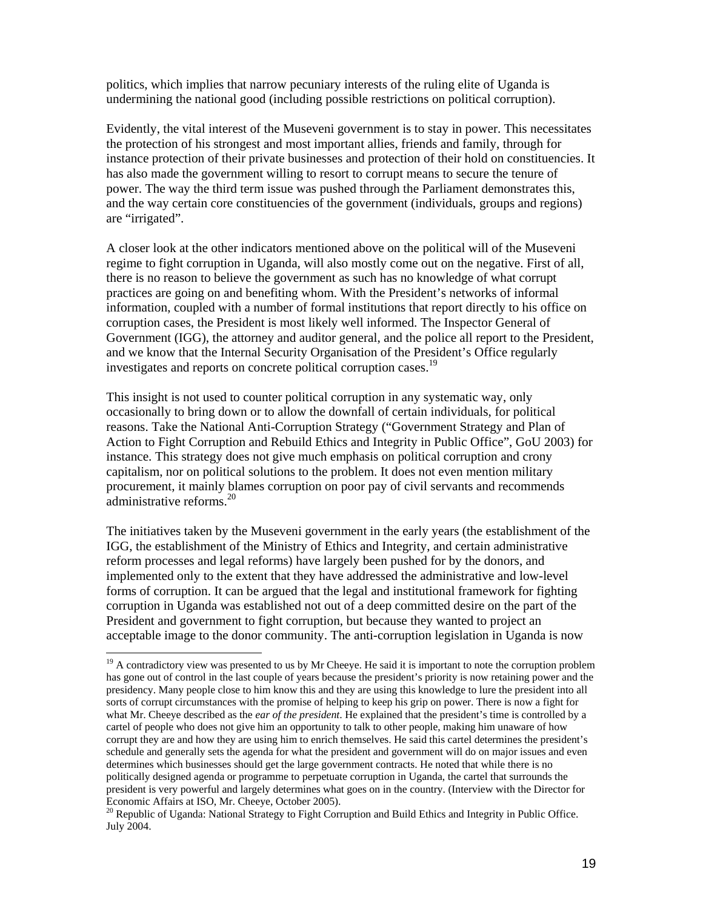politics, which implies that narrow pecuniary interests of the ruling elite of Uganda is undermining the national good (including possible restrictions on political corruption).

Evidently, the vital interest of the Museveni government is to stay in power. This necessitates the protection of his strongest and most important allies, friends and family, through for instance protection of their private businesses and protection of their hold on constituencies. It has also made the government willing to resort to corrupt means to secure the tenure of power. The way the third term issue was pushed through the Parliament demonstrates this, and the way certain core constituencies of the government (individuals, groups and regions) are "irrigated".

A closer look at the other indicators mentioned above on the political will of the Museveni regime to fight corruption in Uganda, will also mostly come out on the negative. First of all, there is no reason to believe the government as such has no knowledge of what corrupt practices are going on and benefiting whom. With the President's networks of informal information, coupled with a number of formal institutions that report directly to his office on corruption cases, the President is most likely well informed. The Inspector General of Government (IGG), the attorney and auditor general, and the police all report to the President, and we know that the Internal Security Organisation of the President's Office regularly investigates and reports on concrete political corruption cases.[19]

This insight is not used to counter political corruption in any systematic way, only occasionally to bring down or to allow the downfall of certain individuals, for political reasons. Take the National Anti-Corruption Strategy ("Government Strategy and Plan of Action to Fight Corruption and Rebuild Ethics and Integrity in Public Office", GoU 2003) for instance. This strategy does not give much emphasis on political corruption and crony capitalism, nor on political solutions to the problem. It does not even mention military procurement, it mainly blames corruption on poor pay of civil servants and recommends administrative reforms.[20]

The initiatives taken by the Museveni government in the early years (the establishment of the IGG, the establishment of the Ministry of Ethics and Integrity, and certain administrative reform processes and legal reforms) have largely been pushed for by the donors, and implemented only to the extent that they have addressed the administrative and low-level forms of corruption. It can be argued that the legal and institutional framework for fighting corruption in Uganda was established not out of a deep committed desire on the part of the President and government to fight corruption, but because they wanted to project an acceptable image to the donor community. The anti-corruption legislation in Uganda is now

---

[19] A contradictory view was presented to us by Mr Cheeye. He said it is important to note the corruption problem has gone out of control in the last couple of years because the president's priority is now retaining power and the presidency. Many people close to him know this and they are using this knowledge to lure the president into all sorts of corrupt circumstances with the promise of helping to keep his grip on power. There is now a fight for what Mr. Cheeye described as the *ear of the president*. He explained that the president's time is controlled by a cartel of people who does not give him an opportunity to talk to other people, making him unaware of how corrupt they are and how they are using him to enrich themselves. He said this cartel determines the president's schedule and generally sets the agenda for what the president and government will do on major issues and even determines which businesses should get the large government contracts. He noted that while there is no politically designed agenda or programme to perpetuate corruption in Uganda, the cartel that surrounds the president is very powerful and largely determines what goes on in the country. (Interview with the Director for Economic Affairs at ISO, Mr. Cheeye, October 2005).

[20] Republic of Uganda: National Strategy to Fight Corruption and Build Ethics and Integrity in Public Office. July 2004.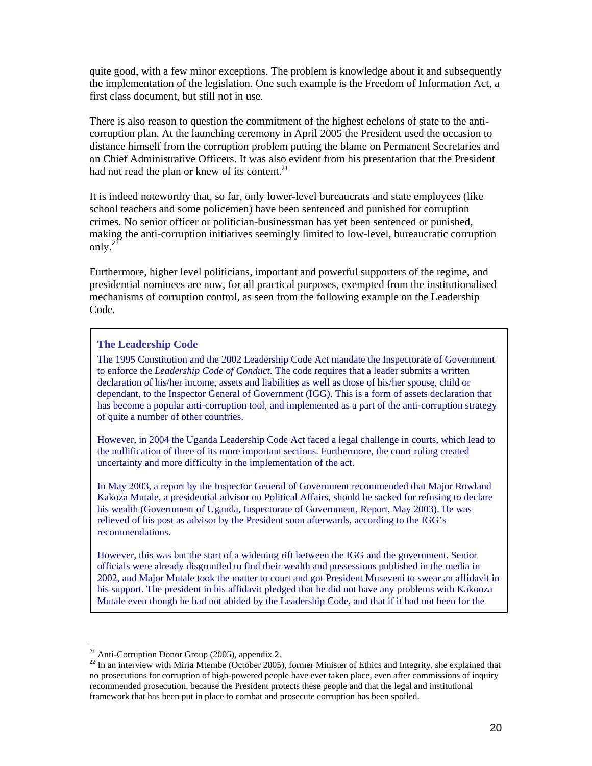quite good, with a few minor exceptions. The problem is knowledge about it and subsequently the implementation of the legislation. One such example is the Freedom of Information Act, a first class document, but still not in use.

There is also reason to question the commitment of the highest echelons of state to the anti-corruption plan. At the launching ceremony in April 2005 the President used the occasion to distance himself from the corruption problem putting the blame on Permanent Secretaries and on Chief Administrative Officers. It was also evident from his presentation that the President had not read the plan or knew of its content.[21]

It is indeed noteworthy that, so far, only lower-level bureaucrats and state employees (like school teachers and some policemen) have been sentenced and punished for corruption crimes. No senior officer or politician-businessman has yet been sentenced or punished, making the anti-corruption initiatives seemingly limited to low-level, bureaucratic corruption only.[22]

Furthermore, higher level politicians, important and powerful supporters of the regime, and presidential nominees are now, for all practical purposes, exempted from the institutionalised mechanisms of corruption control, as seen from the following example on the Leadership Code.

> **The Leadership Code**
>
> The 1995 Constitution and the 2002 Leadership Code Act mandate the Inspectorate of Government to enforce the *Leadership Code of Conduct*. The code requires that a leader submits a written declaration of his/her income, assets and liabilities as well as those of his/her spouse, child or dependant, to the Inspector General of Government (IGG). This is a form of assets declaration that has become a popular anti-corruption tool, and implemented as a part of the anti-corruption strategy of quite a number of other countries.
>
> However, in 2004 the Uganda Leadership Code Act faced a legal challenge in courts, which lead to the nullification of three of its more important sections. Furthermore, the court ruling created uncertainty and more difficulty in the implementation of the act.
>
> In May 2003, a report by the Inspector General of Government recommended that Major Rowland Kakoza Mutale, a presidential advisor on Political Affairs, should be sacked for refusing to declare his wealth (Government of Uganda, Inspectorate of Government, Report, May 2003). He was relieved of his post as advisor by the President soon afterwards, according to the IGG's recommendations.
>
> However, this was but the start of a widening rift between the IGG and the government. Senior officials were already disgruntled to find their wealth and possessions published in the media in 2002, and Major Mutale took the matter to court and got President Museveni to swear an affidavit in his support. The president in his affidavit pledged that he did not have any problems with Kakooza Mutale even though he had not abided by the Leadership Code, and that if it had not been for the

[21] Anti-Corruption Donor Group (2005), appendix 2.

[22] In an interview with Miria Mtembe (October 2005), former Minister of Ethics and Integrity, she explained that no prosecutions for corruption of high-powered people have ever taken place, even after commissions of inquiry recommended prosecution, because the President protects these people and that the legal and institutional framework that has been put in place to combat and prosecute corruption has been spoiled.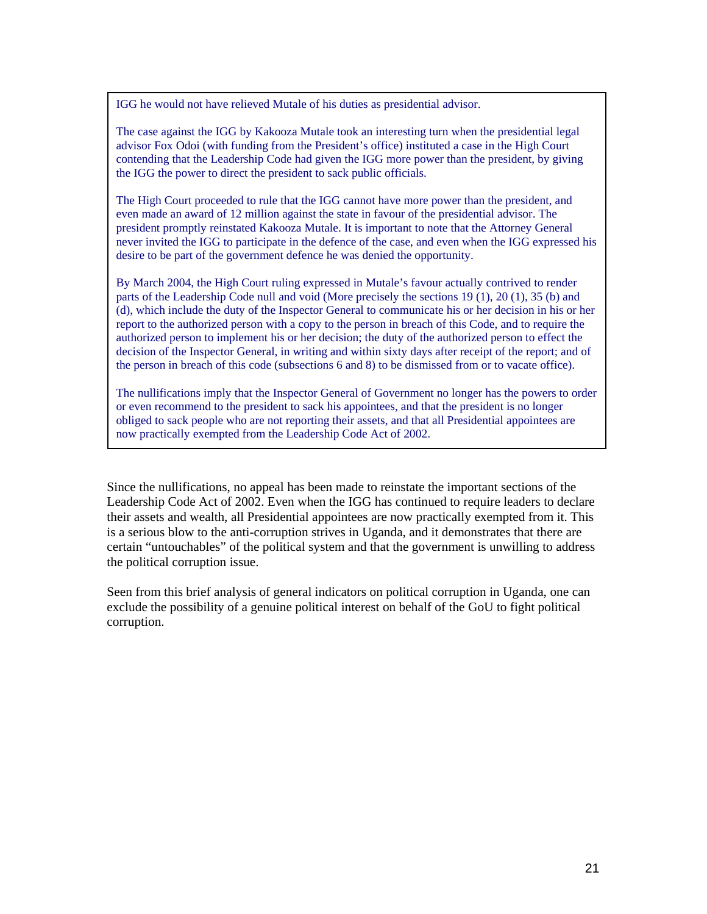IGG he would not have relieved Mutale of his duties as presidential advisor.

The case against the IGG by Kakooza Mutale took an interesting turn when the presidential legal advisor Fox Odoi (with funding from the President's office) instituted a case in the High Court contending that the Leadership Code had given the IGG more power than the president, by giving the IGG the power to direct the president to sack public officials.

The High Court proceeded to rule that the IGG cannot have more power than the president, and even made an award of 12 million against the state in favour of the presidential advisor. The president promptly reinstated Kakooza Mutale. It is important to note that the Attorney General never invited the IGG to participate in the defence of the case, and even when the IGG expressed his desire to be part of the government defence he was denied the opportunity.

By March 2004, the High Court ruling expressed in Mutale's favour actually contrived to render parts of the Leadership Code null and void (More precisely the sections 19 (1), 20 (1), 35 (b) and (d), which include the duty of the Inspector General to communicate his or her decision in his or her report to the authorized person with a copy to the person in breach of this Code, and to require the authorized person to implement his or her decision; the duty of the authorized person to effect the decision of the Inspector General, in writing and within sixty days after receipt of the report; and of the person in breach of this code (subsections 6 and 8) to be dismissed from or to vacate office).

The nullifications imply that the Inspector General of Government no longer has the powers to order or even recommend to the president to sack his appointees, and that the president is no longer obliged to sack people who are not reporting their assets, and that all Presidential appointees are now practically exempted from the Leadership Code Act of 2002.

Since the nullifications, no appeal has been made to reinstate the important sections of the Leadership Code Act of 2002. Even when the IGG has continued to require leaders to declare their assets and wealth, all Presidential appointees are now practically exempted from it. This is a serious blow to the anti-corruption strives in Uganda, and it demonstrates that there are certain "untouchables" of the political system and that the government is unwilling to address the political corruption issue.

Seen from this brief analysis of general indicators on political corruption in Uganda, one can exclude the possibility of a genuine political interest on behalf of the GoU to fight political corruption.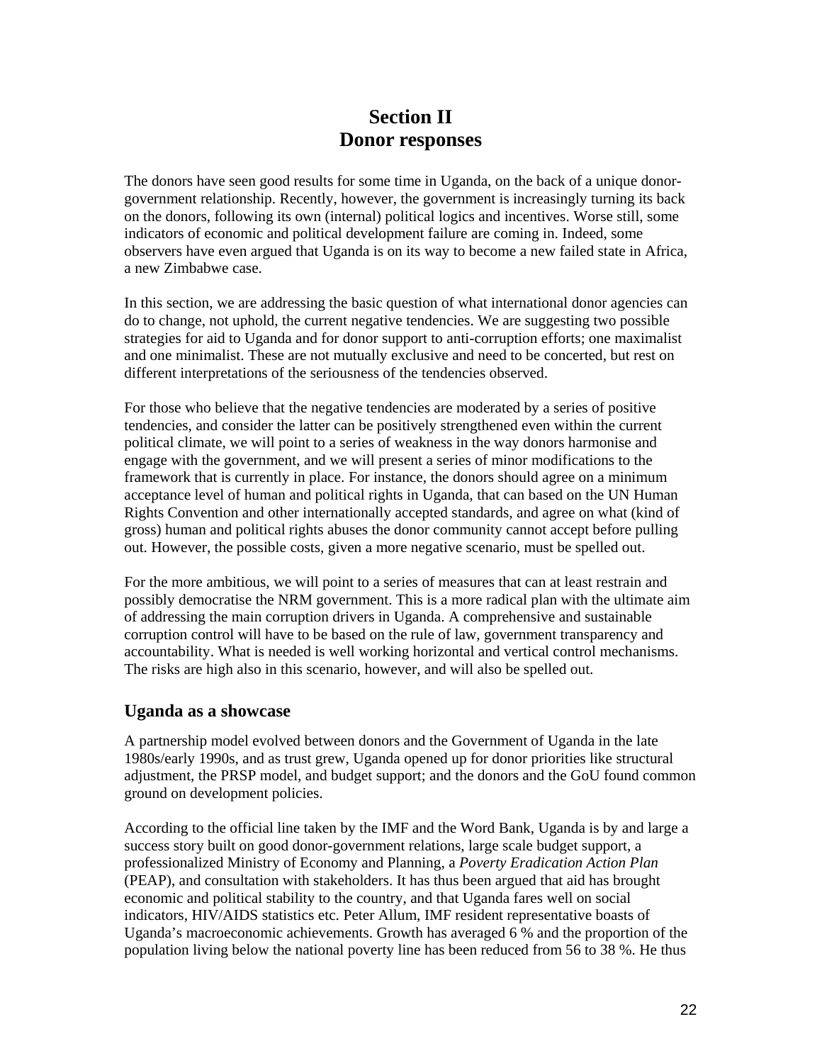# Section II
# Donor responses

The donors have seen good results for some time in Uganda, on the back of a unique donor-government relationship. Recently, however, the government is increasingly turning its back on the donors, following its own (internal) political logics and incentives. Worse still, some indicators of economic and political development failure are coming in. Indeed, some observers have even argued that Uganda is on its way to become a new failed state in Africa, a new Zimbabwe case.

In this section, we are addressing the basic question of what international donor agencies can do to change, not uphold, the current negative tendencies. We are suggesting two possible strategies for aid to Uganda and for donor support to anti-corruption efforts; one maximalist and one minimalist. These are not mutually exclusive and need to be concerted, but rest on different interpretations of the seriousness of the tendencies observed.

For those who believe that the negative tendencies are moderated by a series of positive tendencies, and consider the latter can be positively strengthened even within the current political climate, we will point to a series of weakness in the way donors harmonise and engage with the government, and we will present a series of minor modifications to the framework that is currently in place. For instance, the donors should agree on a minimum acceptance level of human and political rights in Uganda, that can based on the UN Human Rights Convention and other internationally accepted standards, and agree on what (kind of gross) human and political rights abuses the donor community cannot accept before pulling out. However, the possible costs, given a more negative scenario, must be spelled out.

For the more ambitious, we will point to a series of measures that can at least restrain and possibly democratise the NRM government. This is a more radical plan with the ultimate aim of addressing the main corruption drivers in Uganda. A comprehensive and sustainable corruption control will have to be based on the rule of law, government transparency and accountability. What is needed is well working horizontal and vertical control mechanisms. The risks are high also in this scenario, however, and will also be spelled out.

## Uganda as a showcase

A partnership model evolved between donors and the Government of Uganda in the late 1980s/early 1990s, and as trust grew, Uganda opened up for donor priorities like structural adjustment, the PRSP model, and budget support; and the donors and the GoU found common ground on development policies.

According to the official line taken by the IMF and the Word Bank, Uganda is by and large a success story built on good donor-government relations, large scale budget support, a professionalized Ministry of Economy and Planning, a *Poverty Eradication Action Plan* (PEAP), and consultation with stakeholders. It has thus been argued that aid has brought economic and political stability to the country, and that Uganda fares well on social indicators, HIV/AIDS statistics etc. Peter Allum, IMF resident representative boasts of Uganda's macroeconomic achievements. Growth has averaged 6 % and the proportion of the population living below the national poverty line has been reduced from 56 to 38 %. He thus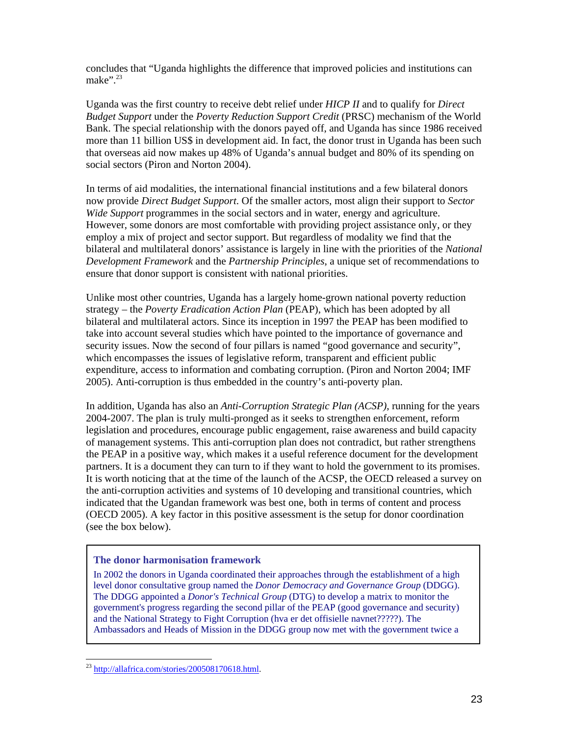concludes that "Uganda highlights the difference that improved policies and institutions can make".[23]

Uganda was the first country to receive debt relief under *HICP II* and to qualify for *Direct Budget Support* under the *Poverty Reduction Support Credit* (PRSC) mechanism of the World Bank. The special relationship with the donors payed off, and Uganda has since 1986 received more than 11 billion US$ in development aid. In fact, the donor trust in Uganda has been such that overseas aid now makes up 48% of Uganda's annual budget and 80% of its spending on social sectors (Piron and Norton 2004).

In terms of aid modalities, the international financial institutions and a few bilateral donors now provide *Direct Budget Support*. Of the smaller actors, most align their support to *Sector Wide Support* programmes in the social sectors and in water, energy and agriculture. However, some donors are most comfortable with providing project assistance only, or they employ a mix of project and sector support. But regardless of modality we find that the bilateral and multilateral donors' assistance is largely in line with the priorities of the *National Development Framework* and the *Partnership Principles*, a unique set of recommendations to ensure that donor support is consistent with national priorities.

Unlike most other countries, Uganda has a largely home-grown national poverty reduction strategy – the *Poverty Eradication Action Plan* (PEAP), which has been adopted by all bilateral and multilateral actors. Since its inception in 1997 the PEAP has been modified to take into account several studies which have pointed to the importance of governance and security issues. Now the second of four pillars is named "good governance and security", which encompasses the issues of legislative reform, transparent and efficient public expenditure, access to information and combating corruption. (Piron and Norton 2004; IMF 2005). Anti-corruption is thus embedded in the country's anti-poverty plan.

In addition, Uganda has also an *Anti-Corruption Strategic Plan (ACSP)*, running for the years 2004-2007. The plan is truly multi-pronged as it seeks to strengthen enforcement, reform legislation and procedures, encourage public engagement, raise awareness and build capacity of management systems. This anti-corruption plan does not contradict, but rather strengthens the PEAP in a positive way, which makes it a useful reference document for the development partners. It is a document they can turn to if they want to hold the government to its promises. It is worth noticing that at the time of the launch of the ACSP, the OECD released a survey on the anti-corruption activities and systems of 10 developing and transitional countries, which indicated that the Ugandan framework was best one, both in terms of content and process (OECD 2005). A key factor in this positive assessment is the setup for donor coordination (see the box below).

**The donor harmonisation framework**

In 2002 the donors in Uganda coordinated their approaches through the establishment of a high level donor consultative group named the *Donor Democracy and Governance Group* (DDGG). The DDGG appointed a *Donor's Technical Group* (DTG) to develop a matrix to monitor the government's progress regarding the second pillar of the PEAP (good governance and security) and the National Strategy to Fight Corruption (hva er det offisielle navnet?????). The Ambassadors and Heads of Mission in the DDGG group now met with the government twice a

[23] http://allafrica.com/stories/200508170618.html.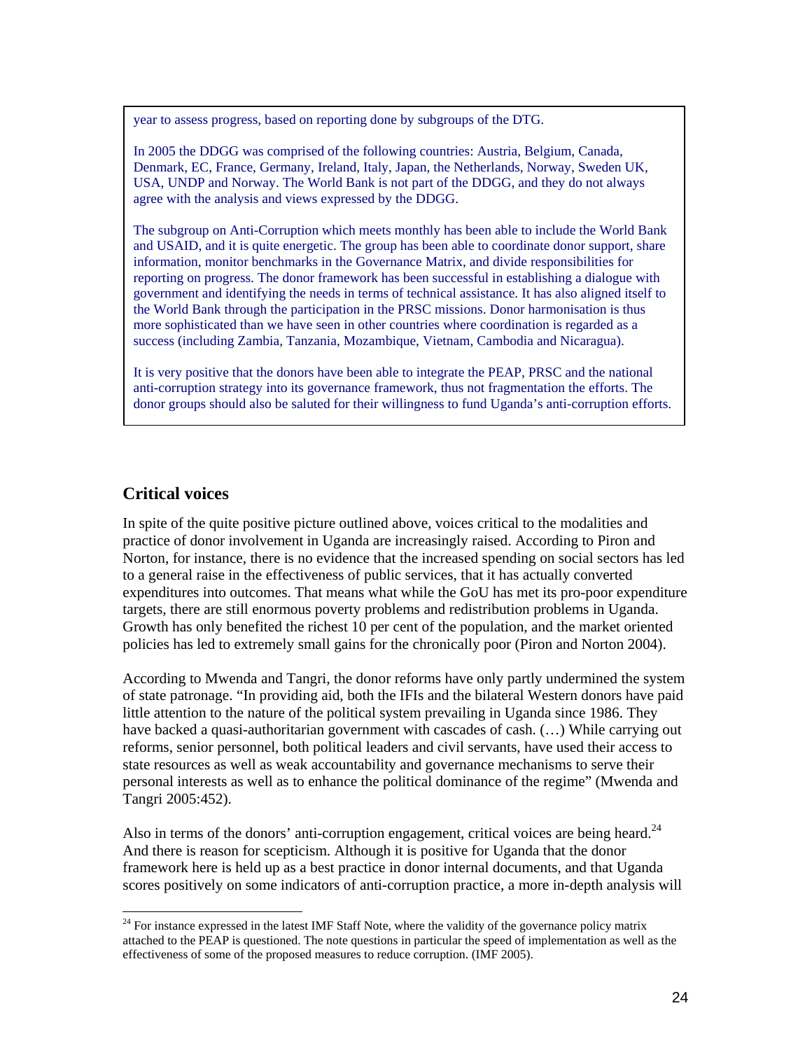year to assess progress, based on reporting done by subgroups of the DTG.

In 2005 the DDGG was comprised of the following countries: Austria, Belgium, Canada, Denmark, EC, France, Germany, Ireland, Italy, Japan, the Netherlands, Norway, Sweden UK, USA, UNDP and Norway. The World Bank is not part of the DDGG, and they do not always agree with the analysis and views expressed by the DDGG.

The subgroup on Anti-Corruption which meets monthly has been able to include the World Bank and USAID, and it is quite energetic. The group has been able to coordinate donor support, share information, monitor benchmarks in the Governance Matrix, and divide responsibilities for reporting on progress. The donor framework has been successful in establishing a dialogue with government and identifying the needs in terms of technical assistance. It has also aligned itself to the World Bank through the participation in the PRSC missions. Donor harmonisation is thus more sophisticated than we have seen in other countries where coordination is regarded as a success (including Zambia, Tanzania, Mozambique, Vietnam, Cambodia and Nicaragua).

It is very positive that the donors have been able to integrate the PEAP, PRSC and the national anti-corruption strategy into its governance framework, thus not fragmentation the efforts. The donor groups should also be saluted for their willingness to fund Uganda's anti-corruption efforts.

## Critical voices

In spite of the quite positive picture outlined above, voices critical to the modalities and practice of donor involvement in Uganda are increasingly raised. According to Piron and Norton, for instance, there is no evidence that the increased spending on social sectors has led to a general raise in the effectiveness of public services, that it has actually converted expenditures into outcomes. That means what while the GoU has met its pro-poor expenditure targets, there are still enormous poverty problems and redistribution problems in Uganda. Growth has only benefited the richest 10 per cent of the population, and the market oriented policies has led to extremely small gains for the chronically poor (Piron and Norton 2004).

According to Mwenda and Tangri, the donor reforms have only partly undermined the system of state patronage. "In providing aid, both the IFIs and the bilateral Western donors have paid little attention to the nature of the political system prevailing in Uganda since 1986. They have backed a quasi-authoritarian government with cascades of cash. (…) While carrying out reforms, senior personnel, both political leaders and civil servants, have used their access to state resources as well as weak accountability and governance mechanisms to serve their personal interests as well as to enhance the political dominance of the regime" (Mwenda and Tangri 2005:452).

Also in terms of the donors' anti-corruption engagement, critical voices are being heard.[24] And there is reason for scepticism. Although it is positive for Uganda that the donor framework here is held up as a best practice in donor internal documents, and that Uganda scores positively on some indicators of anti-corruption practice, a more in-depth analysis will

---

[24] For instance expressed in the latest IMF Staff Note, where the validity of the governance policy matrix attached to the PEAP is questioned. The note questions in particular the speed of implementation as well as the effectiveness of some of the proposed measures to reduce corruption. (IMF 2005).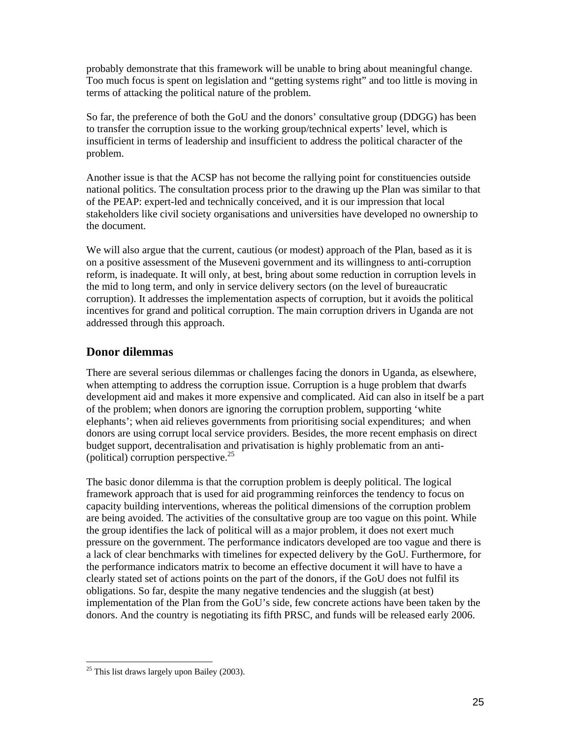probably demonstrate that this framework will be unable to bring about meaningful change. Too much focus is spent on legislation and "getting systems right" and too little is moving in terms of attacking the political nature of the problem.

So far, the preference of both the GoU and the donors' consultative group (DDGG) has been to transfer the corruption issue to the working group/technical experts' level, which is insufficient in terms of leadership and insufficient to address the political character of the problem.

Another issue is that the ACSP has not become the rallying point for constituencies outside national politics. The consultation process prior to the drawing up the Plan was similar to that of the PEAP: expert-led and technically conceived, and it is our impression that local stakeholders like civil society organisations and universities have developed no ownership to the document.

We will also argue that the current, cautious (or modest) approach of the Plan, based as it is on a positive assessment of the Museveni government and its willingness to anti-corruption reform, is inadequate. It will only, at best, bring about some reduction in corruption levels in the mid to long term, and only in service delivery sectors (on the level of bureaucratic corruption). It addresses the implementation aspects of corruption, but it avoids the political incentives for grand and political corruption. The main corruption drivers in Uganda are not addressed through this approach.

## Donor dilemmas

There are several serious dilemmas or challenges facing the donors in Uganda, as elsewhere, when attempting to address the corruption issue. Corruption is a huge problem that dwarfs development aid and makes it more expensive and complicated. Aid can also in itself be a part of the problem; when donors are ignoring the corruption problem, supporting 'white elephants'; when aid relieves governments from prioritising social expenditures; and when donors are using corrupt local service providers. Besides, the more recent emphasis on direct budget support, decentralisation and privatisation is highly problematic from an anti-(political) corruption perspective.[25]

The basic donor dilemma is that the corruption problem is deeply political. The logical framework approach that is used for aid programming reinforces the tendency to focus on capacity building interventions, whereas the political dimensions of the corruption problem are being avoided. The activities of the consultative group are too vague on this point. While the group identifies the lack of political will as a major problem, it does not exert much pressure on the government. The performance indicators developed are too vague and there is a lack of clear benchmarks with timelines for expected delivery by the GoU. Furthermore, for the performance indicators matrix to become an effective document it will have to have a clearly stated set of actions points on the part of the donors, if the GoU does not fulfil its obligations. So far, despite the many negative tendencies and the sluggish (at best) implementation of the Plan from the GoU's side, few concrete actions have been taken by the donors. And the country is negotiating its fifth PRSC, and funds will be released early 2006.

---

[25] This list draws largely upon Bailey (2003).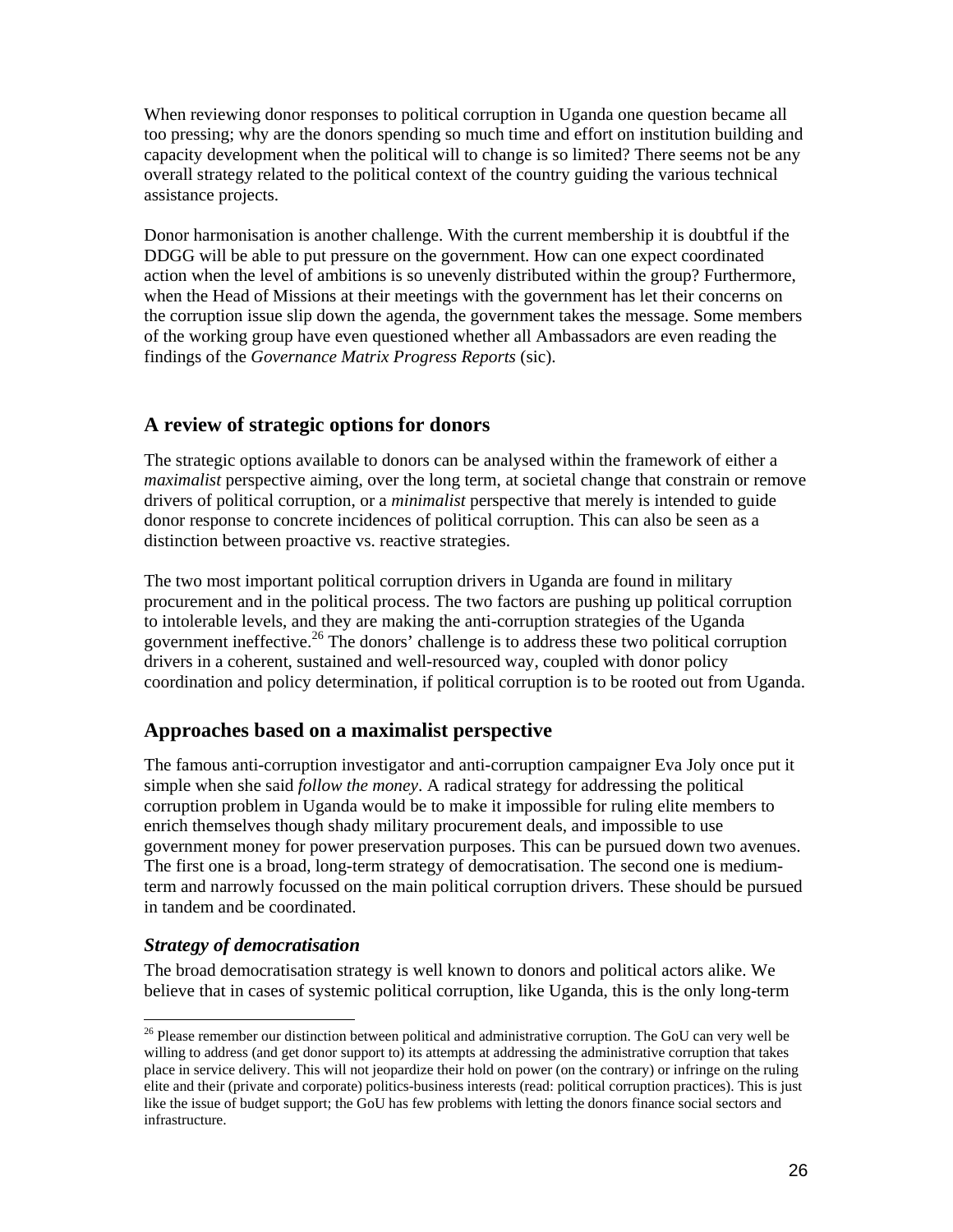When reviewing donor responses to political corruption in Uganda one question became all too pressing; why are the donors spending so much time and effort on institution building and capacity development when the political will to change is so limited? There seems not be any overall strategy related to the political context of the country guiding the various technical assistance projects.

Donor harmonisation is another challenge. With the current membership it is doubtful if the DDGG will be able to put pressure on the government. How can one expect coordinated action when the level of ambitions is so unevenly distributed within the group? Furthermore, when the Head of Missions at their meetings with the government has let their concerns on the corruption issue slip down the agenda, the government takes the message. Some members of the working group have even questioned whether all Ambassadors are even reading the findings of the *Governance Matrix Progress Reports* (sic).

## A review of strategic options for donors

The strategic options available to donors can be analysed within the framework of either a *maximalist* perspective aiming, over the long term, at societal change that constrain or remove drivers of political corruption, or a *minimalist* perspective that merely is intended to guide donor response to concrete incidences of political corruption. This can also be seen as a distinction between proactive vs. reactive strategies.

The two most important political corruption drivers in Uganda are found in military procurement and in the political process. The two factors are pushing up political corruption to intolerable levels, and they are making the anti-corruption strategies of the Uganda government ineffective.[26] The donors' challenge is to address these two political corruption drivers in a coherent, sustained and well-resourced way, coupled with donor policy coordination and policy determination, if political corruption is to be rooted out from Uganda.

## Approaches based on a maximalist perspective

The famous anti-corruption investigator and anti-corruption campaigner Eva Joly once put it simple when she said *follow the money*. A radical strategy for addressing the political corruption problem in Uganda would be to make it impossible for ruling elite members to enrich themselves though shady military procurement deals, and impossible to use government money for power preservation purposes. This can be pursued down two avenues. The first one is a broad, long-term strategy of democratisation. The second one is medium-term and narrowly focussed on the main political corruption drivers. These should be pursued in tandem and be coordinated.

### *Strategy of democratisation*

The broad democratisation strategy is well known to donors and political actors alike. We believe that in cases of systemic political corruption, like Uganda, this is the only long-term

[26] Please remember our distinction between political and administrative corruption. The GoU can very well be willing to address (and get donor support to) its attempts at addressing the administrative corruption that takes place in service delivery. This will not jeopardize their hold on power (on the contrary) or infringe on the ruling elite and their (private and corporate) politics-business interests (read: political corruption practices). This is just like the issue of budget support; the GoU has few problems with letting the donors finance social sectors and infrastructure.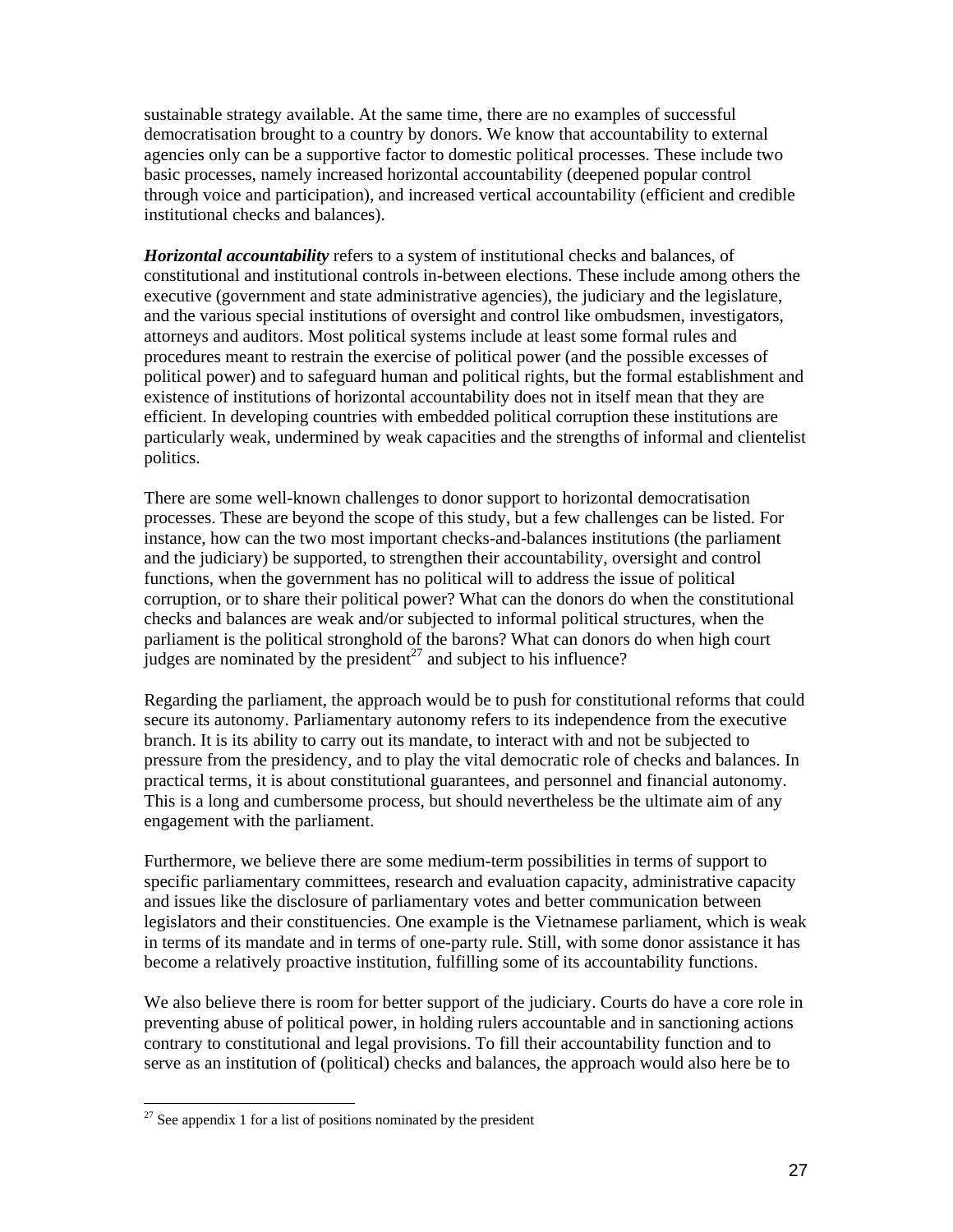sustainable strategy available. At the same time, there are no examples of successful democratisation brought to a country by donors. We know that accountability to external agencies only can be a supportive factor to domestic political processes. These include two basic processes, namely increased horizontal accountability (deepened popular control through voice and participation), and increased vertical accountability (efficient and credible institutional checks and balances).

***Horizontal accountability*** refers to a system of institutional checks and balances, of constitutional and institutional controls in-between elections. These include among others the executive (government and state administrative agencies), the judiciary and the legislature, and the various special institutions of oversight and control like ombudsmen, investigators, attorneys and auditors. Most political systems include at least some formal rules and procedures meant to restrain the exercise of political power (and the possible excesses of political power) and to safeguard human and political rights, but the formal establishment and existence of institutions of horizontal accountability does not in itself mean that they are efficient. In developing countries with embedded political corruption these institutions are particularly weak, undermined by weak capacities and the strengths of informal and clientelist politics.

There are some well-known challenges to donor support to horizontal democratisation processes. These are beyond the scope of this study, but a few challenges can be listed. For instance, how can the two most important checks-and-balances institutions (the parliament and the judiciary) be supported, to strengthen their accountability, oversight and control functions, when the government has no political will to address the issue of political corruption, or to share their political power? What can the donors do when the constitutional checks and balances are weak and/or subjected to informal political structures, when the parliament is the political stronghold of the barons? What can donors do when high court judges are nominated by the president[27] and subject to his influence?

Regarding the parliament, the approach would be to push for constitutional reforms that could secure its autonomy. Parliamentary autonomy refers to its independence from the executive branch. It is its ability to carry out its mandate, to interact with and not be subjected to pressure from the presidency, and to play the vital democratic role of checks and balances. In practical terms, it is about constitutional guarantees, and personnel and financial autonomy. This is a long and cumbersome process, but should nevertheless be the ultimate aim of any engagement with the parliament.

Furthermore, we believe there are some medium-term possibilities in terms of support to specific parliamentary committees, research and evaluation capacity, administrative capacity and issues like the disclosure of parliamentary votes and better communication between legislators and their constituencies. One example is the Vietnamese parliament, which is weak in terms of its mandate and in terms of one-party rule. Still, with some donor assistance it has become a relatively proactive institution, fulfilling some of its accountability functions.

We also believe there is room for better support of the judiciary. Courts do have a core role in preventing abuse of political power, in holding rulers accountable and in sanctioning actions contrary to constitutional and legal provisions. To fill their accountability function and to serve as an institution of (political) checks and balances, the approach would also here be to

[27] See appendix 1 for a list of positions nominated by the president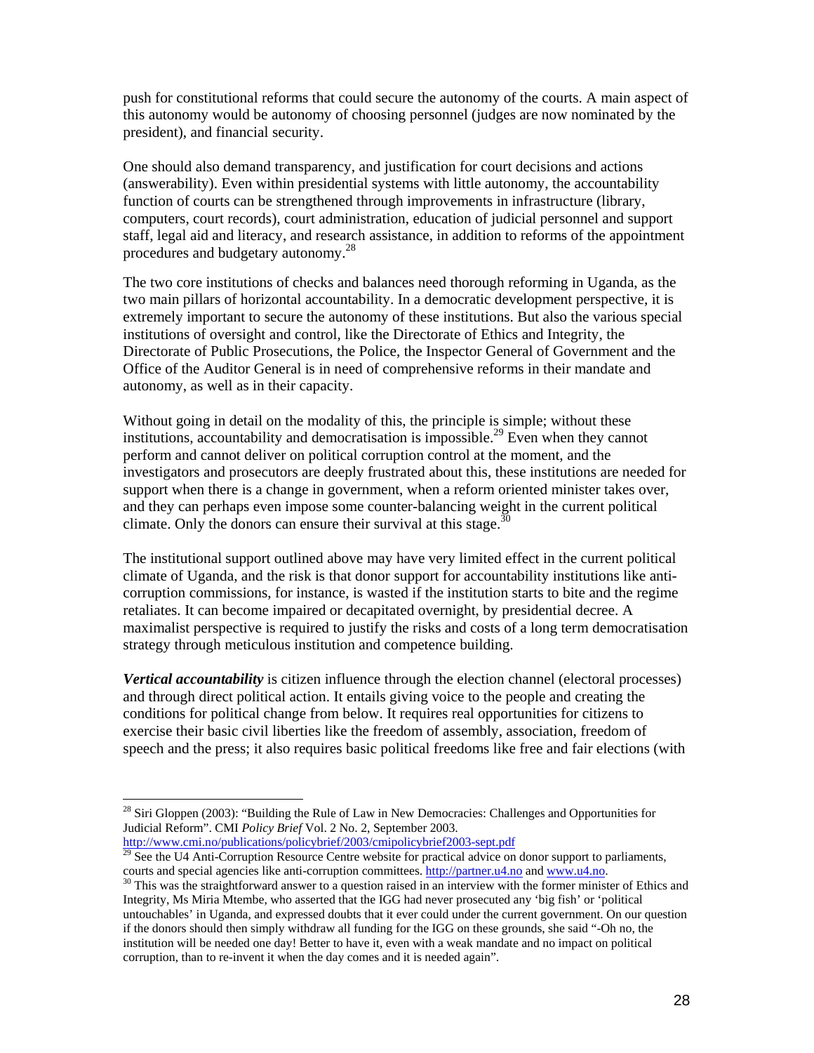push for constitutional reforms that could secure the autonomy of the courts. A main aspect of this autonomy would be autonomy of choosing personnel (judges are now nominated by the president), and financial security.

One should also demand transparency, and justification for court decisions and actions (answerability). Even within presidential systems with little autonomy, the accountability function of courts can be strengthened through improvements in infrastructure (library, computers, court records), court administration, education of judicial personnel and support staff, legal aid and literacy, and research assistance, in addition to reforms of the appointment procedures and budgetary autonomy.[28]

The two core institutions of checks and balances need thorough reforming in Uganda, as the two main pillars of horizontal accountability. In a democratic development perspective, it is extremely important to secure the autonomy of these institutions. But also the various special institutions of oversight and control, like the Directorate of Ethics and Integrity, the Directorate of Public Prosecutions, the Police, the Inspector General of Government and the Office of the Auditor General is in need of comprehensive reforms in their mandate and autonomy, as well as in their capacity.

Without going in detail on the modality of this, the principle is simple; without these institutions, accountability and democratisation is impossible.[29] Even when they cannot perform and cannot deliver on political corruption control at the moment, and the investigators and prosecutors are deeply frustrated about this, these institutions are needed for support when there is a change in government, when a reform oriented minister takes over, and they can perhaps even impose some counter-balancing weight in the current political climate. Only the donors can ensure their survival at this stage.[30]

The institutional support outlined above may have very limited effect in the current political climate of Uganda, and the risk is that donor support for accountability institutions like anti-corruption commissions, for instance, is wasted if the institution starts to bite and the regime retaliates. It can become impaired or decapitated overnight, by presidential decree. A maximalist perspective is required to justify the risks and costs of a long term democratisation strategy through meticulous institution and competence building.

***Vertical accountability*** is citizen influence through the election channel (electoral processes) and through direct political action. It entails giving voice to the people and creating the conditions for political change from below. It requires real opportunities for citizens to exercise their basic civil liberties like the freedom of assembly, association, freedom of speech and the press; it also requires basic political freedoms like free and fair elections (with

---

[28] Siri Gloppen (2003): "Building the Rule of Law in New Democracies: Challenges and Opportunities for Judicial Reform". CMI *Policy Brief* Vol. 2 No. 2, September 2003. http://www.cmi.no/publications/policybrief/2003/cmipolicybrief2003-sept.pdf

[29] See the U4 Anti-Corruption Resource Centre website for practical advice on donor support to parliaments, courts and special agencies like anti-corruption committees. http://partner.u4.no and www.u4.no.

[30] This was the straightforward answer to a question raised in an interview with the former minister of Ethics and Integrity, Ms Miria Mtembe, who asserted that the IGG had never prosecuted any 'big fish' or 'political untouchables' in Uganda, and expressed doubts that it ever could under the current government. On our question if the donors should then simply withdraw all funding for the IGG on these grounds, she said "-Oh no, the institution will be needed one day! Better to have it, even with a weak mandate and no impact on political corruption, than to re-invent it when the day comes and it is needed again".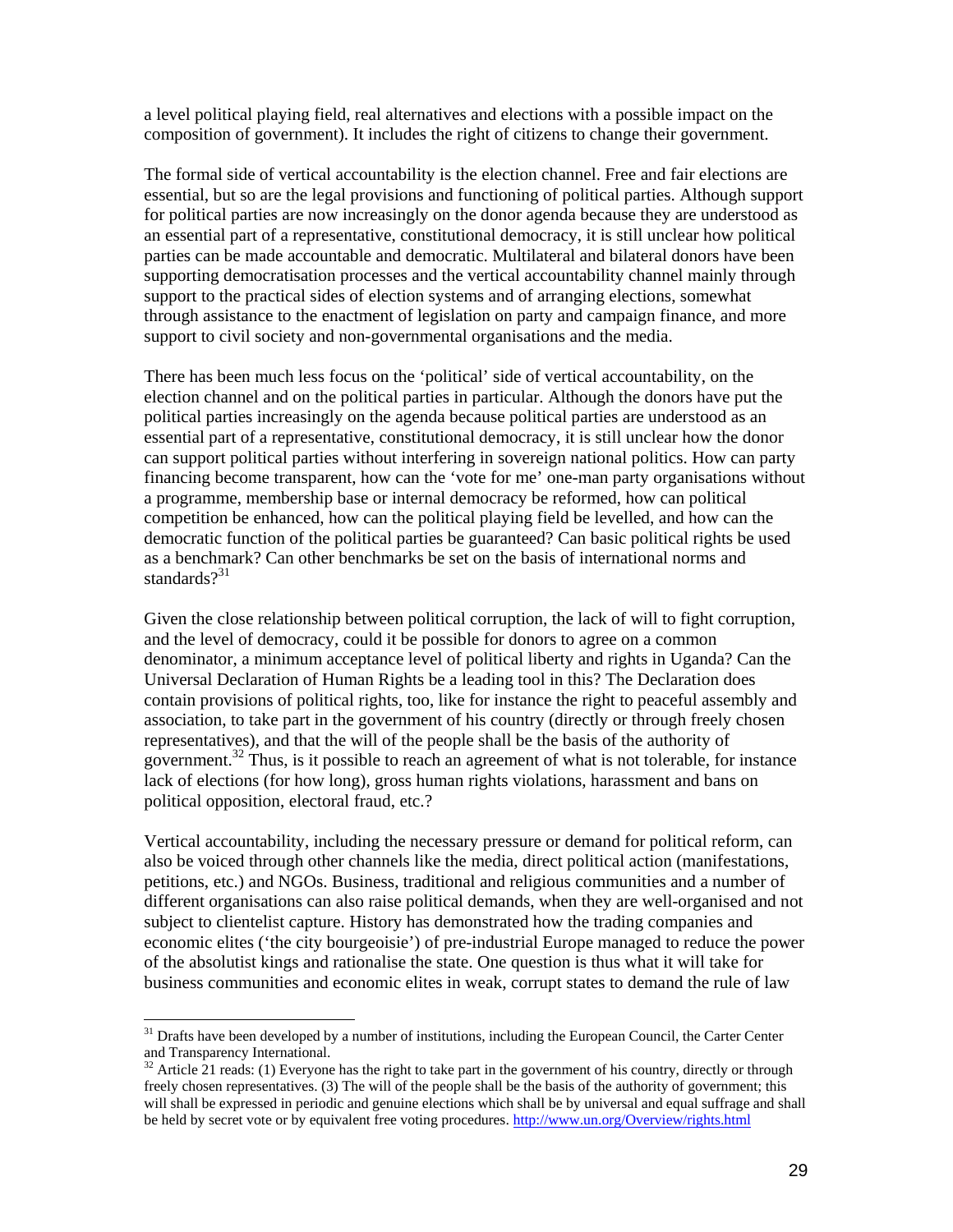a level political playing field, real alternatives and elections with a possible impact on the composition of government). It includes the right of citizens to change their government.

The formal side of vertical accountability is the election channel. Free and fair elections are essential, but so are the legal provisions and functioning of political parties. Although support for political parties are now increasingly on the donor agenda because they are understood as an essential part of a representative, constitutional democracy, it is still unclear how political parties can be made accountable and democratic. Multilateral and bilateral donors have been supporting democratisation processes and the vertical accountability channel mainly through support to the practical sides of election systems and of arranging elections, somewhat through assistance to the enactment of legislation on party and campaign finance, and more support to civil society and non-governmental organisations and the media.

There has been much less focus on the 'political' side of vertical accountability, on the election channel and on the political parties in particular. Although the donors have put the political parties increasingly on the agenda because political parties are understood as an essential part of a representative, constitutional democracy, it is still unclear how the donor can support political parties without interfering in sovereign national politics. How can party financing become transparent, how can the 'vote for me' one-man party organisations without a programme, membership base or internal democracy be reformed, how can political competition be enhanced, how can the political playing field be levelled, and how can the democratic function of the political parties be guaranteed? Can basic political rights be used as a benchmark? Can other benchmarks be set on the basis of international norms and standards?[31]

Given the close relationship between political corruption, the lack of will to fight corruption, and the level of democracy, could it be possible for donors to agree on a common denominator, a minimum acceptance level of political liberty and rights in Uganda? Can the Universal Declaration of Human Rights be a leading tool in this? The Declaration does contain provisions of political rights, too, like for instance the right to peaceful assembly and association, to take part in the government of his country (directly or through freely chosen representatives), and that the will of the people shall be the basis of the authority of government.[32] Thus, is it possible to reach an agreement of what is not tolerable, for instance lack of elections (for how long), gross human rights violations, harassment and bans on political opposition, electoral fraud, etc.?

Vertical accountability, including the necessary pressure or demand for political reform, can also be voiced through other channels like the media, direct political action (manifestations, petitions, etc.) and NGOs. Business, traditional and religious communities and a number of different organisations can also raise political demands, when they are well-organised and not subject to clientelist capture. History has demonstrated how the trading companies and economic elites ('the city bourgeoisie') of pre-industrial Europe managed to reduce the power of the absolutist kings and rationalise the state. One question is thus what it will take for business communities and economic elites in weak, corrupt states to demand the rule of law

---

[31] Drafts have been developed by a number of institutions, including the European Council, the Carter Center and Transparency International.

[32] Article 21 reads: (1) Everyone has the right to take part in the government of his country, directly or through freely chosen representatives. (3) The will of the people shall be the basis of the authority of government; this will shall be expressed in periodic and genuine elections which shall be by universal and equal suffrage and shall be held by secret vote or by equivalent free voting procedures. http://www.un.org/Overview/rights.html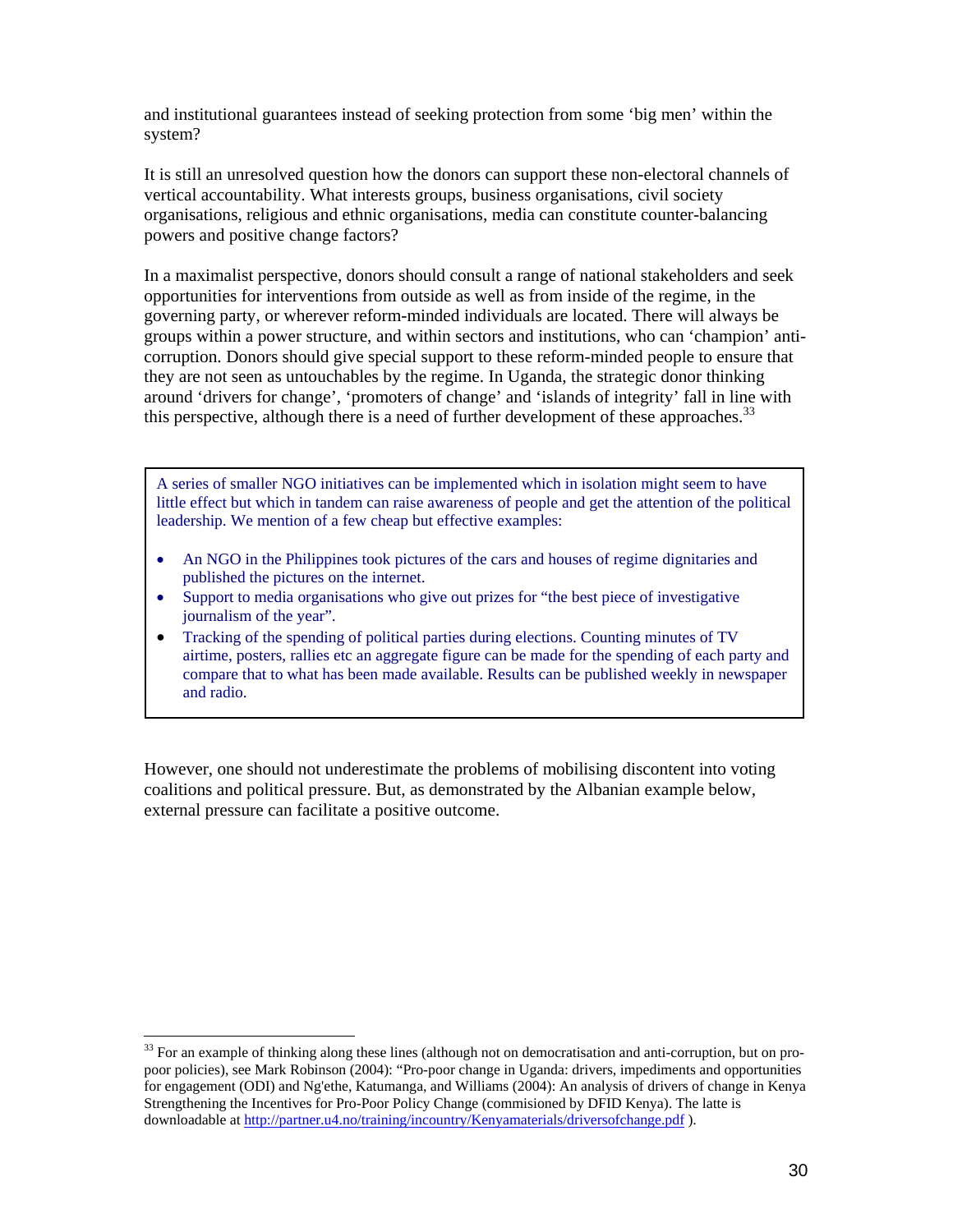and institutional guarantees instead of seeking protection from some 'big men' within the system?

It is still an unresolved question how the donors can support these non-electoral channels of vertical accountability. What interests groups, business organisations, civil society organisations, religious and ethnic organisations, media can constitute counter-balancing powers and positive change factors?

In a maximalist perspective, donors should consult a range of national stakeholders and seek opportunities for interventions from outside as well as from inside of the regime, in the governing party, or wherever reform-minded individuals are located. There will always be groups within a power structure, and within sectors and institutions, who can 'champion' anti-corruption. Donors should give special support to these reform-minded people to ensure that they are not seen as untouchables by the regime. In Uganda, the strategic donor thinking around 'drivers for change', 'promoters of change' and 'islands of integrity' fall in line with this perspective, although there is a need of further development of these approaches.[33]

> A series of smaller NGO initiatives can be implemented which in isolation might seem to have little effect but which in tandem can raise awareness of people and get the attention of the political leadership. We mention of a few cheap but effective examples:
>
> - An NGO in the Philippines took pictures of the cars and houses of regime dignitaries and published the pictures on the internet.
> - Support to media organisations who give out prizes for "the best piece of investigative journalism of the year".
> - Tracking of the spending of political parties during elections. Counting minutes of TV airtime, posters, rallies etc an aggregate figure can be made for the spending of each party and compare that to what has been made available. Results can be published weekly in newspaper and radio.

However, one should not underestimate the problems of mobilising discontent into voting coalitions and political pressure. But, as demonstrated by the Albanian example below, external pressure can facilitate a positive outcome.

---

[33] For an example of thinking along these lines (although not on democratisation and anti-corruption, but on pro-poor policies), see Mark Robinson (2004): "Pro-poor change in Uganda: drivers, impediments and opportunities for engagement (ODI) and Ng'ethe, Katumanga, and Williams (2004): An analysis of drivers of change in Kenya Strengthening the Incentives for Pro-Poor Policy Change (commisioned by DFID Kenya). The latte is downloadable at http://partner.u4.no/training/incountry/Kenyamaterials/driversofchange.pdf ).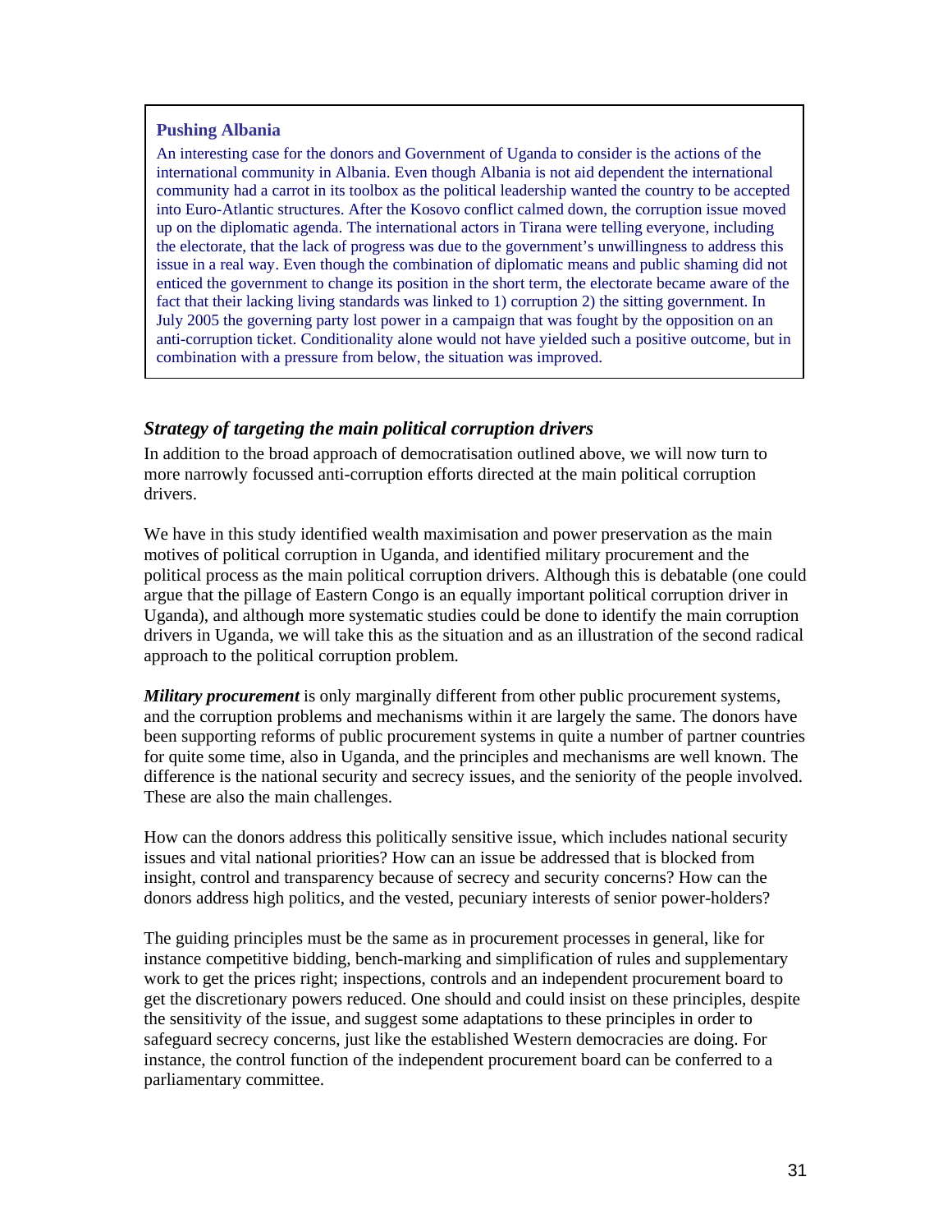**Pushing Albania**

An interesting case for the donors and Government of Uganda to consider is the actions of the international community in Albania. Even though Albania is not aid dependent the international community had a carrot in its toolbox as the political leadership wanted the country to be accepted into Euro-Atlantic structures. After the Kosovo conflict calmed down, the corruption issue moved up on the diplomatic agenda. The international actors in Tirana were telling everyone, including the electorate, that the lack of progress was due to the government's unwillingness to address this issue in a real way. Even though the combination of diplomatic means and public shaming did not enticed the government to change its position in the short term, the electorate became aware of the fact that their lacking living standards was linked to 1) corruption 2) the sitting government. In July 2005 the governing party lost power in a campaign that was fought by the opposition on an anti-corruption ticket. Conditionality alone would not have yielded such a positive outcome, but in combination with a pressure from below, the situation was improved.

### *Strategy of targeting the main political corruption drivers*

In addition to the broad approach of democratisation outlined above, we will now turn to more narrowly focussed anti-corruption efforts directed at the main political corruption drivers.

We have in this study identified wealth maximisation and power preservation as the main motives of political corruption in Uganda, and identified military procurement and the political process as the main political corruption drivers. Although this is debatable (one could argue that the pillage of Eastern Congo is an equally important political corruption driver in Uganda), and although more systematic studies could be done to identify the main corruption drivers in Uganda, we will take this as the situation and as an illustration of the second radical approach to the political corruption problem.

***Military procurement*** is only marginally different from other public procurement systems, and the corruption problems and mechanisms within it are largely the same. The donors have been supporting reforms of public procurement systems in quite a number of partner countries for quite some time, also in Uganda, and the principles and mechanisms are well known. The difference is the national security and secrecy issues, and the seniority of the people involved. These are also the main challenges.

How can the donors address this politically sensitive issue, which includes national security issues and vital national priorities? How can an issue be addressed that is blocked from insight, control and transparency because of secrecy and security concerns? How can the donors address high politics, and the vested, pecuniary interests of senior power-holders?

The guiding principles must be the same as in procurement processes in general, like for instance competitive bidding, bench-marking and simplification of rules and supplementary work to get the prices right; inspections, controls and an independent procurement board to get the discretionary powers reduced. One should and could insist on these principles, despite the sensitivity of the issue, and suggest some adaptations to these principles in order to safeguard secrecy concerns, just like the established Western democracies are doing. For instance, the control function of the independent procurement board can be conferred to a parliamentary committee.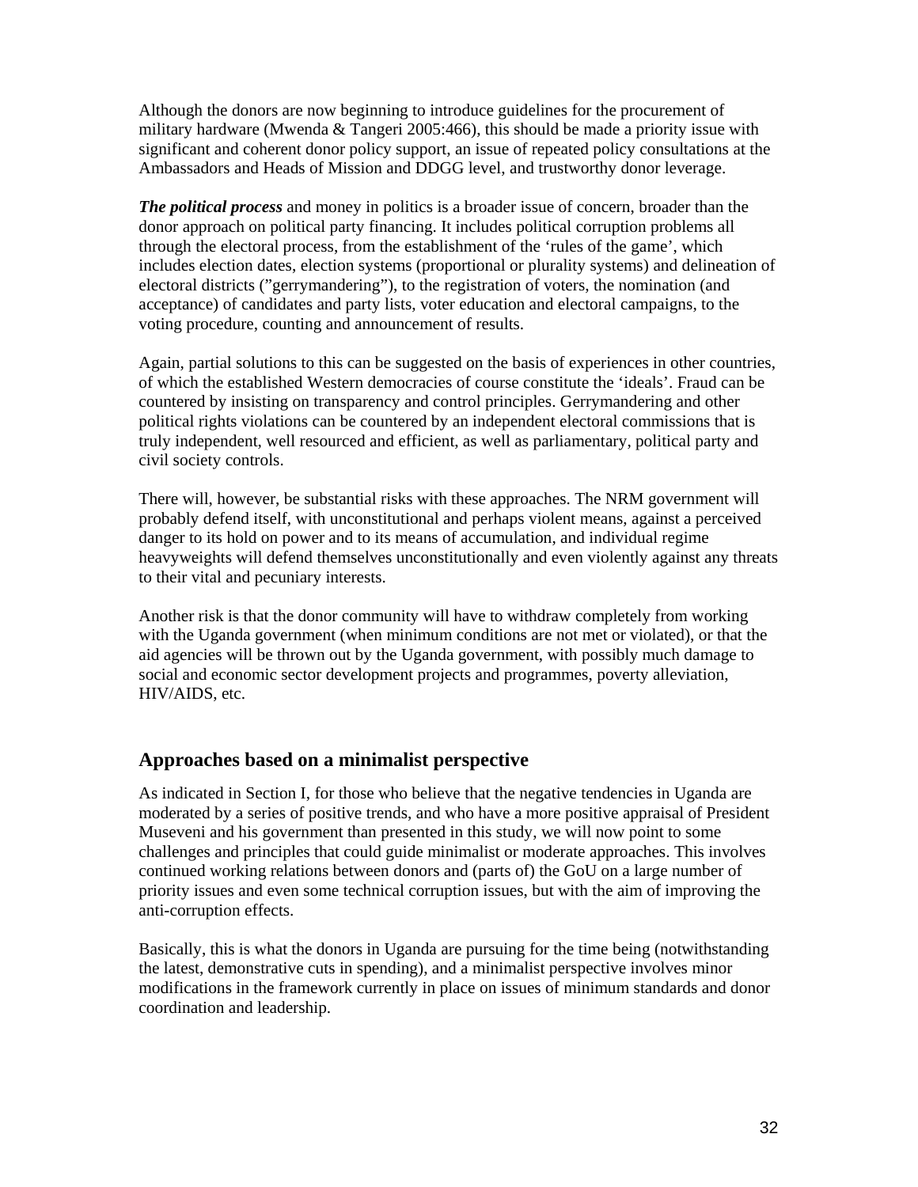Although the donors are now beginning to introduce guidelines for the procurement of military hardware (Mwenda & Tangeri 2005:466), this should be made a priority issue with significant and coherent donor policy support, an issue of repeated policy consultations at the Ambassadors and Heads of Mission and DDGG level, and trustworthy donor leverage.

***The political process*** and money in politics is a broader issue of concern, broader than the donor approach on political party financing. It includes political corruption problems all through the electoral process, from the establishment of the 'rules of the game', which includes election dates, election systems (proportional or plurality systems) and delineation of electoral districts ("gerrymandering"), to the registration of voters, the nomination (and acceptance) of candidates and party lists, voter education and electoral campaigns, to the voting procedure, counting and announcement of results.

Again, partial solutions to this can be suggested on the basis of experiences in other countries, of which the established Western democracies of course constitute the 'ideals'. Fraud can be countered by insisting on transparency and control principles. Gerrymandering and other political rights violations can be countered by an independent electoral commissions that is truly independent, well resourced and efficient, as well as parliamentary, political party and civil society controls.

There will, however, be substantial risks with these approaches. The NRM government will probably defend itself, with unconstitutional and perhaps violent means, against a perceived danger to its hold on power and to its means of accumulation, and individual regime heavyweights will defend themselves unconstitutionally and even violently against any threats to their vital and pecuniary interests.

Another risk is that the donor community will have to withdraw completely from working with the Uganda government (when minimum conditions are not met or violated), or that the aid agencies will be thrown out by the Uganda government, with possibly much damage to social and economic sector development projects and programmes, poverty alleviation, HIV/AIDS, etc.

## Approaches based on a minimalist perspective

As indicated in Section I, for those who believe that the negative tendencies in Uganda are moderated by a series of positive trends, and who have a more positive appraisal of President Museveni and his government than presented in this study, we will now point to some challenges and principles that could guide minimalist or moderate approaches. This involves continued working relations between donors and (parts of) the GoU on a large number of priority issues and even some technical corruption issues, but with the aim of improving the anti-corruption effects.

Basically, this is what the donors in Uganda are pursuing for the time being (notwithstanding the latest, demonstrative cuts in spending), and a minimalist perspective involves minor modifications in the framework currently in place on issues of minimum standards and donor coordination and leadership.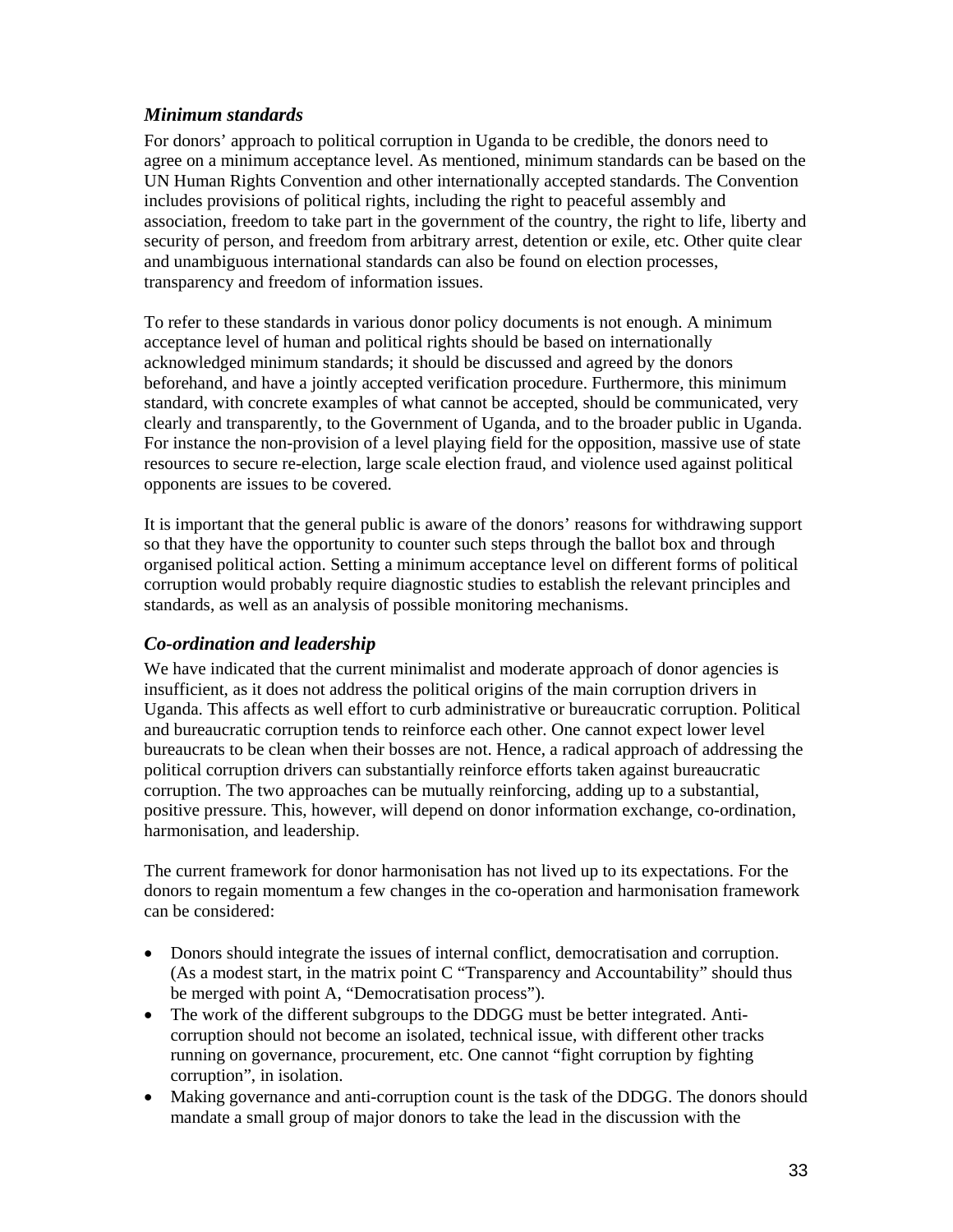### *Minimum standards*

For donors' approach to political corruption in Uganda to be credible, the donors need to agree on a minimum acceptance level. As mentioned, minimum standards can be based on the UN Human Rights Convention and other internationally accepted standards. The Convention includes provisions of political rights, including the right to peaceful assembly and association, freedom to take part in the government of the country, the right to life, liberty and security of person, and freedom from arbitrary arrest, detention or exile, etc. Other quite clear and unambiguous international standards can also be found on election processes, transparency and freedom of information issues.

To refer to these standards in various donor policy documents is not enough. A minimum acceptance level of human and political rights should be based on internationally acknowledged minimum standards; it should be discussed and agreed by the donors beforehand, and have a jointly accepted verification procedure. Furthermore, this minimum standard, with concrete examples of what cannot be accepted, should be communicated, very clearly and transparently, to the Government of Uganda, and to the broader public in Uganda. For instance the non-provision of a level playing field for the opposition, massive use of state resources to secure re-election, large scale election fraud, and violence used against political opponents are issues to be covered.

It is important that the general public is aware of the donors' reasons for withdrawing support so that they have the opportunity to counter such steps through the ballot box and through organised political action. Setting a minimum acceptance level on different forms of political corruption would probably require diagnostic studies to establish the relevant principles and standards, as well as an analysis of possible monitoring mechanisms.

### *Co-ordination and leadership*

We have indicated that the current minimalist and moderate approach of donor agencies is insufficient, as it does not address the political origins of the main corruption drivers in Uganda. This affects as well effort to curb administrative or bureaucratic corruption. Political and bureaucratic corruption tends to reinforce each other. One cannot expect lower level bureaucrats to be clean when their bosses are not. Hence, a radical approach of addressing the political corruption drivers can substantially reinforce efforts taken against bureaucratic corruption. The two approaches can be mutually reinforcing, adding up to a substantial, positive pressure. This, however, will depend on donor information exchange, co-ordination, harmonisation, and leadership.

The current framework for donor harmonisation has not lived up to its expectations. For the donors to regain momentum a few changes in the co-operation and harmonisation framework can be considered:

- Donors should integrate the issues of internal conflict, democratisation and corruption. (As a modest start, in the matrix point C "Transparency and Accountability" should thus be merged with point A, "Democratisation process").
- The work of the different subgroups to the DDGG must be better integrated. Anti-corruption should not become an isolated, technical issue, with different other tracks running on governance, procurement, etc. One cannot "fight corruption by fighting corruption", in isolation.
- Making governance and anti-corruption count is the task of the DDGG. The donors should mandate a small group of major donors to take the lead in the discussion with the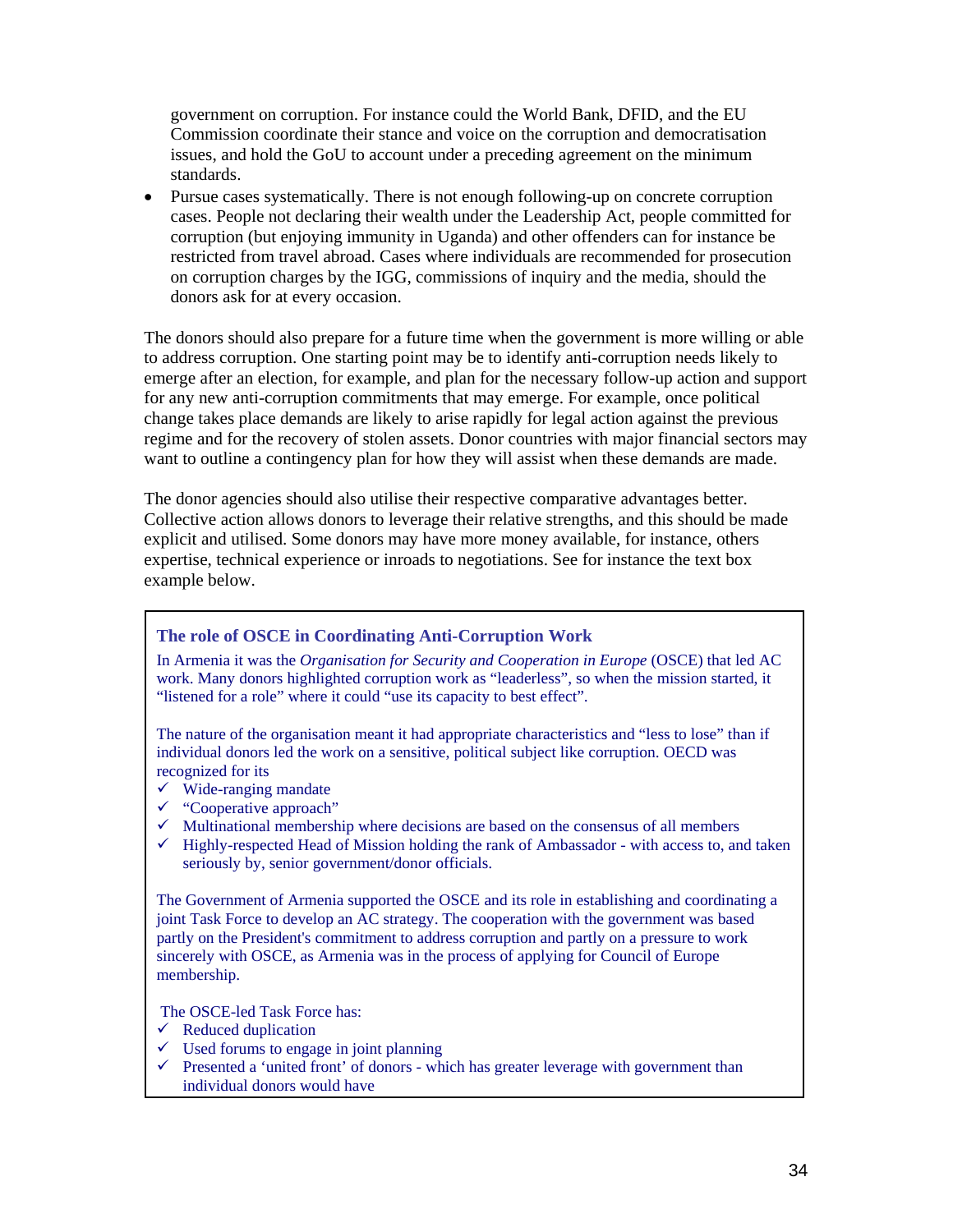government on corruption. For instance could the World Bank, DFID, and the EU Commission coordinate their stance and voice on the corruption and democratisation issues, and hold the GoU to account under a preceding agreement on the minimum standards.

- Pursue cases systematically. There is not enough following-up on concrete corruption cases. People not declaring their wealth under the Leadership Act, people committed for corruption (but enjoying immunity in Uganda) and other offenders can for instance be restricted from travel abroad. Cases where individuals are recommended for prosecution on corruption charges by the IGG, commissions of inquiry and the media, should the donors ask for at every occasion.

The donors should also prepare for a future time when the government is more willing or able to address corruption. One starting point may be to identify anti-corruption needs likely to emerge after an election, for example, and plan for the necessary follow-up action and support for any new anti-corruption commitments that may emerge. For example, once political change takes place demands are likely to arise rapidly for legal action against the previous regime and for the recovery of stolen assets. Donor countries with major financial sectors may want to outline a contingency plan for how they will assist when these demands are made.

The donor agencies should also utilise their respective comparative advantages better. Collective action allows donors to leverage their relative strengths, and this should be made explicit and utilised. Some donors may have more money available, for instance, others expertise, technical experience or inroads to negotiations. See for instance the text box example below.

> **The role of OSCE in Coordinating Anti-Corruption Work**
>
> In Armenia it was the *Organisation for Security and Cooperation in Europe* (OSCE) that led AC work. Many donors highlighted corruption work as "leaderless", so when the mission started, it "listened for a role" where it could "use its capacity to best effect".
>
> The nature of the organisation meant it had appropriate characteristics and "less to lose" than if individual donors led the work on a sensitive, political subject like corruption. OECD was recognized for its
>
> - ✓ Wide-ranging mandate
> - ✓ "Cooperative approach"
> - ✓ Multinational membership where decisions are based on the consensus of all members
> - ✓ Highly-respected Head of Mission holding the rank of Ambassador - with access to, and taken seriously by, senior government/donor officials.
>
> The Government of Armenia supported the OSCE and its role in establishing and coordinating a joint Task Force to develop an AC strategy. The cooperation with the government was based partly on the President's commitment to address corruption and partly on a pressure to work sincerely with OSCE, as Armenia was in the process of applying for Council of Europe membership.
>
> The OSCE-led Task Force has:
>
> - ✓ Reduced duplication
> - ✓ Used forums to engage in joint planning
> - ✓ Presented a 'united front' of donors - which has greater leverage with government than individual donors would have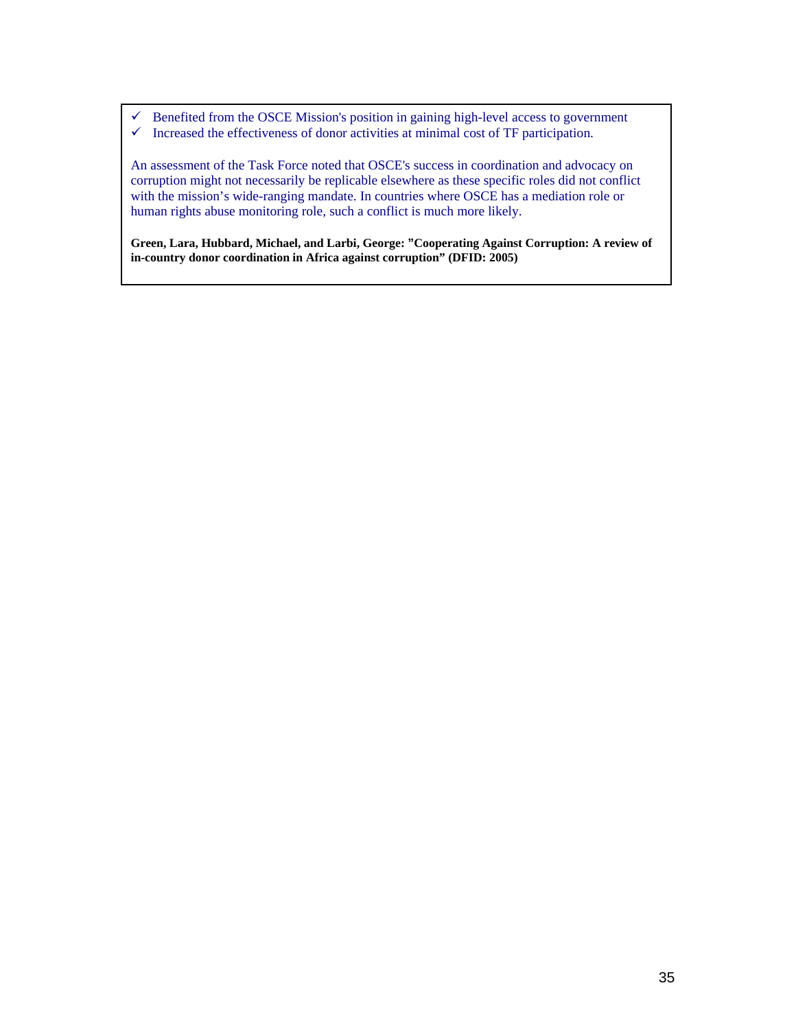- ✓ Benefited from the OSCE Mission's position in gaining high-level access to government
- ✓ Increased the effectiveness of donor activities at minimal cost of TF participation.

An assessment of the Task Force noted that OSCE's success in coordination and advocacy on corruption might not necessarily be replicable elsewhere as these specific roles did not conflict with the mission's wide-ranging mandate. In countries where OSCE has a mediation role or human rights abuse monitoring role, such a conflict is much more likely.

**Green, Lara, Hubbard, Michael, and Larbi, George: "Cooperating Against Corruption: A review of in-country donor coordination in Africa against corruption" (DFID: 2005)**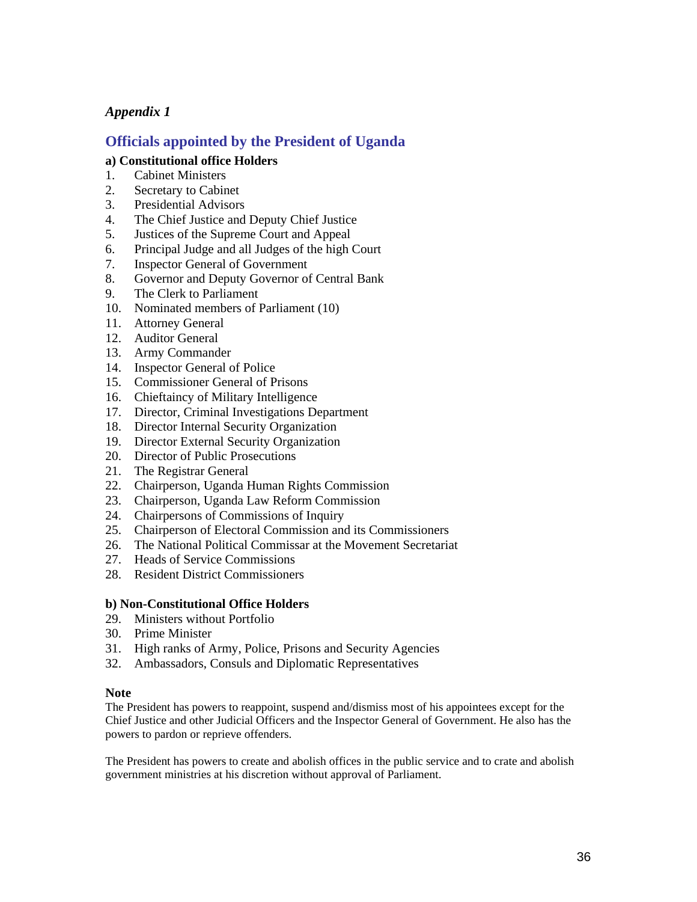*Appendix 1*

## Officials appointed by the President of Uganda

**a) Constitutional office Holders**

1. Cabinet Ministers
2. Secretary to Cabinet
3. Presidential Advisors
4. The Chief Justice and Deputy Chief Justice
5. Justices of the Supreme Court and Appeal
6. Principal Judge and all Judges of the high Court
7. Inspector General of Government
8. Governor and Deputy Governor of Central Bank
9. The Clerk to Parliament
10. Nominated members of Parliament (10)
11. Attorney General
12. Auditor General
13. Army Commander
14. Inspector General of Police
15. Commissioner General of Prisons
16. Chieftaincy of Military Intelligence
17. Director, Criminal Investigations Department
18. Director Internal Security Organization
19. Director External Security Organization
20. Director of Public Prosecutions
21. The Registrar General
22. Chairperson, Uganda Human Rights Commission
23. Chairperson, Uganda Law Reform Commission
24. Chairpersons of Commissions of Inquiry
25. Chairperson of Electoral Commission and its Commissioners
26. The National Political Commissar at the Movement Secretariat
27. Heads of Service Commissions
28. Resident District Commissioners

**b) Non-Constitutional Office Holders**

29. Ministers without Portfolio
30. Prime Minister
31. High ranks of Army, Police, Prisons and Security Agencies
32. Ambassadors, Consuls and Diplomatic Representatives

**Note**

The President has powers to reappoint, suspend and/dismiss most of his appointees except for the Chief Justice and other Judicial Officers and the Inspector General of Government. He also has the powers to pardon or reprieve offenders.

The President has powers to create and abolish offices in the public service and to crate and abolish government ministries at his discretion without approval of Parliament.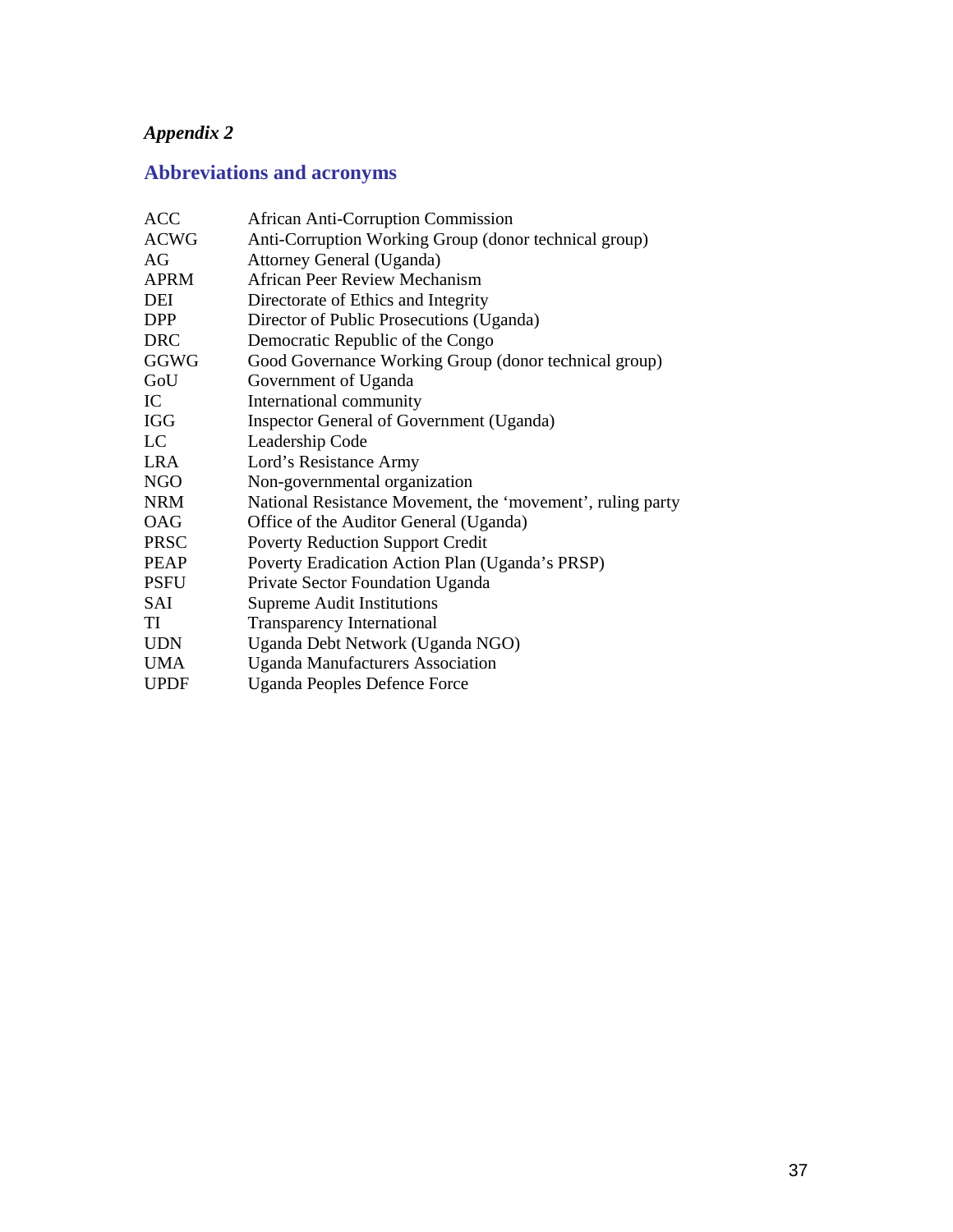*Appendix 2*

## Abbreviations and acronyms

| | |
|---|---|
| ACC | African Anti-Corruption Commission |
| ACWG | Anti-Corruption Working Group (donor technical group) |
| AG | Attorney General (Uganda) |
| APRM | African Peer Review Mechanism |
| DEI | Directorate of Ethics and Integrity |
| DPP | Director of Public Prosecutions (Uganda) |
| DRC | Democratic Republic of the Congo |
| GGWG | Good Governance Working Group (donor technical group) |
| GoU | Government of Uganda |
| IC | International community |
| IGG | Inspector General of Government (Uganda) |
| LC | Leadership Code |
| LRA | Lord's Resistance Army |
| NGO | Non-governmental organization |
| NRM | National Resistance Movement, the 'movement', ruling party |
| OAG | Office of the Auditor General (Uganda) |
| PRSC | Poverty Reduction Support Credit |
| PEAP | Poverty Eradication Action Plan (Uganda's PRSP) |
| PSFU | Private Sector Foundation Uganda |
| SAI | Supreme Audit Institutions |
| TI | Transparency International |
| UDN | Uganda Debt Network (Uganda NGO) |
| UMA | Uganda Manufacturers Association |
| UPDF | Uganda Peoples Defence Force |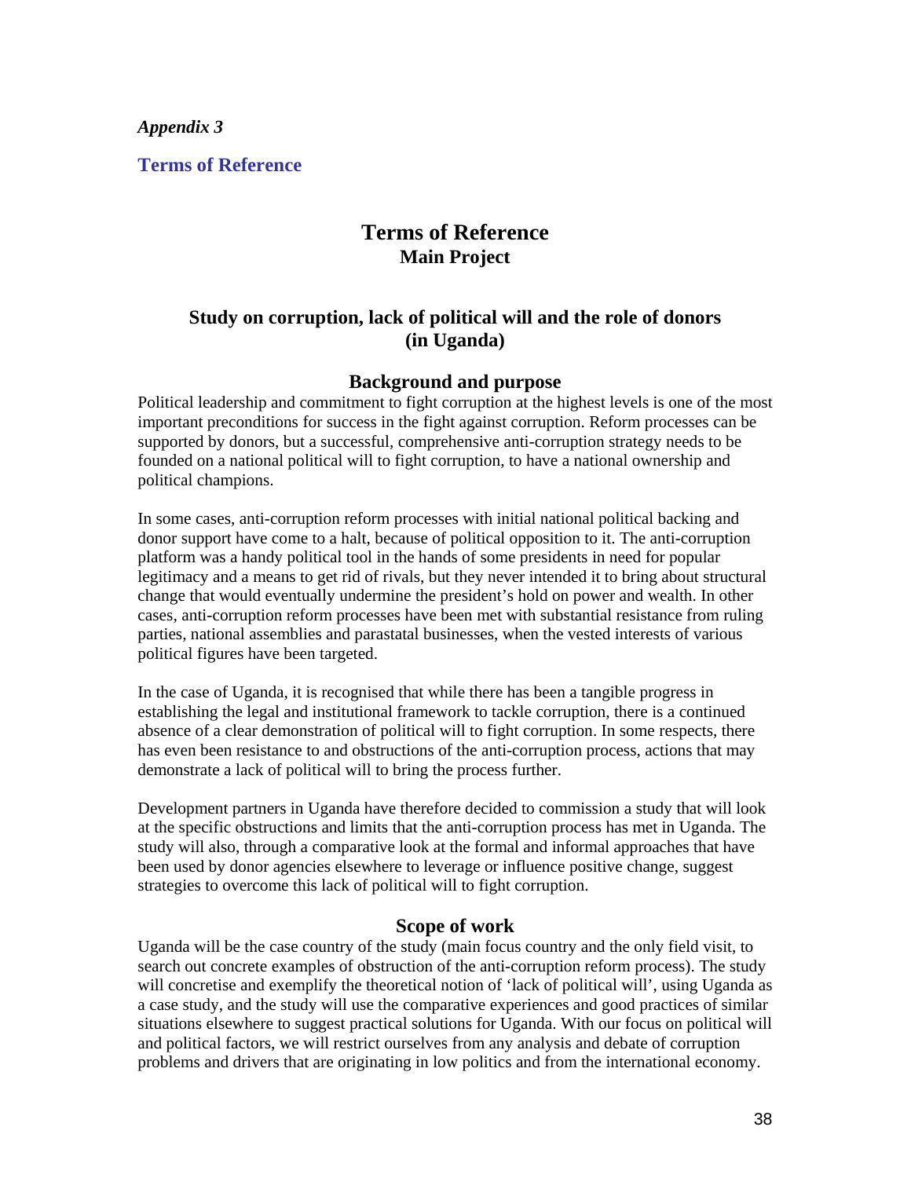*Appendix 3*

## Terms of Reference

# Terms of Reference
**Main Project**

## Study on corruption, lack of political will and the role of donors (in Uganda)

### Background and purpose

Political leadership and commitment to fight corruption at the highest levels is one of the most important preconditions for success in the fight against corruption. Reform processes can be supported by donors, but a successful, comprehensive anti-corruption strategy needs to be founded on a national political will to fight corruption, to have a national ownership and political champions.

In some cases, anti-corruption reform processes with initial national political backing and donor support have come to a halt, because of political opposition to it. The anti-corruption platform was a handy political tool in the hands of some presidents in need for popular legitimacy and a means to get rid of rivals, but they never intended it to bring about structural change that would eventually undermine the president's hold on power and wealth. In other cases, anti-corruption reform processes have been met with substantial resistance from ruling parties, national assemblies and parastatal businesses, when the vested interests of various political figures have been targeted.

In the case of Uganda, it is recognised that while there has been a tangible progress in establishing the legal and institutional framework to tackle corruption, there is a continued absence of a clear demonstration of political will to fight corruption. In some respects, there has even been resistance to and obstructions of the anti-corruption process, actions that may demonstrate a lack of political will to bring the process further.

Development partners in Uganda have therefore decided to commission a study that will look at the specific obstructions and limits that the anti-corruption process has met in Uganda. The study will also, through a comparative look at the formal and informal approaches that have been used by donor agencies elsewhere to leverage or influence positive change, suggest strategies to overcome this lack of political will to fight corruption.

### Scope of work

Uganda will be the case country of the study (main focus country and the only field visit, to search out concrete examples of obstruction of the anti-corruption reform process). The study will concretise and exemplify the theoretical notion of 'lack of political will', using Uganda as a case study, and the study will use the comparative experiences and good practices of similar situations elsewhere to suggest practical solutions for Uganda. With our focus on political will and political factors, we will restrict ourselves from any analysis and debate of corruption problems and drivers that are originating in low politics and from the international economy.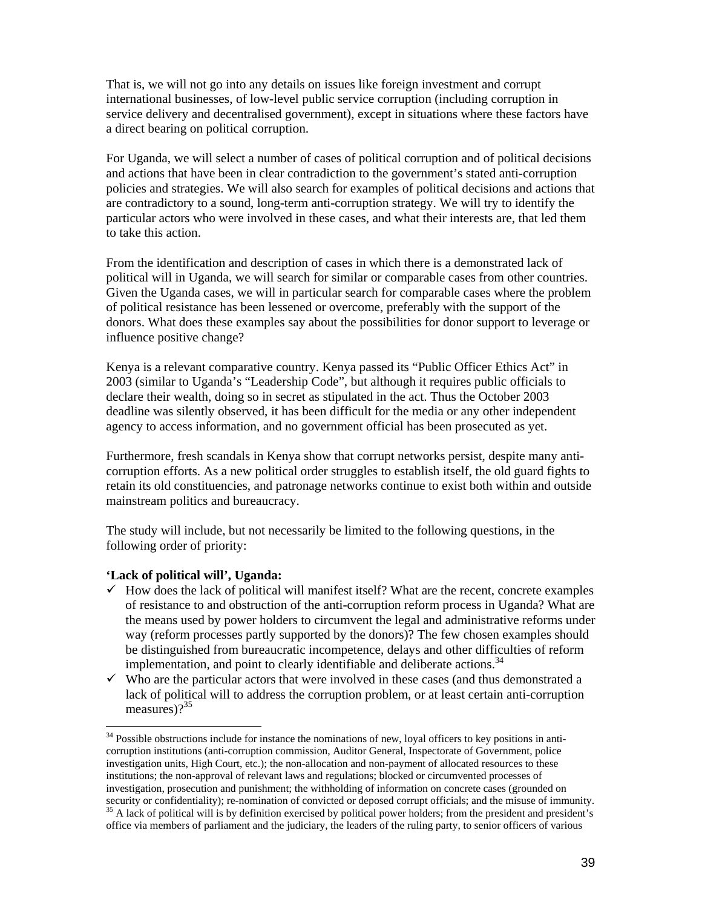That is, we will not go into any details on issues like foreign investment and corrupt international businesses, of low-level public service corruption (including corruption in service delivery and decentralised government), except in situations where these factors have a direct bearing on political corruption.

For Uganda, we will select a number of cases of political corruption and of political decisions and actions that have been in clear contradiction to the government's stated anti-corruption policies and strategies. We will also search for examples of political decisions and actions that are contradictory to a sound, long-term anti-corruption strategy. We will try to identify the particular actors who were involved in these cases, and what their interests are, that led them to take this action.

From the identification and description of cases in which there is a demonstrated lack of political will in Uganda, we will search for similar or comparable cases from other countries. Given the Uganda cases, we will in particular search for comparable cases where the problem of political resistance has been lessened or overcome, preferably with the support of the donors. What does these examples say about the possibilities for donor support to leverage or influence positive change?

Kenya is a relevant comparative country. Kenya passed its "Public Officer Ethics Act" in 2003 (similar to Uganda's "Leadership Code", but although it requires public officials to declare their wealth, doing so in secret as stipulated in the act. Thus the October 2003 deadline was silently observed, it has been difficult for the media or any other independent agency to access information, and no government official has been prosecuted as yet.

Furthermore, fresh scandals in Kenya show that corrupt networks persist, despite many anti-corruption efforts. As a new political order struggles to establish itself, the old guard fights to retain its old constituencies, and patronage networks continue to exist both within and outside mainstream politics and bureaucracy.

The study will include, but not necessarily be limited to the following questions, in the following order of priority:

**'Lack of political will', Uganda:**

- ✓ How does the lack of political will manifest itself? What are the recent, concrete examples of resistance to and obstruction of the anti-corruption reform process in Uganda? What are the means used by power holders to circumvent the legal and administrative reforms under way (reform processes partly supported by the donors)? The few chosen examples should be distinguished from bureaucratic incompetence, delays and other difficulties of reform implementation, and point to clearly identifiable and deliberate actions.[34]
- ✓ Who are the particular actors that were involved in these cases (and thus demonstrated a lack of political will to address the corruption problem, or at least certain anti-corruption measures)?[35]

---

[34] Possible obstructions include for instance the nominations of new, loyal officers to key positions in anti-corruption institutions (anti-corruption commission, Auditor General, Inspectorate of Government, police investigation units, High Court, etc.); the non-allocation and non-payment of allocated resources to these institutions; the non-approval of relevant laws and regulations; blocked or circumvented processes of investigation, prosecution and punishment; the withholding of information on concrete cases (grounded on security or confidentiality); re-nomination of convicted or deposed corrupt officials; and the misuse of immunity.

[35] A lack of political will is by definition exercised by political power holders; from the president and president's office via members of parliament and the judiciary, the leaders of the ruling party, to senior officers of various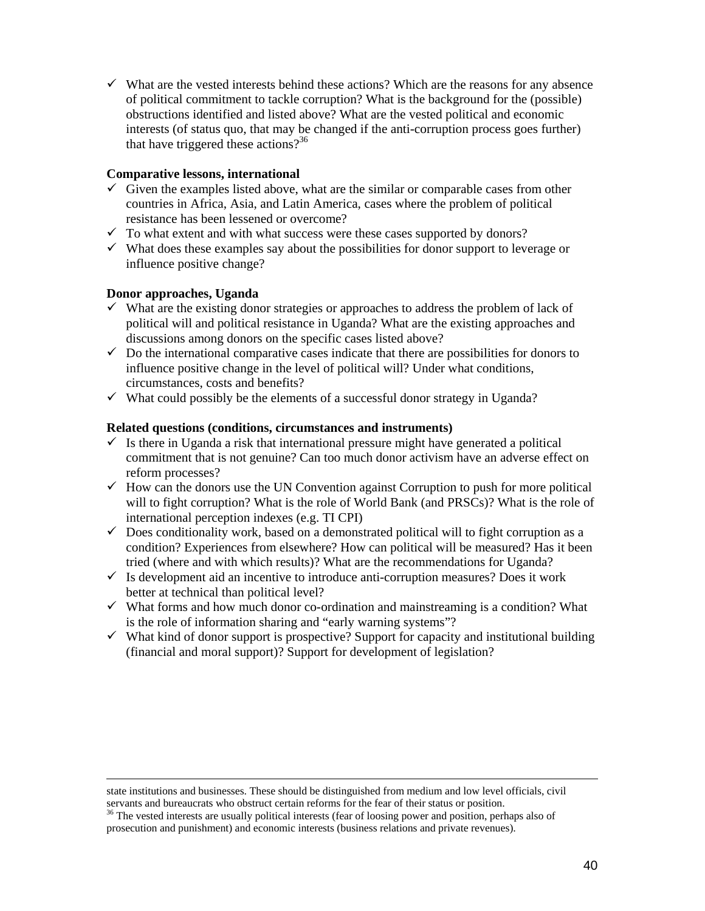- ✓ What are the vested interests behind these actions? Which are the reasons for any absence of political commitment to tackle corruption? What is the background for the (possible) obstructions identified and listed above? What are the vested political and economic interests (of status quo, that may be changed if the anti-corruption process goes further) that have triggered these actions?[36]

**Comparative lessons, international**

- ✓ Given the examples listed above, what are the similar or comparable cases from other countries in Africa, Asia, and Latin America, cases where the problem of political resistance has been lessened or overcome?
- ✓ To what extent and with what success were these cases supported by donors?
- ✓ What does these examples say about the possibilities for donor support to leverage or influence positive change?

**Donor approaches, Uganda**

- ✓ What are the existing donor strategies or approaches to address the problem of lack of political will and political resistance in Uganda? What are the existing approaches and discussions among donors on the specific cases listed above?
- ✓ Do the international comparative cases indicate that there are possibilities for donors to influence positive change in the level of political will? Under what conditions, circumstances, costs and benefits?
- ✓ What could possibly be the elements of a successful donor strategy in Uganda?

**Related questions (conditions, circumstances and instruments)**

- ✓ Is there in Uganda a risk that international pressure might have generated a political commitment that is not genuine? Can too much donor activism have an adverse effect on reform processes?
- ✓ How can the donors use the UN Convention against Corruption to push for more political will to fight corruption? What is the role of World Bank (and PRSCs)? What is the role of international perception indexes (e.g. TI CPI)
- ✓ Does conditionality work, based on a demonstrated political will to fight corruption as a condition? Experiences from elsewhere? How can political will be measured? Has it been tried (where and with which results)? What are the recommendations for Uganda?
- ✓ Is development aid an incentive to introduce anti-corruption measures? Does it work better at technical than political level?
- ✓ What forms and how much donor co-ordination and mainstreaming is a condition? What is the role of information sharing and "early warning systems"?
- ✓ What kind of donor support is prospective? Support for capacity and institutional building (financial and moral support)? Support for development of legislation?

---

state institutions and businesses. These should be distinguished from medium and low level officials, civil servants and bureaucrats who obstruct certain reforms for the fear of their status or position.

[36] The vested interests are usually political interests (fear of loosing power and position, perhaps also of prosecution and punishment) and economic interests (business relations and private revenues).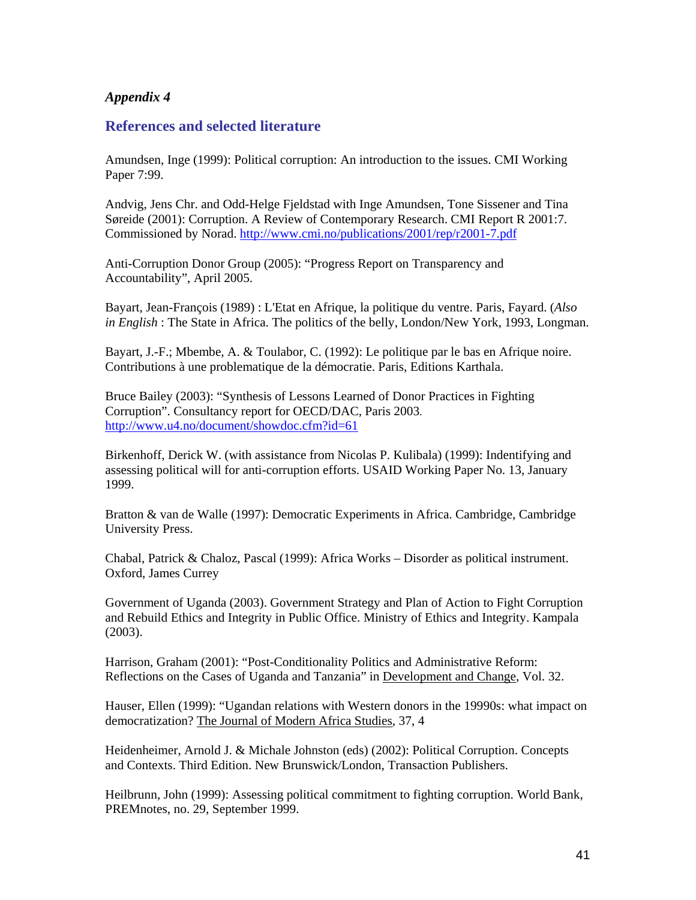*Appendix 4*

## References and selected literature

Amundsen, Inge (1999): Political corruption: An introduction to the issues. CMI Working Paper 7:99.

Andvig, Jens Chr. and Odd-Helge Fjeldstad with Inge Amundsen, Tone Sissener and Tina Søreide (2001): Corruption. A Review of Contemporary Research. CMI Report R 2001:7. Commissioned by Norad. http://www.cmi.no/publications/2001/rep/r2001-7.pdf

Anti-Corruption Donor Group (2005): "Progress Report on Transparency and Accountability", April 2005.

Bayart, Jean-François (1989) : L'Etat en Afrique, la politique du ventre. Paris, Fayard. (*Also in English* : The State in Africa. The politics of the belly, London/New York, 1993, Longman.

Bayart, J.-F.; Mbembe, A. & Toulabor, C. (1992): Le politique par le bas en Afrique noire. Contributions à une problematique de la démocratie. Paris, Editions Karthala.

Bruce Bailey (2003): "Synthesis of Lessons Learned of Donor Practices in Fighting Corruption". Consultancy report for OECD/DAC, Paris 2003. http://www.u4.no/document/showdoc.cfm?id=61

Birkenhoff, Derick W. (with assistance from Nicolas P. Kulibala) (1999): Indentifying and assessing political will for anti-corruption efforts. USAID Working Paper No. 13, January 1999.

Bratton & van de Walle (1997): Democratic Experiments in Africa. Cambridge, Cambridge University Press.

Chabal, Patrick & Chaloz, Pascal (1999): Africa Works – Disorder as political instrument. Oxford, James Currey

Government of Uganda (2003). Government Strategy and Plan of Action to Fight Corruption and Rebuild Ethics and Integrity in Public Office. Ministry of Ethics and Integrity. Kampala (2003).

Harrison, Graham (2001): "Post-Conditionality Politics and Administrative Reform: Reflections on the Cases of Uganda and Tanzania" in Development and Change, Vol. 32.

Hauser, Ellen (1999): "Ugandan relations with Western donors in the 19990s: what impact on democratization? The Journal of Modern Africa Studies, 37, 4

Heidenheimer, Arnold J. & Michale Johnston (eds) (2002): Political Corruption. Concepts and Contexts. Third Edition. New Brunswick/London, Transaction Publishers.

Heilbrunn, John (1999): Assessing political commitment to fighting corruption. World Bank, PREMnotes, no. 29, September 1999.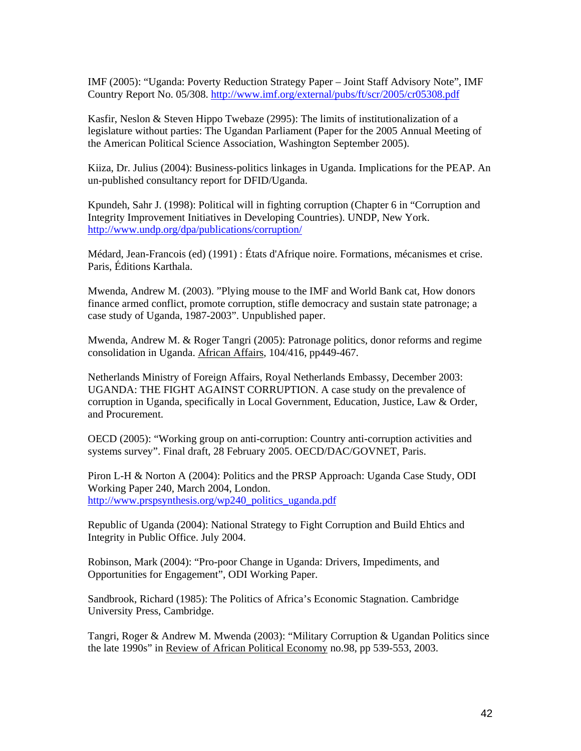IMF (2005): "Uganda: Poverty Reduction Strategy Paper – Joint Staff Advisory Note", IMF Country Report No. 05/308. http://www.imf.org/external/pubs/ft/scr/2005/cr05308.pdf

Kasfir, Neslon & Steven Hippo Twebaze (2995): The limits of institutionalization of a legislature without parties: The Ugandan Parliament (Paper for the 2005 Annual Meeting of the American Political Science Association, Washington September 2005).

Kiiza, Dr. Julius (2004): Business-politics linkages in Uganda. Implications for the PEAP. An un-published consultancy report for DFID/Uganda.

Kpundeh, Sahr J. (1998): Political will in fighting corruption (Chapter 6 in "Corruption and Integrity Improvement Initiatives in Developing Countries). UNDP, New York. http://www.undp.org/dpa/publications/corruption/

Médard, Jean-Francois (ed) (1991) : États d'Afrique noire. Formations, mécanismes et crise. Paris, Éditions Karthala.

Mwenda, Andrew M. (2003). "Plying mouse to the IMF and World Bank cat, How donors finance armed conflict, promote corruption, stifle democracy and sustain state patronage; a case study of Uganda, 1987-2003". Unpublished paper.

Mwenda, Andrew M. & Roger Tangri (2005): Patronage politics, donor reforms and regime consolidation in Uganda. African Affairs, 104/416, pp449-467.

Netherlands Ministry of Foreign Affairs, Royal Netherlands Embassy, December 2003: UGANDA: THE FIGHT AGAINST CORRUPTION. A case study on the prevalence of corruption in Uganda, specifically in Local Government, Education, Justice, Law & Order, and Procurement.

OECD (2005): "Working group on anti-corruption: Country anti-corruption activities and systems survey". Final draft, 28 February 2005. OECD/DAC/GOVNET, Paris.

Piron L-H & Norton A (2004): Politics and the PRSP Approach: Uganda Case Study, ODI Working Paper 240, March 2004, London. http://www.prspsynthesis.org/wp240_politics_uganda.pdf

Republic of Uganda (2004): National Strategy to Fight Corruption and Build Ehtics and Integrity in Public Office. July 2004.

Robinson, Mark (2004): "Pro-poor Change in Uganda: Drivers, Impediments, and Opportunities for Engagement", ODI Working Paper.

Sandbrook, Richard (1985): The Politics of Africa's Economic Stagnation. Cambridge University Press, Cambridge.

Tangri, Roger & Andrew M. Mwenda (2003): "Military Corruption & Ugandan Politics since the late 1990s" in Review of African Political Economy no.98, pp 539-553, 2003.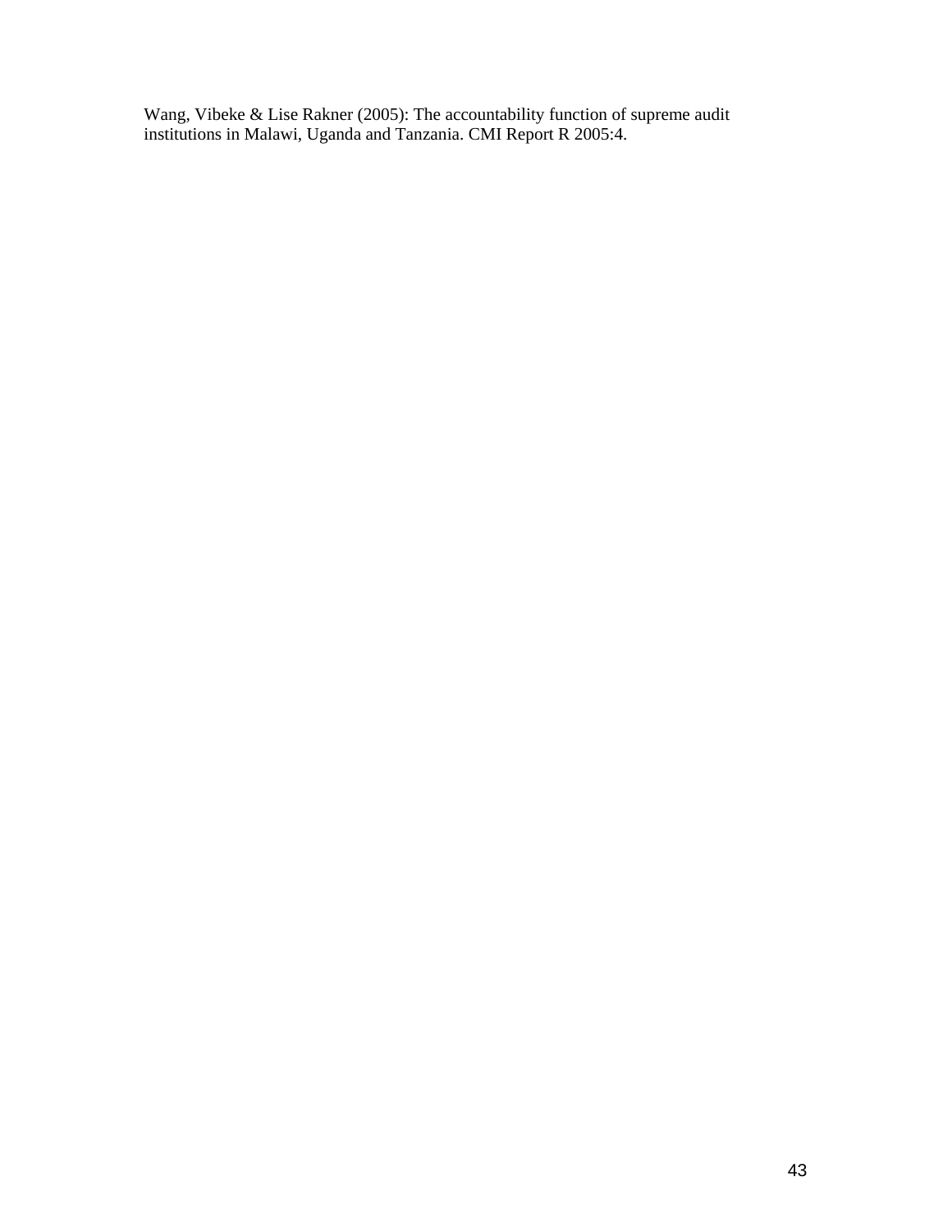Wang, Vibeke & Lise Rakner (2005): The accountability function of supreme audit institutions in Malawi, Uganda and Tanzania. CMI Report R 2005:4.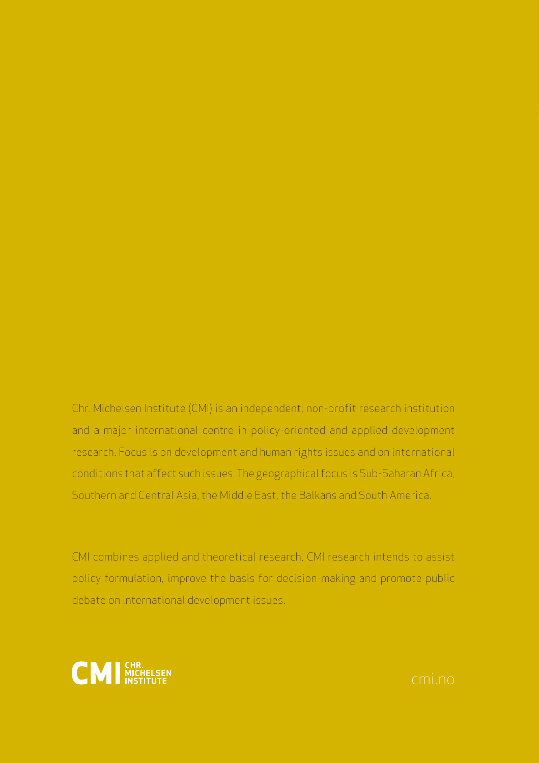Chr. Michelsen Institute (CMI) is an independent, non-profit research institution and a major international centre in policy-oriented and applied development research. Focus is on development and human rights issues and on international conditions that affect such issues. The geographical focus is Sub-Saharan Africa, Southern and Central Asia, the Middle East, the Balkans and South America.

CMI combines applied and theoretical research. CMI research intends to assist policy formulation, improve the basis for decision-making and promote public debate on international development issues.

CMI CHR. MICHELSEN INSTITUTE

cmi.no